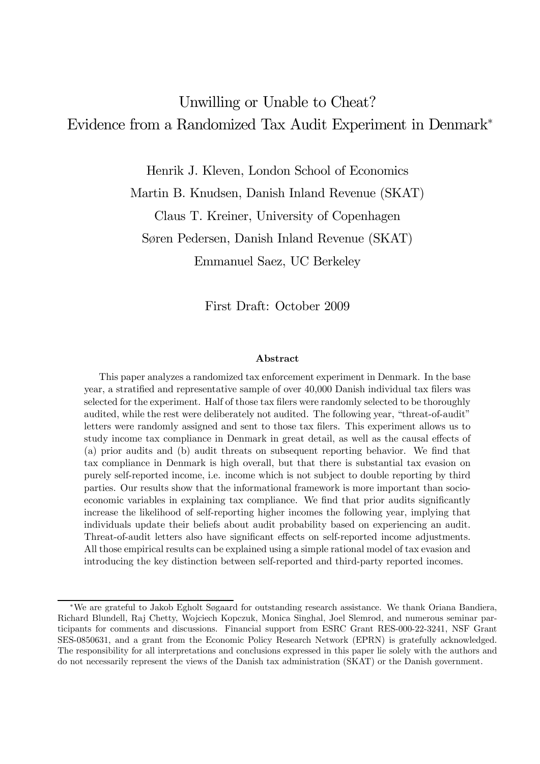# Unwilling or Unable to Cheat? Evidence from a Randomized Tax Audit Experiment in Denmark*

Henrik J. Kleven, London School of Economics

Martin B. Knudsen, Danish Inland Revenue (SKAT)

Claus T. Kreiner, University of Copenhagen

Søren Pedersen, Danish Inland Revenue (SKAT)

Emmanuel Saez, UC Berkeley

First Draft: October 2009

### Abstract

This paper analyzes a randomized tax enforcement experiment in Denmark. In the base year, a stratified and representative sample of over 40,000 Danish individual tax filers was selected for the experiment. Half of those tax filers were randomly selected to be thoroughly audited, while the rest were deliberately not audited. The following year, "threat-of-audit" letters were randomly assigned and sent to those tax filers. This experiment allows us to study income tax compliance in Denmark in great detail, as well as the causal effects of (a) prior audits and (b) audit threats on subsequent reporting behavior. We find that tax compliance in Denmark is high overall, but that there is substantial tax evasion on purely self-reported income, i.e. income which is not subject to double reporting by third parties. Our results show that the informational framework is more important than socio-economic variables in explaining tax compliance. We find that prior audits significantly increase the likelihood of self-reporting higher incomes the following year, implying that individuals update their beliefs about audit probability based on experiencing an audit. Threat-of-audit letters also have significant effects on self-reported income adjustments. All those empirical results can be explained using a simple rational model of tax evasion and introducing the key distinction between self-reported and third-party reported incomes.

*We are grateful to Jakob Egholt Søgaard for outstanding research assistance. We thank Oriana Bandiera, Richard Blundell, Raj Chetty, Wojciech Kopczuk, Monica Singhal, Joel Slemrod, and numerous seminar participants for comments and discussions. Financial support from ESRC Grant RES-000-22-3241, NSF Grant SES-0850631, and a grant from the Economic Policy Research Network (EPRN) is gratefully acknowledged. The responsibility for all interpretations and conclusions expressed in this paper lie solely with the authors and do not necessarily represent the views of the Danish tax administration (SKAT) or the Danish government.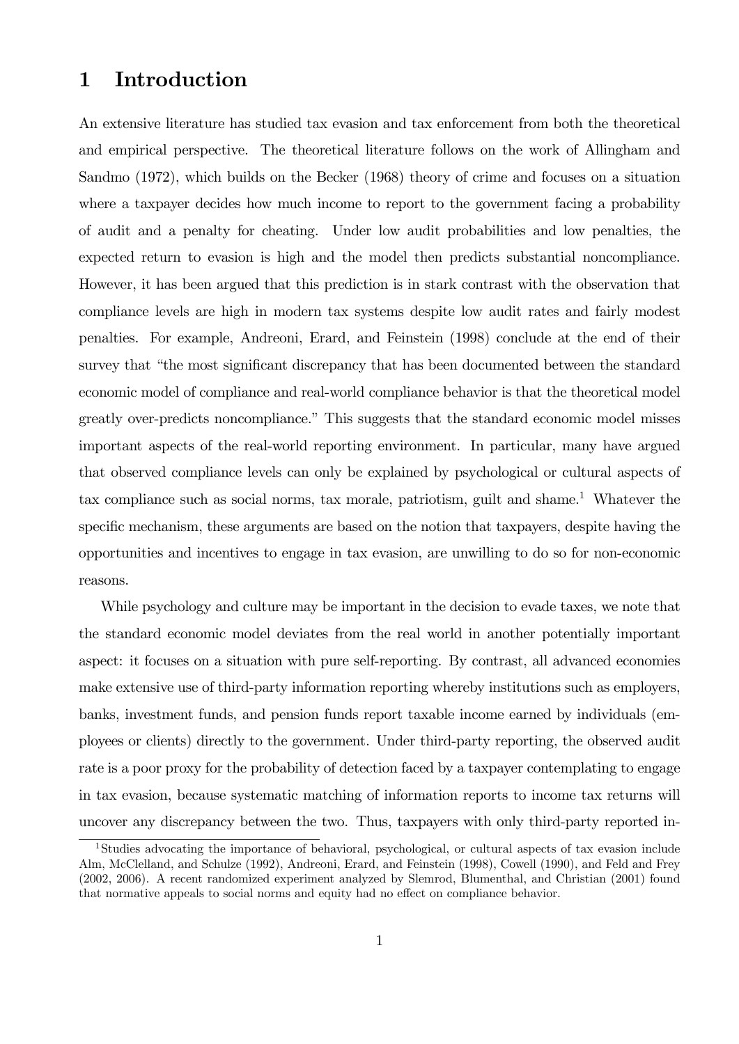# 1 Introduction

An extensive literature has studied tax evasion and tax enforcement from both the theoretical and empirical perspective. The theoretical literature follows on the work of Allingham and Sandmo (1972), which builds on the Becker (1968) theory of crime and focuses on a situation where a taxpayer decides how much income to report to the government facing a probability of audit and a penalty for cheating. Under low audit probabilities and low penalties, the expected return to evasion is high and the model then predicts substantial noncompliance. However, it has been argued that this prediction is in stark contrast with the observation that compliance levels are high in modern tax systems despite low audit rates and fairly modest penalties. For example, Andreoni, Erard, and Feinstein (1998) conclude at the end of their survey that "the most significant discrepancy that has been documented between the standard economic model of compliance and real-world compliance behavior is that the theoretical model greatly over-predicts noncompliance." This suggests that the standard economic model misses important aspects of the real-world reporting environment. In particular, many have argued that observed compliance levels can only be explained by psychological or cultural aspects of tax compliance such as social norms, tax morale, patriotism, guilt and shame.[1] Whatever the specific mechanism, these arguments are based on the notion that taxpayers, despite having the opportunities and incentives to engage in tax evasion, are unwilling to do so for non-economic reasons.

While psychology and culture may be important in the decision to evade taxes, we note that the standard economic model deviates from the real world in another potentially important aspect: it focuses on a situation with pure self-reporting. By contrast, all advanced economies make extensive use of third-party information reporting whereby institutions such as employers, banks, investment funds, and pension funds report taxable income earned by individuals (employees or clients) directly to the government. Under third-party reporting, the observed audit rate is a poor proxy for the probability of detection faced by a taxpayer contemplating to engage in tax evasion, because systematic matching of information reports to income tax returns will uncover any discrepancy between the two. Thus, taxpayers with only third-party reported in-

[1] Studies advocating the importance of behavioral, psychological, or cultural aspects of tax evasion include Alm, McClelland, and Schulze (1992), Andreoni, Erard, and Feinstein (1998), Cowell (1990), and Feld and Frey (2002, 2006). A recent randomized experiment analyzed by Slemrod, Blumenthal, and Christian (2001) found that normative appeals to social norms and equity had no effect on compliance behavior.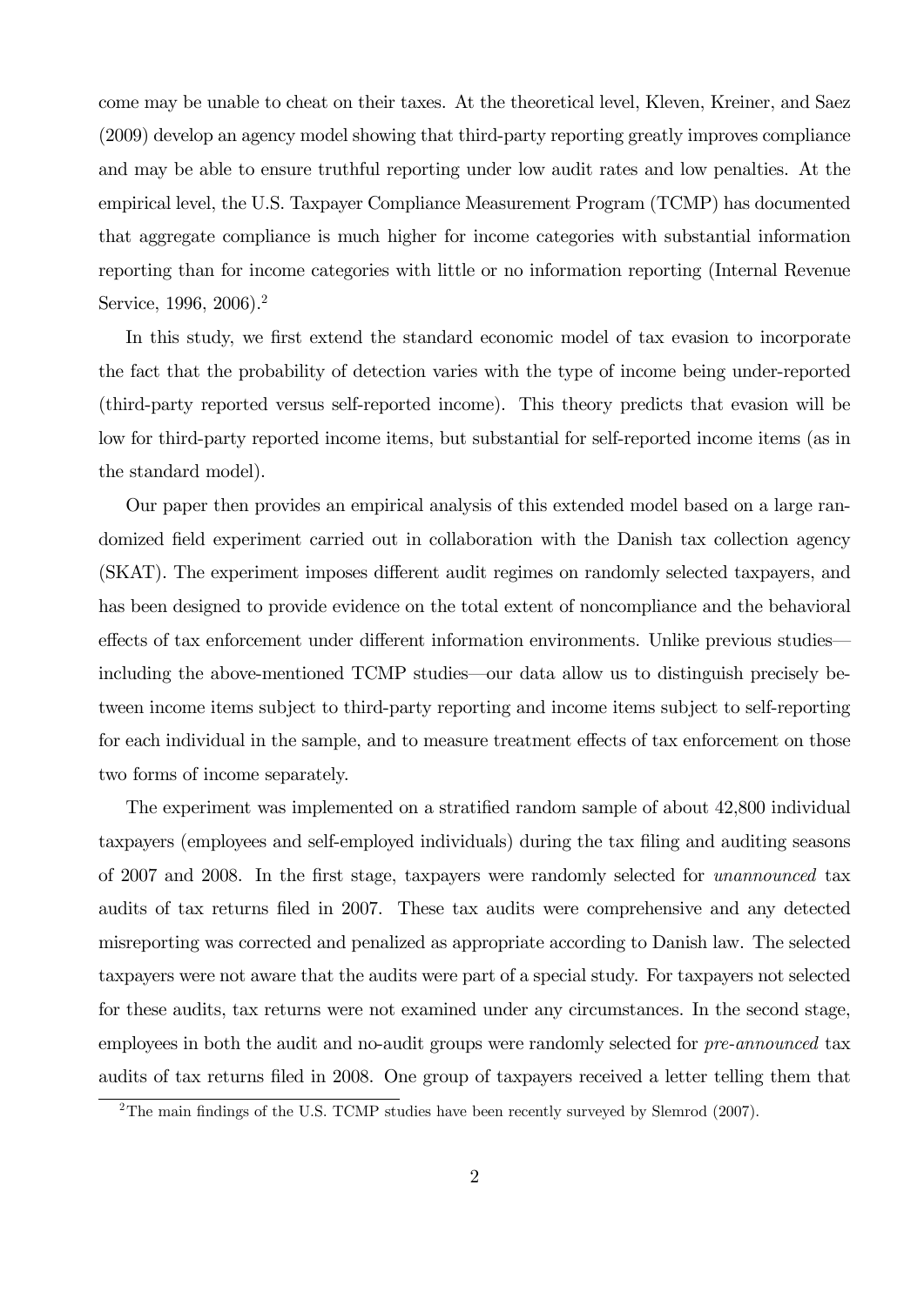come may be unable to cheat on their taxes. At the theoretical level, Kleven, Kreiner, and Saez (2009) develop an agency model showing that third-party reporting greatly improves compliance and may be able to ensure truthful reporting under low audit rates and low penalties. At the empirical level, the U.S. Taxpayer Compliance Measurement Program (TCMP) has documented that aggregate compliance is much higher for income categories with substantial information reporting than for income categories with little or no information reporting (Internal Revenue Service, 1996, 2006).[2]

In this study, we first extend the standard economic model of tax evasion to incorporate the fact that the probability of detection varies with the type of income being under-reported (third-party reported versus self-reported income). This theory predicts that evasion will be low for third-party reported income items, but substantial for self-reported income items (as in the standard model).

Our paper then provides an empirical analysis of this extended model based on a large randomized field experiment carried out in collaboration with the Danish tax collection agency (SKAT). The experiment imposes different audit regimes on randomly selected taxpayers, and has been designed to provide evidence on the total extent of noncompliance and the behavioral effects of tax enforcement under different information environments. Unlike previous studies—including the above-mentioned TCMP studies—our data allow us to distinguish precisely between income items subject to third-party reporting and income items subject to self-reporting for each individual in the sample, and to measure treatment effects of tax enforcement on those two forms of income separately.

The experiment was implemented on a stratified random sample of about 42,800 individual taxpayers (employees and self-employed individuals) during the tax filing and auditing seasons of 2007 and 2008. In the first stage, taxpayers were randomly selected for *unannounced* tax audits of tax returns filed in 2007. These tax audits were comprehensive and any detected misreporting was corrected and penalized as appropriate according to Danish law. The selected taxpayers were not aware that the audits were part of a special study. For taxpayers not selected for these audits, tax returns were not examined under any circumstances. In the second stage, employees in both the audit and no-audit groups were randomly selected for *pre-announced* tax audits of tax returns filed in 2008. One group of taxpayers received a letter telling them that

[2]The main findings of the U.S. TCMP studies have been recently surveyed by Slemrod (2007).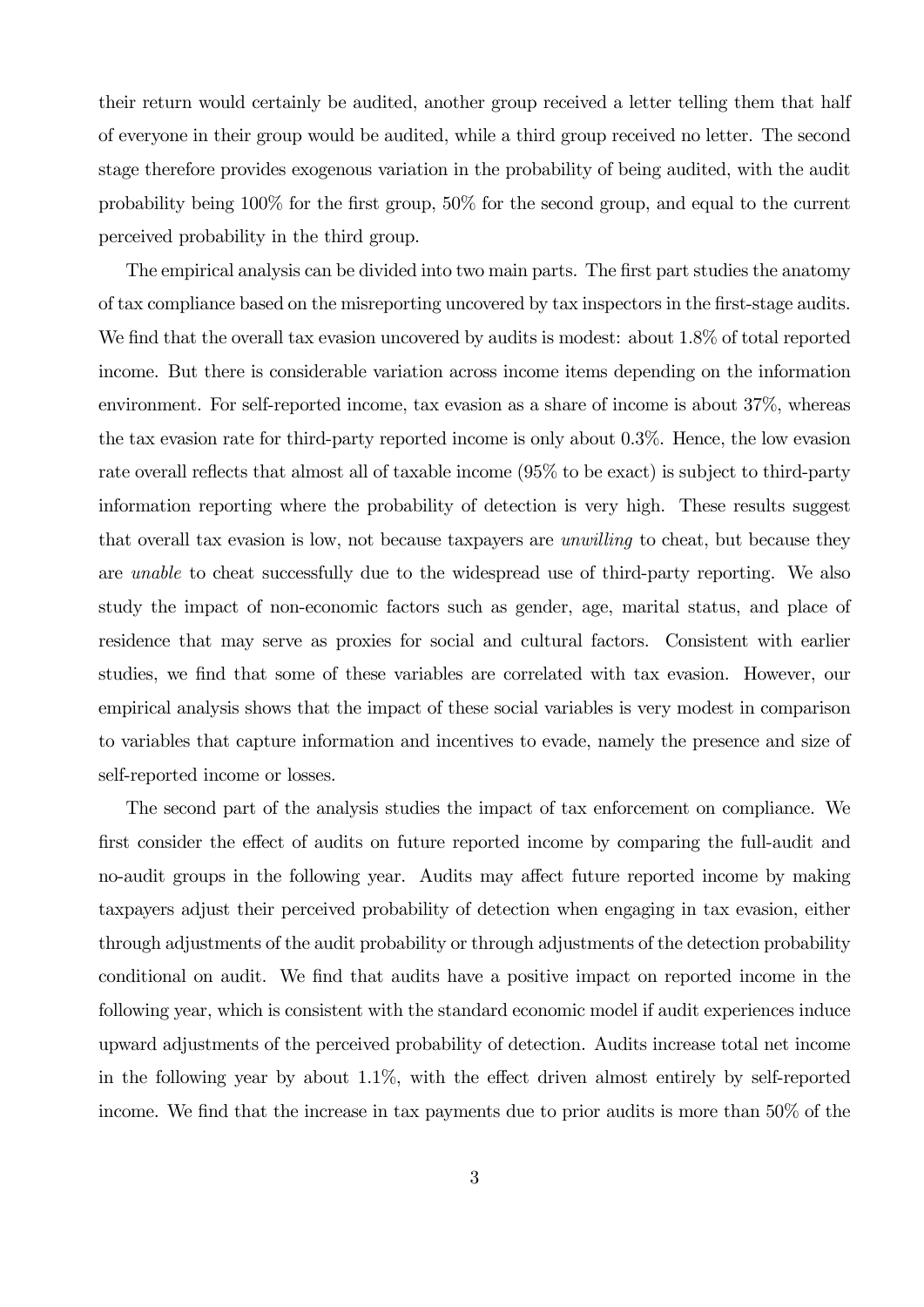their return would certainly be audited, another group received a letter telling them that half of everyone in their group would be audited, while a third group received no letter. The second stage therefore provides exogenous variation in the probability of being audited, with the audit probability being 100% for the first group, 50% for the second group, and equal to the current perceived probability in the third group.

The empirical analysis can be divided into two main parts. The first part studies the anatomy of tax compliance based on the misreporting uncovered by tax inspectors in the first-stage audits. We find that the overall tax evasion uncovered by audits is modest: about 1.8% of total reported income. But there is considerable variation across income items depending on the information environment. For self-reported income, tax evasion as a share of income is about 37%, whereas the tax evasion rate for third-party reported income is only about 0.3%. Hence, the low evasion rate overall reflects that almost all of taxable income (95% to be exact) is subject to third-party information reporting where the probability of detection is very high. These results suggest that overall tax evasion is low, not because taxpayers are *unwilling* to cheat, but because they are *unable* to cheat successfully due to the widespread use of third-party reporting. We also study the impact of non-economic factors such as gender, age, marital status, and place of residence that may serve as proxies for social and cultural factors. Consistent with earlier studies, we find that some of these variables are correlated with tax evasion. However, our empirical analysis shows that the impact of these social variables is very modest in comparison to variables that capture information and incentives to evade, namely the presence and size of self-reported income or losses.

The second part of the analysis studies the impact of tax enforcement on compliance. We first consider the effect of audits on future reported income by comparing the full-audit and no-audit groups in the following year. Audits may affect future reported income by making taxpayers adjust their perceived probability of detection when engaging in tax evasion, either through adjustments of the audit probability or through adjustments of the detection probability conditional on audit. We find that audits have a positive impact on reported income in the following year, which is consistent with the standard economic model if audit experiences induce upward adjustments of the perceived probability of detection. Audits increase total net income in the following year by about 1.1%, with the effect driven almost entirely by self-reported income. We find that the increase in tax payments due to prior audits is more than 50% of the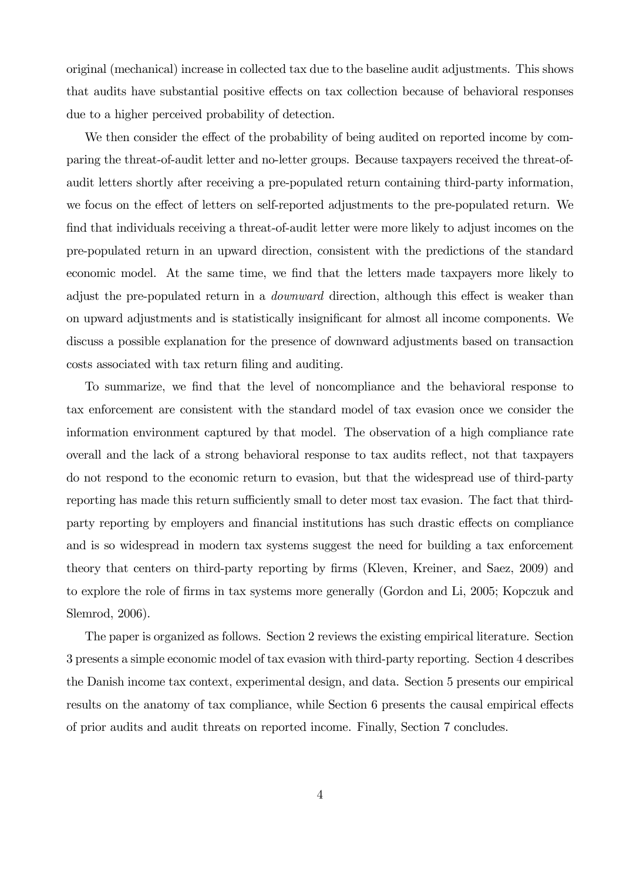original (mechanical) increase in collected tax due to the baseline audit adjustments. This shows that audits have substantial positive effects on tax collection because of behavioral responses due to a higher perceived probability of detection.

We then consider the effect of the probability of being audited on reported income by comparing the threat-of-audit letter and no-letter groups. Because taxpayers received the threat-of-audit letters shortly after receiving a pre-populated return containing third-party information, we focus on the effect of letters on self-reported adjustments to the pre-populated return. We find that individuals receiving a threat-of-audit letter were more likely to adjust incomes on the pre-populated return in an upward direction, consistent with the predictions of the standard economic model. At the same time, we find that the letters made taxpayers more likely to adjust the pre-populated return in a *downward* direction, although this effect is weaker than on upward adjustments and is statistically insignificant for almost all income components. We discuss a possible explanation for the presence of downward adjustments based on transaction costs associated with tax return filing and auditing.

To summarize, we find that the level of noncompliance and the behavioral response to tax enforcement are consistent with the standard model of tax evasion once we consider the information environment captured by that model. The observation of a high compliance rate overall and the lack of a strong behavioral response to tax audits reflect, not that taxpayers do not respond to the economic return to evasion, but that the widespread use of third-party reporting has made this return sufficiently small to deter most tax evasion. The fact that third-party reporting by employers and financial institutions has such drastic effects on compliance and is so widespread in modern tax systems suggest the need for building a tax enforcement theory that centers on third-party reporting by firms (Kleven, Kreiner, and Saez, 2009) and to explore the role of firms in tax systems more generally (Gordon and Li, 2005; Kopczuk and Slemrod, 2006).

The paper is organized as follows. Section 2 reviews the existing empirical literature. Section 3 presents a simple economic model of tax evasion with third-party reporting. Section 4 describes the Danish income tax context, experimental design, and data. Section 5 presents our empirical results on the anatomy of tax compliance, while Section 6 presents the causal empirical effects of prior audits and audit threats on reported income. Finally, Section 7 concludes.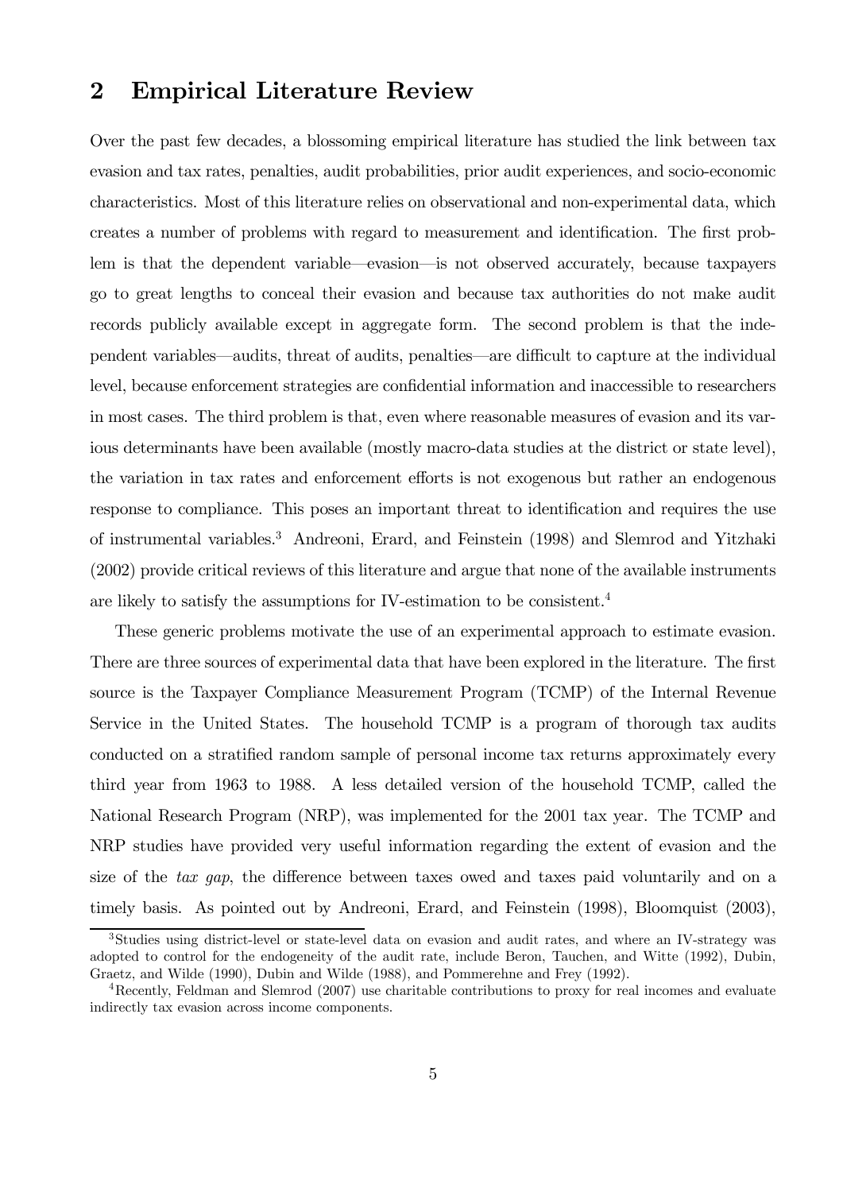## 2 Empirical Literature Review

Over the past few decades, a blossoming empirical literature has studied the link between tax evasion and tax rates, penalties, audit probabilities, prior audit experiences, and socio-economic characteristics. Most of this literature relies on observational and non-experimental data, which creates a number of problems with regard to measurement and identification. The first problem is that the dependent variable—evasion—is not observed accurately, because taxpayers go to great lengths to conceal their evasion and because tax authorities do not make audit records publicly available except in aggregate form. The second problem is that the independent variables—audits, threat of audits, penalties—are difficult to capture at the individual level, because enforcement strategies are confidential information and inaccessible to researchers in most cases. The third problem is that, even where reasonable measures of evasion and its various determinants have been available (mostly macro-data studies at the district or state level), the variation in tax rates and enforcement efforts is not exogenous but rather an endogenous response to compliance. This poses an important threat to identification and requires the use of instrumental variables.[3] Andreoni, Erard, and Feinstein (1998) and Slemrod and Yitzhaki (2002) provide critical reviews of this literature and argue that none of the available instruments are likely to satisfy the assumptions for IV-estimation to be consistent.[4]

These generic problems motivate the use of an experimental approach to estimate evasion. There are three sources of experimental data that have been explored in the literature. The first source is the Taxpayer Compliance Measurement Program (TCMP) of the Internal Revenue Service in the United States. The household TCMP is a program of thorough tax audits conducted on a stratified random sample of personal income tax returns approximately every third year from 1963 to 1988. A less detailed version of the household TCMP, called the National Research Program (NRP), was implemented for the 2001 tax year. The TCMP and NRP studies have provided very useful information regarding the extent of evasion and the size of the *tax gap*, the difference between taxes owed and taxes paid voluntarily and on a timely basis. As pointed out by Andreoni, Erard, and Feinstein (1998), Bloomquist (2003),

[3] Studies using district-level or state-level data on evasion and audit rates, and where an IV-strategy was adopted to control for the endogeneity of the audit rate, include Beron, Tauchen, and Witte (1992), Dubin, Graetz, and Wilde (1990), Dubin and Wilde (1988), and Pommerehne and Frey (1992).

[4] Recently, Feldman and Slemrod (2007) use charitable contributions to proxy for real incomes and evaluate indirectly tax evasion across income components.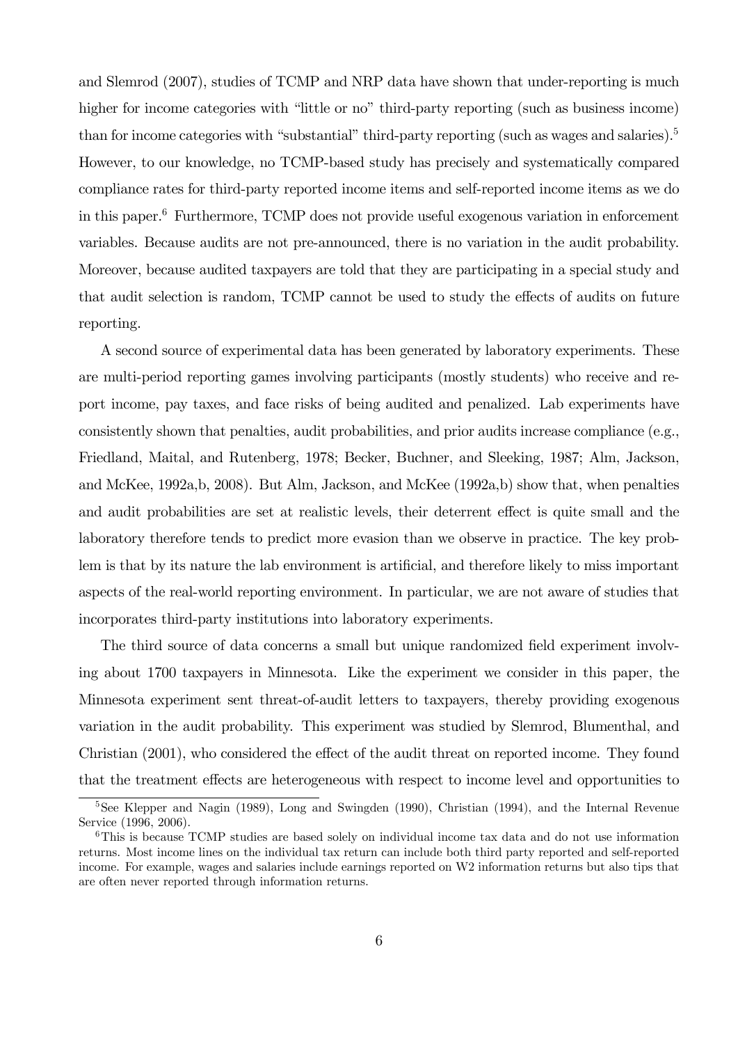and Slemrod (2007), studies of TCMP and NRP data have shown that under-reporting is much higher for income categories with "little or no" third-party reporting (such as business income) than for income categories with "substantial" third-party reporting (such as wages and salaries).[5] However, to our knowledge, no TCMP-based study has precisely and systematically compared compliance rates for third-party reported income items and self-reported income items as we do in this paper.[6] Furthermore, TCMP does not provide useful exogenous variation in enforcement variables. Because audits are not pre-announced, there is no variation in the audit probability. Moreover, because audited taxpayers are told that they are participating in a special study and that audit selection is random, TCMP cannot be used to study the effects of audits on future reporting.

A second source of experimental data has been generated by laboratory experiments. These are multi-period reporting games involving participants (mostly students) who receive and report income, pay taxes, and face risks of being audited and penalized. Lab experiments have consistently shown that penalties, audit probabilities, and prior audits increase compliance (e.g., Friedland, Maital, and Rutenberg, 1978; Becker, Buchner, and Sleeking, 1987; Alm, Jackson, and McKee, 1992a,b, 2008). But Alm, Jackson, and McKee (1992a,b) show that, when penalties and audit probabilities are set at realistic levels, their deterrent effect is quite small and the laboratory therefore tends to predict more evasion than we observe in practice. The key problem is that by its nature the lab environment is artificial, and therefore likely to miss important aspects of the real-world reporting environment. In particular, we are not aware of studies that incorporates third-party institutions into laboratory experiments.

The third source of data concerns a small but unique randomized field experiment involving about 1700 taxpayers in Minnesota. Like the experiment we consider in this paper, the Minnesota experiment sent threat-of-audit letters to taxpayers, thereby providing exogenous variation in the audit probability. This experiment was studied by Slemrod, Blumenthal, and Christian (2001), who considered the effect of the audit threat on reported income. They found that the treatment effects are heterogeneous with respect to income level and opportunities to

[5] See Klepper and Nagin (1989), Long and Swingden (1990), Christian (1994), and the Internal Revenue Service (1996, 2006).

[6] This is because TCMP studies are based solely on individual income tax data and do not use information returns. Most income lines on the individual tax return can include both third party reported and self-reported income. For example, wages and salaries include earnings reported on W2 information returns but also tips that are often never reported through information returns.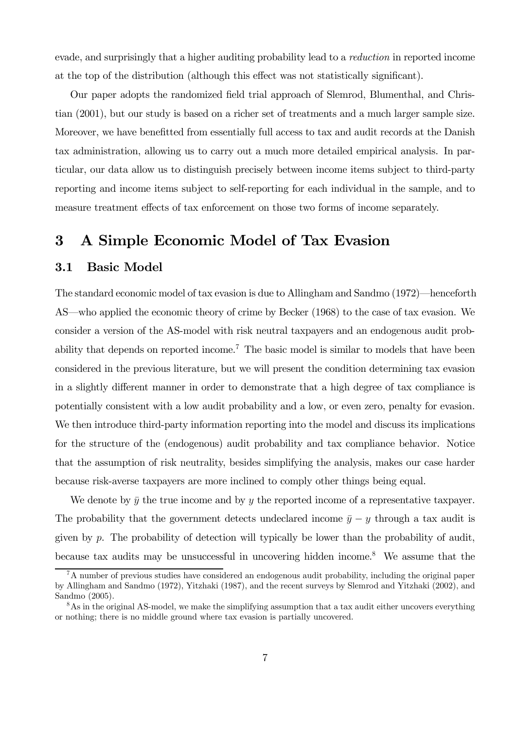evade, and surprisingly that a higher auditing probability lead to a *reduction* in reported income at the top of the distribution (although this effect was not statistically significant).

Our paper adopts the randomized field trial approach of Slemrod, Blumenthal, and Christian (2001), but our study is based on a richer set of treatments and a much larger sample size. Moreover, we have benefitted from essentially full access to tax and audit records at the Danish tax administration, allowing us to carry out a much more detailed empirical analysis. In particular, our data allow us to distinguish precisely between income items subject to third-party reporting and income items subject to self-reporting for each individual in the sample, and to measure treatment effects of tax enforcement on those two forms of income separately.

# 3 A Simple Economic Model of Tax Evasion

## 3.1 Basic Model

The standard economic model of tax evasion is due to Allingham and Sandmo (1972)—henceforth AS—who applied the economic theory of crime by Becker (1968) to the case of tax evasion. We consider a version of the AS-model with risk neutral taxpayers and an endogenous audit probability that depends on reported income.[7] The basic model is similar to models that have been considered in the previous literature, but we will present the condition determining tax evasion in a slightly different manner in order to demonstrate that a high degree of tax compliance is potentially consistent with a low audit probability and a low, or even zero, penalty for evasion. We then introduce third-party information reporting into the model and discuss its implications for the structure of the (endogenous) audit probability and tax compliance behavior. Notice that the assumption of risk neutrality, besides simplifying the analysis, makes our case harder because risk-averse taxpayers are more inclined to comply other things being equal.

We denote by $\bar{y}$ the true income and by $y$ the reported income of a representative taxpayer. The probability that the government detects undeclared income $\bar{y} - y$ through a tax audit is given by $p$. The probability of detection will typically be lower than the probability of audit, because tax audits may be unsuccessful in uncovering hidden income.[8] We assume that the

[7] A number of previous studies have considered an endogenous audit probability, including the original paper by Allingham and Sandmo (1972), Yitzhaki (1987), and the recent surveys by Slemrod and Yitzhaki (2002), and Sandmo (2005).

[8] As in the original AS-model, we make the simplifying assumption that a tax audit either uncovers everything or nothing; there is no middle ground where tax evasion is partially uncovered.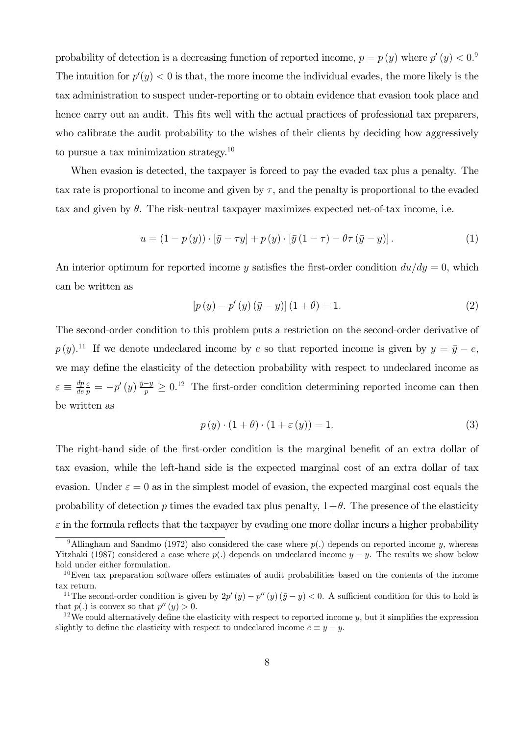probability of detection is a decreasing function of reported income, $p = p(y)$ where $p'(y) < 0$.[9] The intuition for $p'(y) < 0$ is that, the more income the individual evades, the more likely is the tax administration to suspect under-reporting or to obtain evidence that evasion took place and hence carry out an audit. This fits well with the actual practices of professional tax preparers, who calibrate the audit probability to the wishes of their clients by deciding how aggressively to pursue a tax minimization strategy.[10]

When evasion is detected, the taxpayer is forced to pay the evaded tax plus a penalty. The tax rate is proportional to income and given by $\tau$, and the penalty is proportional to the evaded tax and given by $\theta$. The risk-neutral taxpayer maximizes expected net-of-tax income, i.e.

$$u = (1 - p(y)) \cdot [\bar{y} - \tau y] + p(y) \cdot [\bar{y}(1 - \tau) - \theta \tau (\bar{y} - y)]. \tag{1}$$

An interior optimum for reported income $y$ satisfies the first-order condition $du/dy = 0$, which can be written as

$$[p(y) - p'(y)(\bar{y} - y)](1 + \theta) = 1. \tag{2}$$

The second-order condition to this problem puts a restriction on the second-order derivative of $p(y)$.[11] If we denote undeclared income by $e$ so that reported income is given by $y = \bar{y} - e$, we may define the elasticity of the detection probability with respect to undeclared income as $\varepsilon \equiv \frac{dp}{de}\frac{e}{p} = -p'(y)\frac{\bar{y}-y}{p} \geq 0$.[12] The first-order condition determining reported income can then be written as

$$p(y) \cdot (1 + \theta) \cdot (1 + \varepsilon(y)) = 1. \tag{3}$$

The right-hand side of the first-order condition is the marginal benefit of an extra dollar of tax evasion, while the left-hand side is the expected marginal cost of an extra dollar of tax evasion. Under $\varepsilon = 0$ as in the simplest model of evasion, the expected marginal cost equals the probability of detection $p$ times the evaded tax plus penalty, $1+\theta$. The presence of the elasticity $\varepsilon$ in the formula reflects that the taxpayer by evading one more dollar incurs a higher probability

[9] Allingham and Sandmo (1972) also considered the case where $p(.)$ depends on reported income $y$, whereas Yitzhaki (1987) considered a case where $p(.)$ depends on undeclared income $\bar{y} - y$. The results we show below hold under either formulation.

[10] Even tax preparation software offers estimates of audit probabilities based on the contents of the income tax return.

[11] The second-order condition is given by $2p'(y) - p''(y)(\bar{y} - y) < 0$. A sufficient condition for this to hold is that $p(.)$ is convex so that $p''(y) > 0$.

[12] We could alternatively define the elasticity with respect to reported income $y$, but it simplifies the expression slightly to define the elasticity with respect to undeclared income $e \equiv \bar{y} - y$.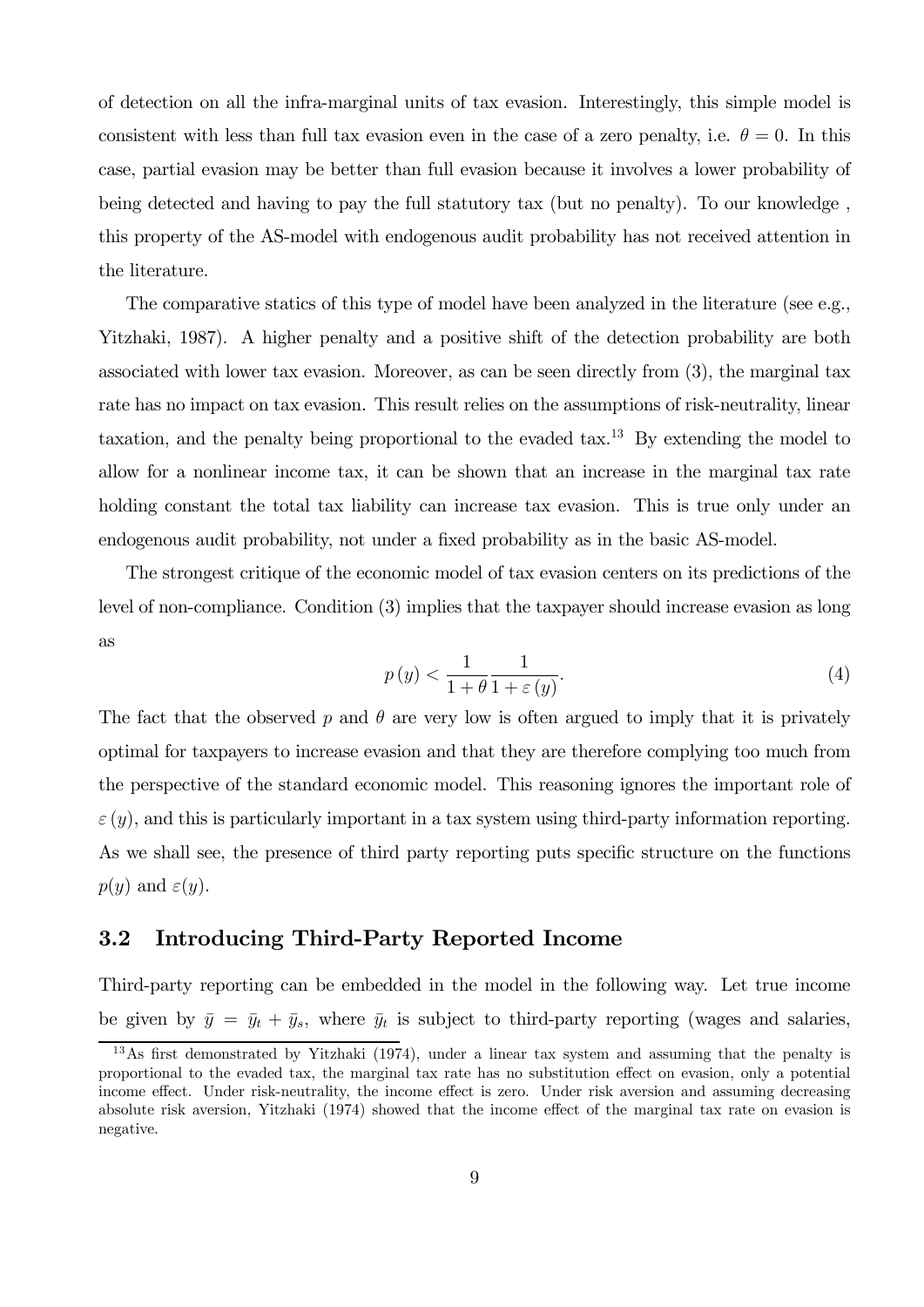of detection on all the infra-marginal units of tax evasion. Interestingly, this simple model is consistent with less than full tax evasion even in the case of a zero penalty, i.e. $\theta = 0$. In this case, partial evasion may be better than full evasion because it involves a lower probability of being detected and having to pay the full statutory tax (but no penalty). To our knowledge , this property of the AS-model with endogenous audit probability has not received attention in the literature.

The comparative statics of this type of model have been analyzed in the literature (see e.g., Yitzhaki, 1987). A higher penalty and a positive shift of the detection probability are both associated with lower tax evasion. Moreover, as can be seen directly from (3), the marginal tax rate has no impact on tax evasion. This result relies on the assumptions of risk-neutrality, linear taxation, and the penalty being proportional to the evaded tax.[13] By extending the model to allow for a nonlinear income tax, it can be shown that an increase in the marginal tax rate holding constant the total tax liability can increase tax evasion. This is true only under an endogenous audit probability, not under a fixed probability as in the basic AS-model.

The strongest critique of the economic model of tax evasion centers on its predictions of the level of non-compliance. Condition (3) implies that the taxpayer should increase evasion as long as

$$p(y) < \frac{1}{1+\theta} \frac{1}{1+\varepsilon(y)}. \tag{4}$$

The fact that the observed $p$ and $\theta$ are very low is often argued to imply that it is privately optimal for taxpayers to increase evasion and that they are therefore complying too much from the perspective of the standard economic model. This reasoning ignores the important role of $\varepsilon(y)$, and this is particularly important in a tax system using third-party information reporting. As we shall see, the presence of third party reporting puts specific structure on the functions $p(y)$ and $\varepsilon(y)$.

## 3.2 Introducing Third-Party Reported Income

Third-party reporting can be embedded in the model in the following way. Let true income be given by $\bar{y} = \bar{y}_t + \bar{y}_s$, where $\bar{y}_t$ is subject to third-party reporting (wages and salaries,

[13] As first demonstrated by Yitzhaki (1974), under a linear tax system and assuming that the penalty is proportional to the evaded tax, the marginal tax rate has no substitution effect on evasion, only a potential income effect. Under risk-neutrality, the income effect is zero. Under risk aversion and assuming decreasing absolute risk aversion, Yitzhaki (1974) showed that the income effect of the marginal tax rate on evasion is negative.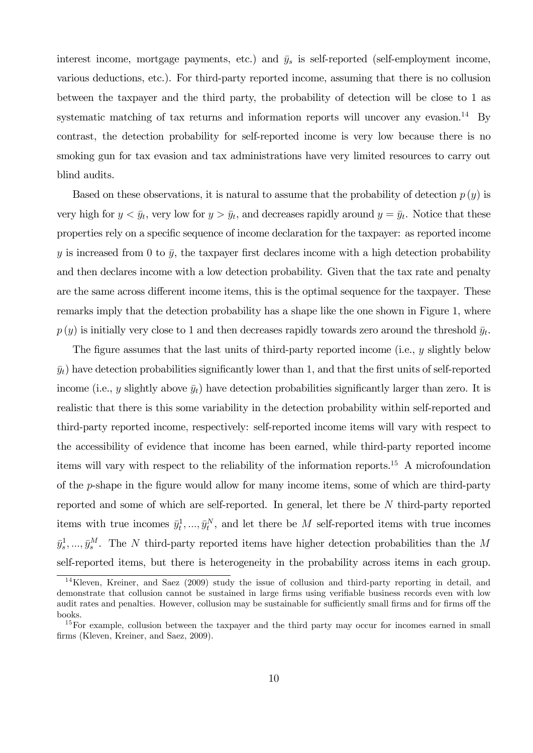interest income, mortgage payments, etc.) and $\bar{y}_s$ is self-reported (self-employment income, various deductions, etc.). For third-party reported income, assuming that there is no collusion between the taxpayer and the third party, the probability of detection will be close to 1 as systematic matching of tax returns and information reports will uncover any evasion.[14] By contrast, the detection probability for self-reported income is very low because there is no smoking gun for tax evasion and tax administrations have very limited resources to carry out blind audits.

Based on these observations, it is natural to assume that the probability of detection $p(y)$ is very high for $y < \bar{y}_t$, very low for $y > \bar{y}_t$, and decreases rapidly around $y = \bar{y}_t$. Notice that these properties rely on a specific sequence of income declaration for the taxpayer: as reported income $y$ is increased from 0 to $\bar{y}$, the taxpayer first declares income with a high detection probability and then declares income with a low detection probability. Given that the tax rate and penalty are the same across different income items, this is the optimal sequence for the taxpayer. These remarks imply that the detection probability has a shape like the one shown in Figure 1, where $p(y)$ is initially very close to 1 and then decreases rapidly towards zero around the threshold $\bar{y}_t$.

The figure assumes that the last units of third-party reported income (i.e., $y$ slightly below $\bar{y}_t$) have detection probabilities significantly lower than 1, and that the first units of self-reported income (i.e., $y$ slightly above $\bar{y}_t$) have detection probabilities significantly larger than zero. It is realistic that there is this some variability in the detection probability within self-reported and third-party reported income, respectively: self-reported income items will vary with respect to the accessibility of evidence that income has been earned, while third-party reported income items will vary with respect to the reliability of the information reports.[15] A microfoundation of the $p$-shape in the figure would allow for many income items, some of which are third-party reported and some of which are self-reported. In general, let there be $N$ third-party reported items with true incomes $\bar{y}_t^1, ..., \bar{y}_t^N$, and let there be $M$ self-reported items with true incomes $\bar{y}_s^1, ..., \bar{y}_s^M$. The $N$ third-party reported items have higher detection probabilities than the $M$ self-reported items, but there is heterogeneity in the probability across items in each group.

[14] Kleven, Kreiner, and Saez (2009) study the issue of collusion and third-party reporting in detail, and demonstrate that collusion cannot be sustained in large firms using verifiable business records even with low audit rates and penalties. However, collusion may be sustainable for sufficiently small firms and for firms off the books.

[15] For example, collusion between the taxpayer and the third party may occur for incomes earned in small firms (Kleven, Kreiner, and Saez, 2009).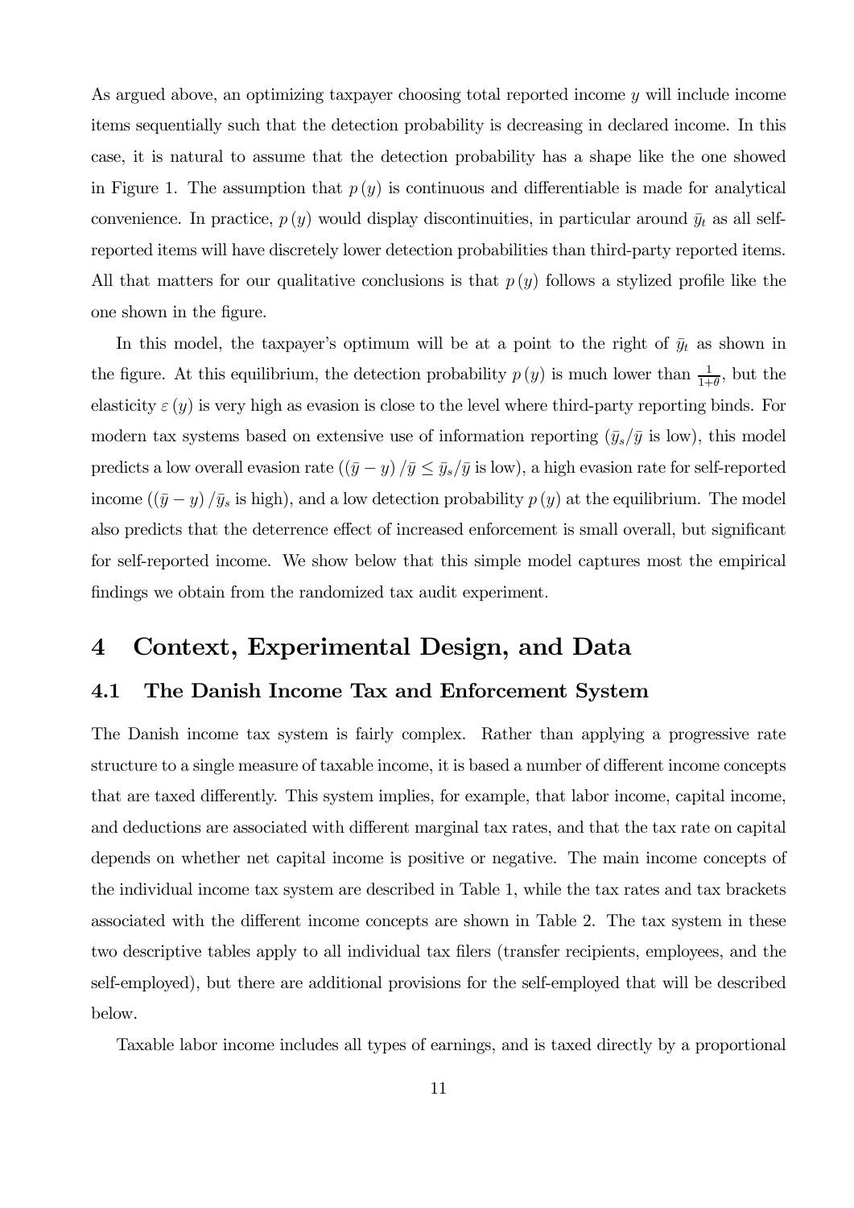As argued above, an optimizing taxpayer choosing total reported income $y$ will include income items sequentially such that the detection probability is decreasing in declared income. In this case, it is natural to assume that the detection probability has a shape like the one showed in Figure 1. The assumption that $p(y)$ is continuous and differentiable is made for analytical convenience. In practice, $p(y)$ would display discontinuities, in particular around $\bar{y}_t$ as all self-reported items will have discretely lower detection probabilities than third-party reported items. All that matters for our qualitative conclusions is that $p(y)$ follows a stylized profile like the one shown in the figure.

In this model, the taxpayer's optimum will be at a point to the right of $\bar{y}_t$ as shown in the figure. At this equilibrium, the detection probability $p(y)$ is much lower than $\frac{1}{1+\theta}$, but the elasticity $\varepsilon(y)$ is very high as evasion is close to the level where third-party reporting binds. For modern tax systems based on extensive use of information reporting ($\bar{y}_s/\bar{y}$ is low), this model predicts a low overall evasion rate ($(\bar{y}-y)/\bar{y} \leq \bar{y}_s/\bar{y}$ is low), a high evasion rate for self-reported income ($(\bar{y}-y)/\bar{y}_s$ is high), and a low detection probability $p(y)$ at the equilibrium. The model also predicts that the deterrence effect of increased enforcement is small overall, but significant for self-reported income. We show below that this simple model captures most the empirical findings we obtain from the randomized tax audit experiment.

# 4 Context, Experimental Design, and Data

## 4.1 The Danish Income Tax and Enforcement System

The Danish income tax system is fairly complex. Rather than applying a progressive rate structure to a single measure of taxable income, it is based a number of different income concepts that are taxed differently. This system implies, for example, that labor income, capital income, and deductions are associated with different marginal tax rates, and that the tax rate on capital depends on whether net capital income is positive or negative. The main income concepts of the individual income tax system are described in Table 1, while the tax rates and tax brackets associated with the different income concepts are shown in Table 2. The tax system in these two descriptive tables apply to all individual tax filers (transfer recipients, employees, and the self-employed), but there are additional provisions for the self-employed that will be described below.

Taxable labor income includes all types of earnings, and is taxed directly by a proportional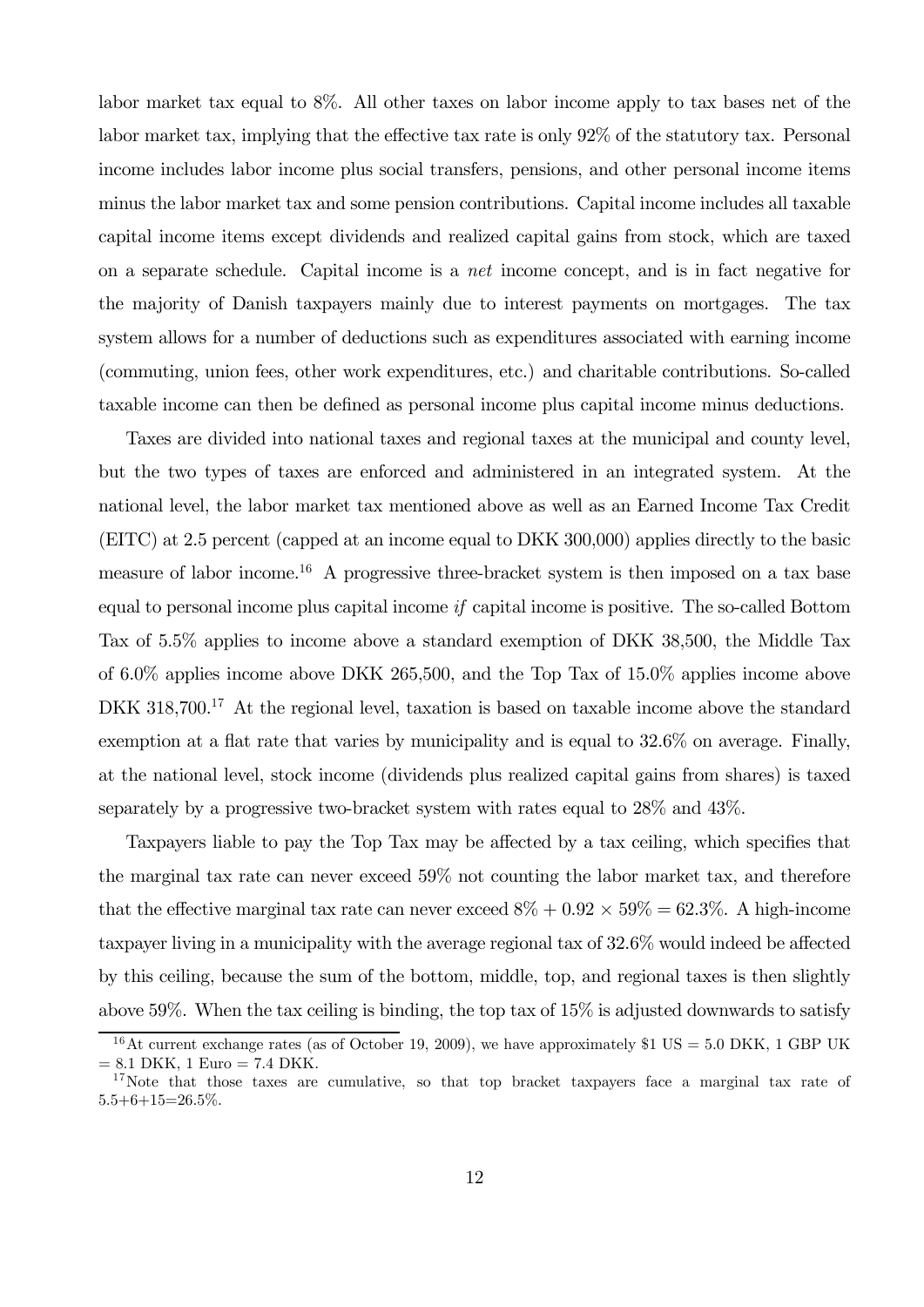labor market tax equal to 8%. All other taxes on labor income apply to tax bases net of the labor market tax, implying that the effective tax rate is only 92% of the statutory tax. Personal income includes labor income plus social transfers, pensions, and other personal income items minus the labor market tax and some pension contributions. Capital income includes all taxable capital income items except dividends and realized capital gains from stock, which are taxed on a separate schedule. Capital income is a *net* income concept, and is in fact negative for the majority of Danish taxpayers mainly due to interest payments on mortgages. The tax system allows for a number of deductions such as expenditures associated with earning income (commuting, union fees, other work expenditures, etc.) and charitable contributions. So-called taxable income can then be defined as personal income plus capital income minus deductions.

Taxes are divided into national taxes and regional taxes at the municipal and county level, but the two types of taxes are enforced and administered in an integrated system. At the national level, the labor market tax mentioned above as well as an Earned Income Tax Credit (EITC) at 2.5 percent (capped at an income equal to DKK 300,000) applies directly to the basic measure of labor income.[16] A progressive three-bracket system is then imposed on a tax base equal to personal income plus capital income *if* capital income is positive. The so-called Bottom Tax of 5.5% applies to income above a standard exemption of DKK 38,500, the Middle Tax of 6.0% applies income above DKK 265,500, and the Top Tax of 15.0% applies income above DKK 318,700.[17] At the regional level, taxation is based on taxable income above the standard exemption at a flat rate that varies by municipality and is equal to 32.6% on average. Finally, at the national level, stock income (dividends plus realized capital gains from shares) is taxed separately by a progressive two-bracket system with rates equal to 28% and 43%.

Taxpayers liable to pay the Top Tax may be affected by a tax ceiling, which specifies that the marginal tax rate can never exceed 59% not counting the labor market tax, and therefore that the effective marginal tax rate can never exceed $8\% + 0.92 \times 59\% = 62.3\%$. A high-income taxpayer living in a municipality with the average regional tax of 32.6% would indeed be affected by this ceiling, because the sum of the bottom, middle, top, and regional taxes is then slightly above 59%. When the tax ceiling is binding, the top tax of 15% is adjusted downwards to satisfy

[16] At current exchange rates (as of October 19, 2009), we have approximately \$1 US = 5.0 DKK, 1 GBP UK = 8.1 DKK, 1 Euro = 7.4 DKK.

[17] Note that those taxes are cumulative, so that top bracket taxpayers face a marginal tax rate of 5.5+6+15=26.5%.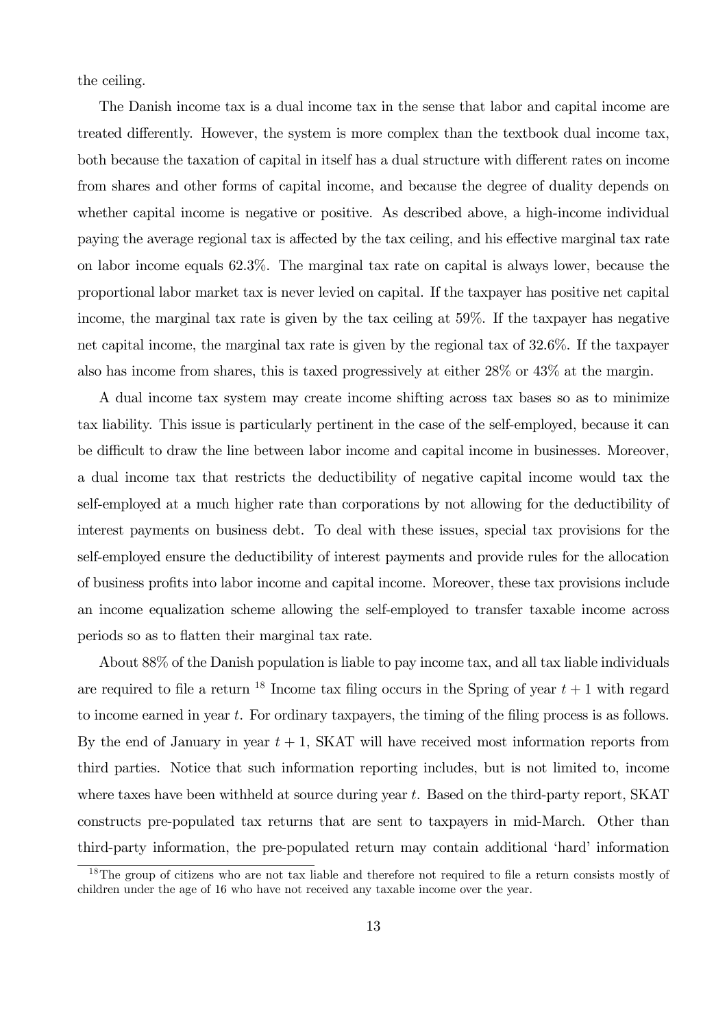the ceiling.

The Danish income tax is a dual income tax in the sense that labor and capital income are treated differently. However, the system is more complex than the textbook dual income tax, both because the taxation of capital in itself has a dual structure with different rates on income from shares and other forms of capital income, and because the degree of duality depends on whether capital income is negative or positive. As described above, a high-income individual paying the average regional tax is affected by the tax ceiling, and his effective marginal tax rate on labor income equals 62.3%. The marginal tax rate on capital is always lower, because the proportional labor market tax is never levied on capital. If the taxpayer has positive net capital income, the marginal tax rate is given by the tax ceiling at 59%. If the taxpayer has negative net capital income, the marginal tax rate is given by the regional tax of 32.6%. If the taxpayer also has income from shares, this is taxed progressively at either 28% or 43% at the margin.

A dual income tax system may create income shifting across tax bases so as to minimize tax liability. This issue is particularly pertinent in the case of the self-employed, because it can be difficult to draw the line between labor income and capital income in businesses. Moreover, a dual income tax that restricts the deductibility of negative capital income would tax the self-employed at a much higher rate than corporations by not allowing for the deductibility of interest payments on business debt. To deal with these issues, special tax provisions for the self-employed ensure the deductibility of interest payments and provide rules for the allocation of business profits into labor income and capital income. Moreover, these tax provisions include an income equalization scheme allowing the self-employed to transfer taxable income across periods so as to flatten their marginal tax rate.

About 88% of the Danish population is liable to pay income tax, and all tax liable individuals are required to file a return [18] Income tax filing occurs in the Spring of year $t + 1$ with regard to income earned in year $t$. For ordinary taxpayers, the timing of the filing process is as follows. By the end of January in year $t + 1$, SKAT will have received most information reports from third parties. Notice that such information reporting includes, but is not limited to, income where taxes have been withheld at source during year $t$. Based on the third-party report, SKAT constructs pre-populated tax returns that are sent to taxpayers in mid-March. Other than third-party information, the pre-populated return may contain additional 'hard' information

[18] The group of citizens who are not tax liable and therefore not required to file a return consists mostly of children under the age of 16 who have not received any taxable income over the year.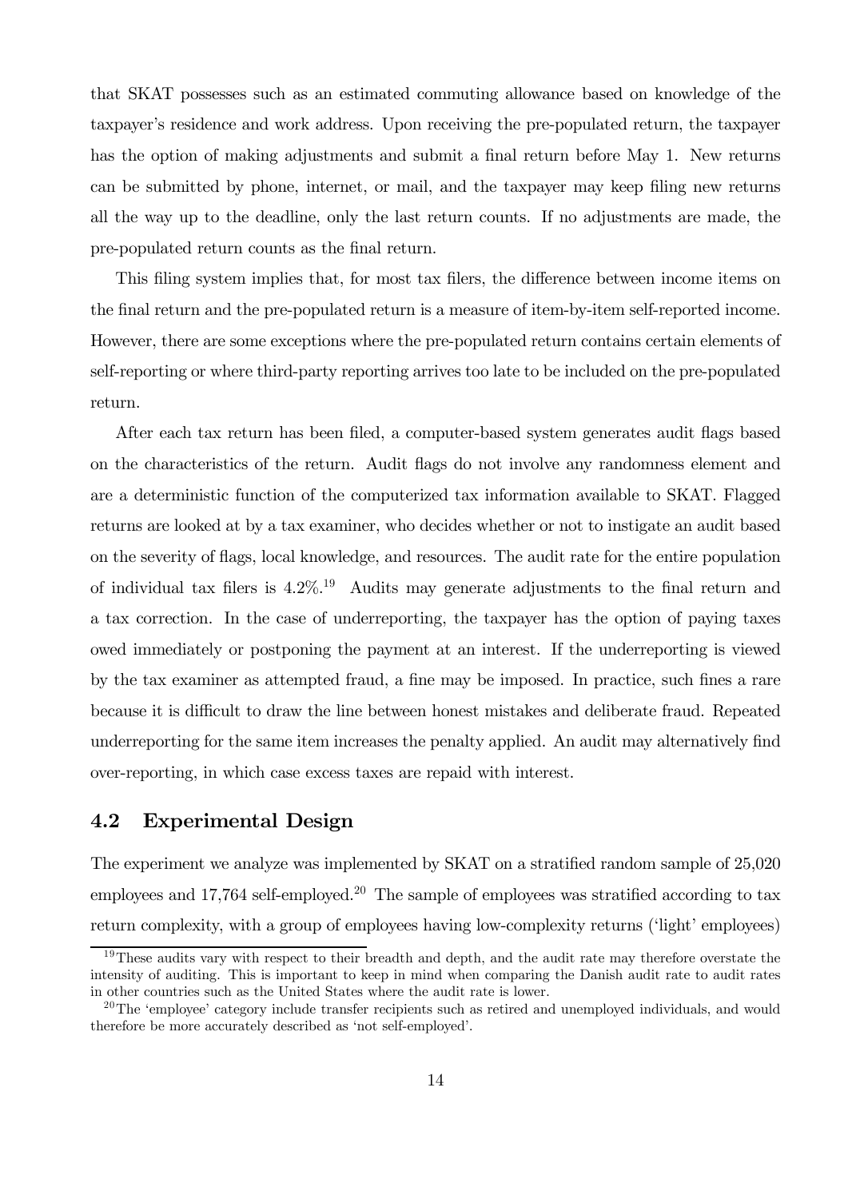that SKAT possesses such as an estimated commuting allowance based on knowledge of the taxpayer's residence and work address. Upon receiving the pre-populated return, the taxpayer has the option of making adjustments and submit a final return before May 1. New returns can be submitted by phone, internet, or mail, and the taxpayer may keep filing new returns all the way up to the deadline, only the last return counts. If no adjustments are made, the pre-populated return counts as the final return.

This filing system implies that, for most tax filers, the difference between income items on the final return and the pre-populated return is a measure of item-by-item self-reported income. However, there are some exceptions where the pre-populated return contains certain elements of self-reporting or where third-party reporting arrives too late to be included on the pre-populated return.

After each tax return has been filed, a computer-based system generates audit flags based on the characteristics of the return. Audit flags do not involve any randomness element and are a deterministic function of the computerized tax information available to SKAT. Flagged returns are looked at by a tax examiner, who decides whether or not to instigate an audit based on the severity of flags, local knowledge, and resources. The audit rate for the entire population of individual tax filers is 4.2%.[19] Audits may generate adjustments to the final return and a tax correction. In the case of underreporting, the taxpayer has the option of paying taxes owed immediately or postponing the payment at an interest. If the underreporting is viewed by the tax examiner as attempted fraud, a fine may be imposed. In practice, such fines a rare because it is difficult to draw the line between honest mistakes and deliberate fraud. Repeated underreporting for the same item increases the penalty applied. An audit may alternatively find over-reporting, in which case excess taxes are repaid with interest.

## 4.2 Experimental Design

The experiment we analyze was implemented by SKAT on a stratified random sample of 25,020 employees and 17,764 self-employed.[20] The sample of employees was stratified according to tax return complexity, with a group of employees having low-complexity returns ('light' employees)

[19] These audits vary with respect to their breadth and depth, and the audit rate may therefore overstate the intensity of auditing. This is important to keep in mind when comparing the Danish audit rate to audit rates in other countries such as the United States where the audit rate is lower.

[20] The 'employee' category include transfer recipients such as retired and unemployed individuals, and would therefore be more accurately described as 'not self-employed'.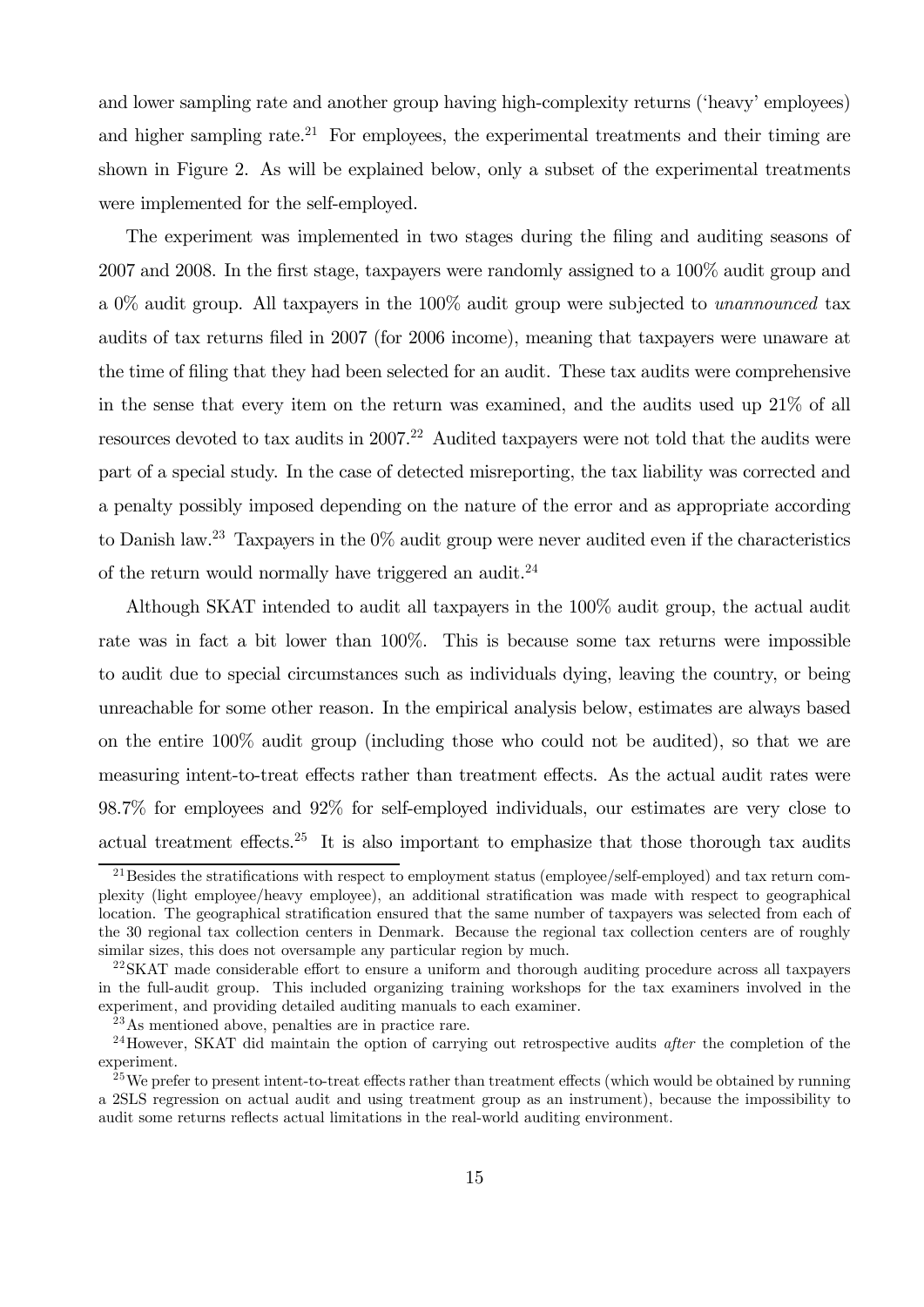and lower sampling rate and another group having high-complexity returns ('heavy' employees) and higher sampling rate.[21] For employees, the experimental treatments and their timing are shown in Figure 2. As will be explained below, only a subset of the experimental treatments were implemented for the self-employed.

The experiment was implemented in two stages during the filing and auditing seasons of 2007 and 2008. In the first stage, taxpayers were randomly assigned to a 100% audit group and a 0% audit group. All taxpayers in the 100% audit group were subjected to *unannounced* tax audits of tax returns filed in 2007 (for 2006 income), meaning that taxpayers were unaware at the time of filing that they had been selected for an audit. These tax audits were comprehensive in the sense that every item on the return was examined, and the audits used up 21% of all resources devoted to tax audits in 2007.[22] Audited taxpayers were not told that the audits were part of a special study. In the case of detected misreporting, the tax liability was corrected and a penalty possibly imposed depending on the nature of the error and as appropriate according to Danish law.[23] Taxpayers in the 0% audit group were never audited even if the characteristics of the return would normally have triggered an audit.[24]

Although SKAT intended to audit all taxpayers in the 100% audit group, the actual audit rate was in fact a bit lower than 100%. This is because some tax returns were impossible to audit due to special circumstances such as individuals dying, leaving the country, or being unreachable for some other reason. In the empirical analysis below, estimates are always based on the entire 100% audit group (including those who could not be audited), so that we are measuring intent-to-treat effects rather than treatment effects. As the actual audit rates were 98.7% for employees and 92% for self-employed individuals, our estimates are very close to actual treatment effects.[25] It is also important to emphasize that those thorough tax audits

[21] Besides the stratifications with respect to employment status (employee/self-employed) and tax return complexity (light employee/heavy employee), an additional stratification was made with respect to geographical location. The geographical stratification ensured that the same number of taxpayers was selected from each of the 30 regional tax collection centers in Denmark. Because the regional tax collection centers are of roughly similar sizes, this does not oversample any particular region by much.

[22] SKAT made considerable effort to ensure a uniform and thorough auditing procedure across all taxpayers in the full-audit group. This included organizing training workshops for the tax examiners involved in the experiment, and providing detailed auditing manuals to each examiner.

[23] As mentioned above, penalties are in practice rare.

[24] However, SKAT did maintain the option of carrying out retrospective audits *after* the completion of the experiment.

[25] We prefer to present intent-to-treat effects rather than treatment effects (which would be obtained by running a 2SLS regression on actual audit and using treatment group as an instrument), because the impossibility to audit some returns reflects actual limitations in the real-world auditing environment.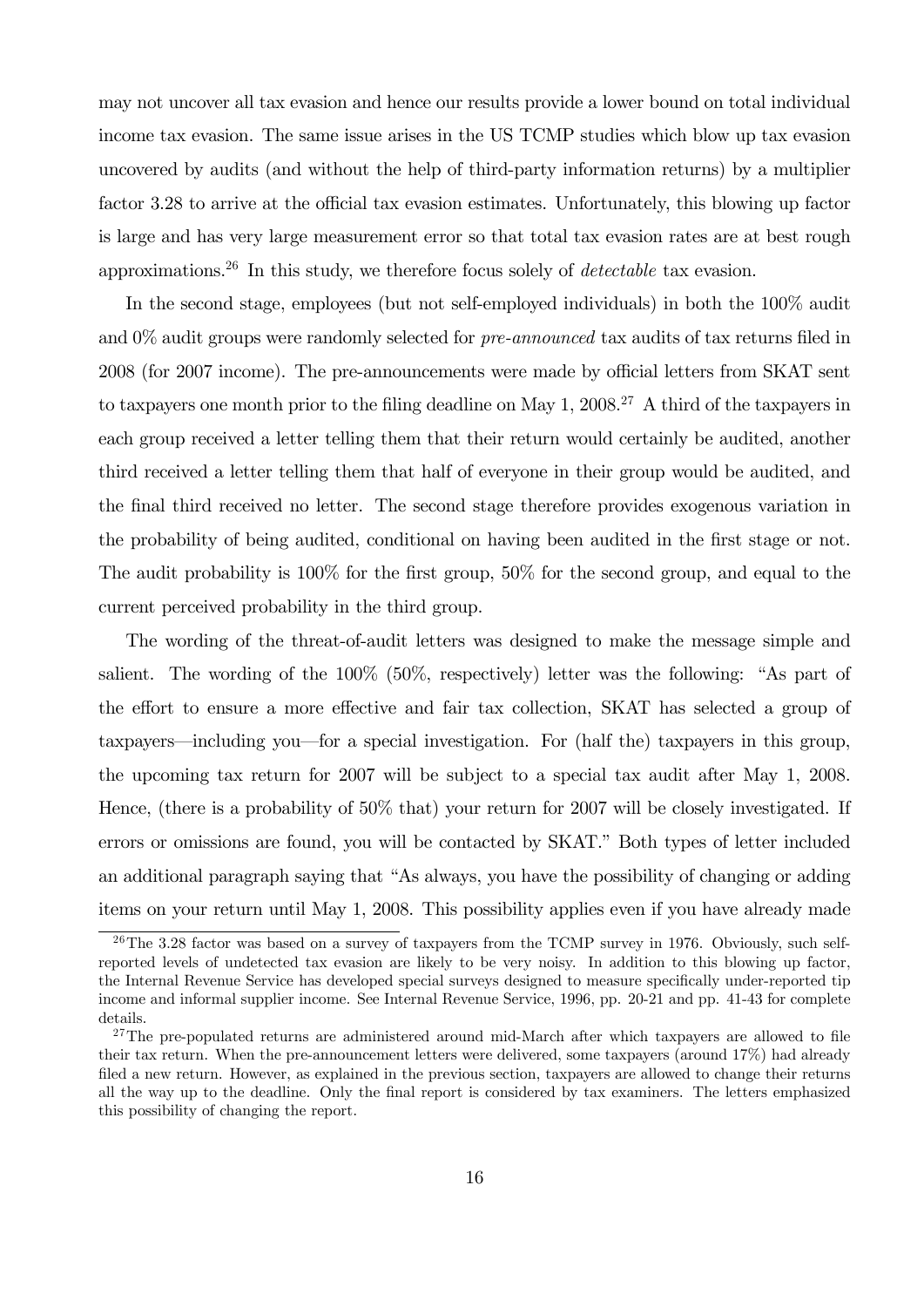may not uncover all tax evasion and hence our results provide a lower bound on total individual income tax evasion. The same issue arises in the US TCMP studies which blow up tax evasion uncovered by audits (and without the help of third-party information returns) by a multiplier factor 3.28 to arrive at the official tax evasion estimates. Unfortunately, this blowing up factor is large and has very large measurement error so that total tax evasion rates are at best rough approximations.[26] In this study, we therefore focus solely of *detectable* tax evasion.

In the second stage, employees (but not self-employed individuals) in both the 100% audit and 0% audit groups were randomly selected for *pre-announced* tax audits of tax returns filed in 2008 (for 2007 income). The pre-announcements were made by official letters from SKAT sent to taxpayers one month prior to the filing deadline on May 1, 2008.[27] A third of the taxpayers in each group received a letter telling them that their return would certainly be audited, another third received a letter telling them that half of everyone in their group would be audited, and the final third received no letter. The second stage therefore provides exogenous variation in the probability of being audited, conditional on having been audited in the first stage or not. The audit probability is 100% for the first group, 50% for the second group, and equal to the current perceived probability in the third group.

The wording of the threat-of-audit letters was designed to make the message simple and salient. The wording of the 100% (50%, respectively) letter was the following: "As part of the effort to ensure a more effective and fair tax collection, SKAT has selected a group of taxpayers—including you—for a special investigation. For (half the) taxpayers in this group, the upcoming tax return for 2007 will be subject to a special tax audit after May 1, 2008. Hence, (there is a probability of 50% that) your return for 2007 will be closely investigated. If errors or omissions are found, you will be contacted by SKAT." Both types of letter included an additional paragraph saying that "As always, you have the possibility of changing or adding items on your return until May 1, 2008. This possibility applies even if you have already made

[26] The 3.28 factor was based on a survey of taxpayers from the TCMP survey in 1976. Obviously, such self-reported levels of undetected tax evasion are likely to be very noisy. In addition to this blowing up factor, the Internal Revenue Service has developed special surveys designed to measure specifically under-reported tip income and informal supplier income. See Internal Revenue Service, 1996, pp. 20-21 and pp. 41-43 for complete details.

[27] The pre-populated returns are administered around mid-March after which taxpayers are allowed to file their tax return. When the pre-announcement letters were delivered, some taxpayers (around 17%) had already filed a new return. However, as explained in the previous section, taxpayers are allowed to change their returns all the way up to the deadline. Only the final report is considered by tax examiners. The letters emphasized this possibility of changing the report.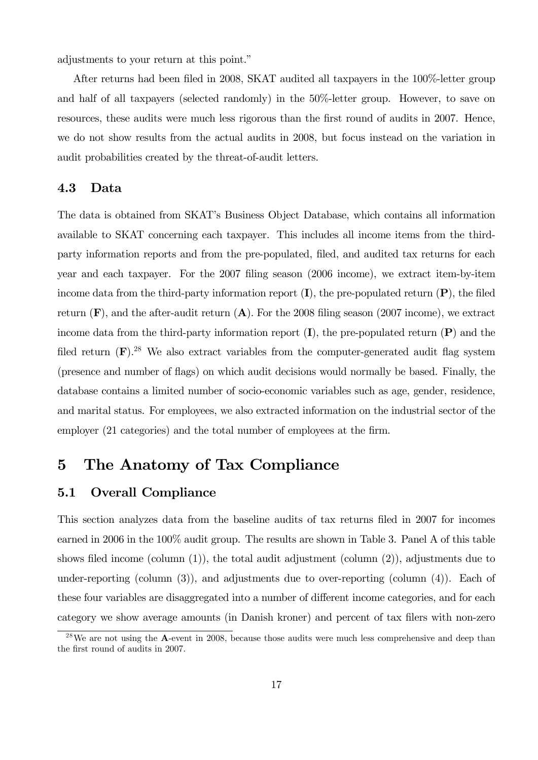adjustments to your return at this point."

After returns had been filed in 2008, SKAT audited all taxpayers in the 100%-letter group and half of all taxpayers (selected randomly) in the 50%-letter group. However, to save on resources, these audits were much less rigorous than the first round of audits in 2007. Hence, we do not show results from the actual audits in 2008, but focus instead on the variation in audit probabilities created by the threat-of-audit letters.

### 4.3 Data

The data is obtained from SKAT's Business Object Database, which contains all information available to SKAT concerning each taxpayer. This includes all income items from the third-party information reports and from the pre-populated, filed, and audited tax returns for each year and each taxpayer. For the 2007 filing season (2006 income), we extract item-by-item income data from the third-party information report (**I**), the pre-populated return (**P**), the filed return (**F**), and the after-audit return (**A**). For the 2008 filing season (2007 income), we extract income data from the third-party information report (**I**), the pre-populated return (**P**) and the filed return (**F**).[28] We also extract variables from the computer-generated audit flag system (presence and number of flags) on which audit decisions would normally be based. Finally, the database contains a limited number of socio-economic variables such as age, gender, residence, and marital status. For employees, we also extracted information on the industrial sector of the employer (21 categories) and the total number of employees at the firm.

## 5 The Anatomy of Tax Compliance

### 5.1 Overall Compliance

This section analyzes data from the baseline audits of tax returns filed in 2007 for incomes earned in 2006 in the 100% audit group. The results are shown in Table 3. Panel A of this table shows filed income (column (1)), the total audit adjustment (column (2)), adjustments due to under-reporting (column (3)), and adjustments due to over-reporting (column (4)). Each of these four variables are disaggregated into a number of different income categories, and for each category we show average amounts (in Danish kroner) and percent of tax filers with non-zero

[28] We are not using the **A**-event in 2008, because those audits were much less comprehensive and deep than the first round of audits in 2007.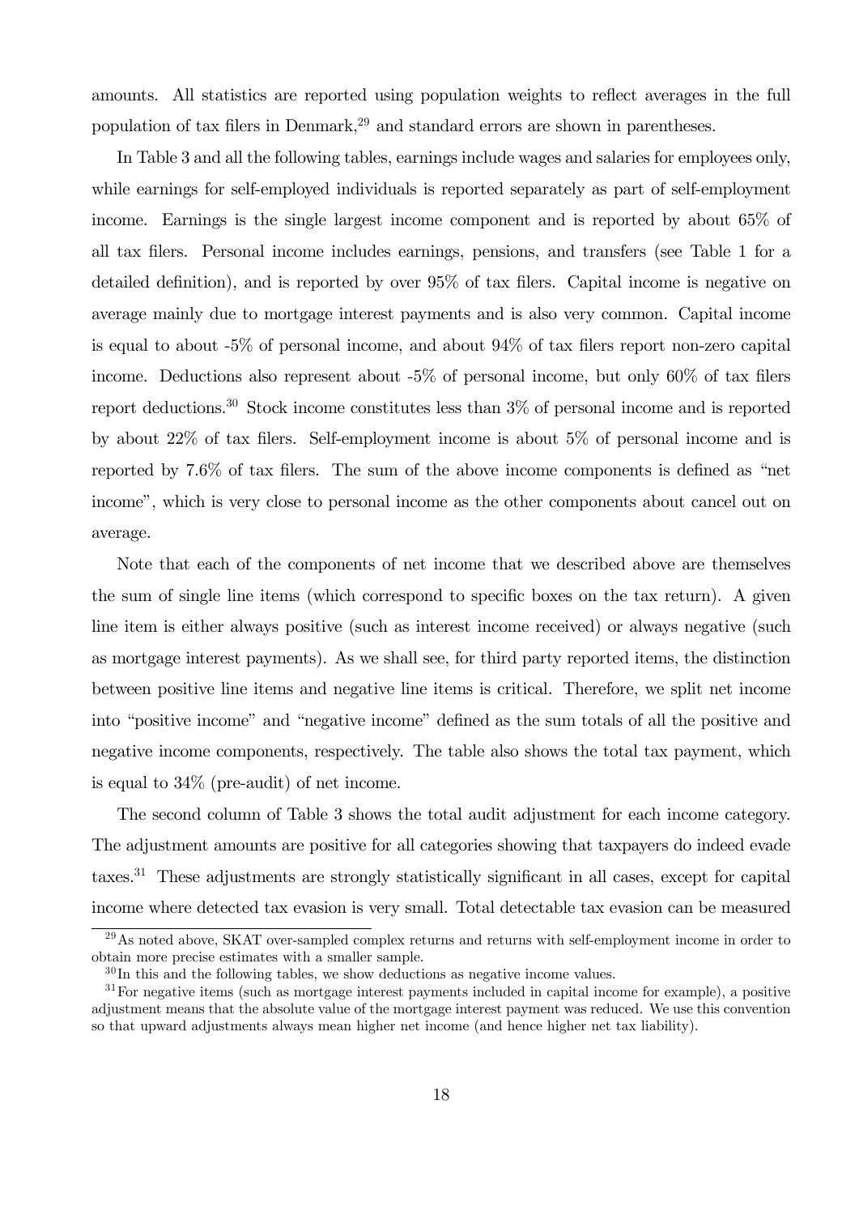amounts. All statistics are reported using population weights to reflect averages in the full population of tax filers in Denmark,[29] and standard errors are shown in parentheses.

In Table 3 and all the following tables, earnings include wages and salaries for employees only, while earnings for self-employed individuals is reported separately as part of self-employment income. Earnings is the single largest income component and is reported by about 65% of all tax filers. Personal income includes earnings, pensions, and transfers (see Table 1 for a detailed definition), and is reported by over 95% of tax filers. Capital income is negative on average mainly due to mortgage interest payments and is also very common. Capital income is equal to about -5% of personal income, and about 94% of tax filers report non-zero capital income. Deductions also represent about -5% of personal income, but only 60% of tax filers report deductions.[30] Stock income constitutes less than 3% of personal income and is reported by about 22% of tax filers. Self-employment income is about 5% of personal income and is reported by 7.6% of tax filers. The sum of the above income components is defined as "net income", which is very close to personal income as the other components about cancel out on average.

Note that each of the components of net income that we described above are themselves the sum of single line items (which correspond to specific boxes on the tax return). A given line item is either always positive (such as interest income received) or always negative (such as mortgage interest payments). As we shall see, for third party reported items, the distinction between positive line items and negative line items is critical. Therefore, we split net income into "positive income" and "negative income" defined as the sum totals of all the positive and negative income components, respectively. The table also shows the total tax payment, which is equal to 34% (pre-audit) of net income.

The second column of Table 3 shows the total audit adjustment for each income category. The adjustment amounts are positive for all categories showing that taxpayers do indeed evade taxes.[31] These adjustments are strongly statistically significant in all cases, except for capital income where detected tax evasion is very small. Total detectable tax evasion can be measured

[29] As noted above, SKAT over-sampled complex returns and returns with self-employment income in order to obtain more precise estimates with a smaller sample.

[30] In this and the following tables, we show deductions as negative income values.

[31] For negative items (such as mortgage interest payments included in capital income for example), a positive adjustment means that the absolute value of the mortgage interest payment was reduced. We use this convention so that upward adjustments always mean higher net income (and hence higher net tax liability).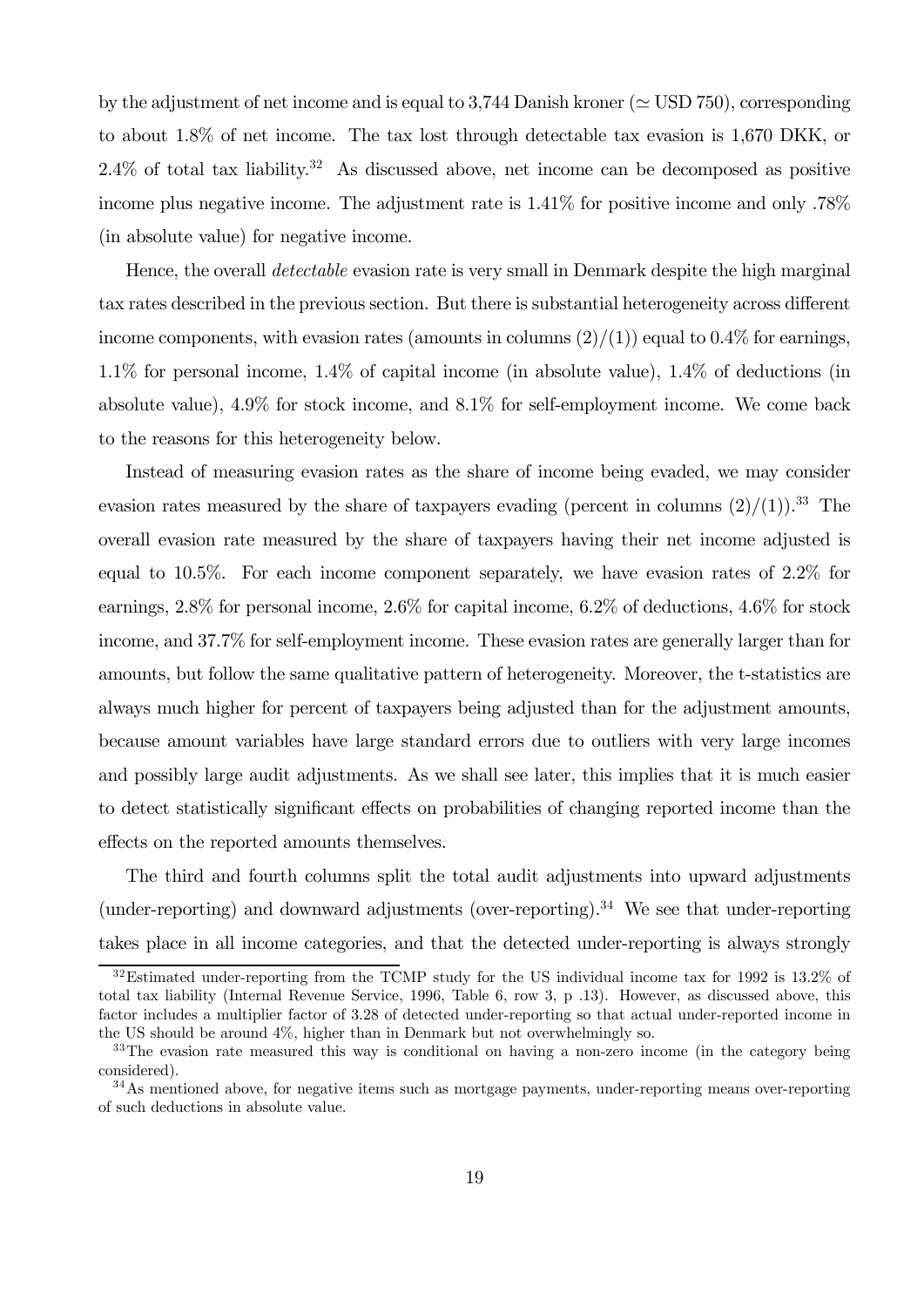by the adjustment of net income and is equal to 3,744 Danish kroner ($\simeq$ USD 750), corresponding to about 1.8% of net income. The tax lost through detectable tax evasion is 1,670 DKK, or 2.4% of total tax liability.[32] As discussed above, net income can be decomposed as positive income plus negative income. The adjustment rate is 1.41% for positive income and only .78% (in absolute value) for negative income.

Hence, the overall *detectable* evasion rate is very small in Denmark despite the high marginal tax rates described in the previous section. But there is substantial heterogeneity across different income components, with evasion rates (amounts in columns (2)/(1)) equal to 0.4% for earnings, 1.1% for personal income, 1.4% of capital income (in absolute value), 1.4% of deductions (in absolute value), 4.9% for stock income, and 8.1% for self-employment income. We come back to the reasons for this heterogeneity below.

Instead of measuring evasion rates as the share of income being evaded, we may consider evasion rates measured by the share of taxpayers evading (percent in columns (2)/(1)).[33] The overall evasion rate measured by the share of taxpayers having their net income adjusted is equal to 10.5%. For each income component separately, we have evasion rates of 2.2% for earnings, 2.8% for personal income, 2.6% for capital income, 6.2% of deductions, 4.6% for stock income, and 37.7% for self-employment income. These evasion rates are generally larger than for amounts, but follow the same qualitative pattern of heterogeneity. Moreover, the t-statistics are always much higher for percent of taxpayers being adjusted than for the adjustment amounts, because amount variables have large standard errors due to outliers with very large incomes and possibly large audit adjustments. As we shall see later, this implies that it is much easier to detect statistically significant effects on probabilities of changing reported income than the effects on the reported amounts themselves.

The third and fourth columns split the total audit adjustments into upward adjustments (under-reporting) and downward adjustments (over-reporting).[34] We see that under-reporting takes place in all income categories, and that the detected under-reporting is always strongly

[32] Estimated under-reporting from the TCMP study for the US individual income tax for 1992 is 13.2% of total tax liability (Internal Revenue Service, 1996, Table 6, row 3, p .13). However, as discussed above, this factor includes a multiplier factor of 3.28 of detected under-reporting so that actual under-reported income in the US should be around 4%, higher than in Denmark but not overwhelmingly so.

[33] The evasion rate measured this way is conditional on having a non-zero income (in the category being considered).

[34] As mentioned above, for negative items such as mortgage payments, under-reporting means over-reporting of such deductions in absolute value.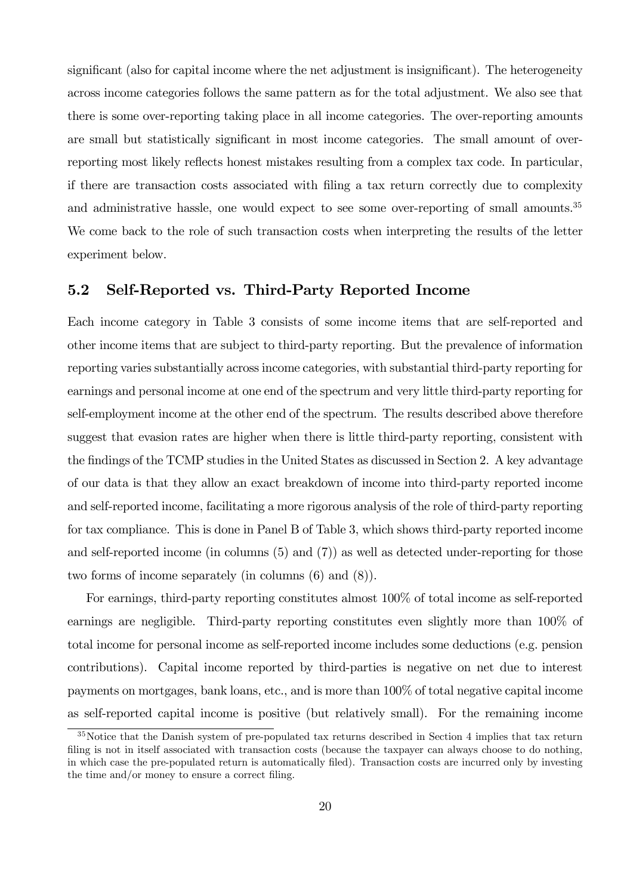significant (also for capital income where the net adjustment is insignificant). The heterogeneity across income categories follows the same pattern as for the total adjustment. We also see that there is some over-reporting taking place in all income categories. The over-reporting amounts are small but statistically significant in most income categories. The small amount of over-reporting most likely reflects honest mistakes resulting from a complex tax code. In particular, if there are transaction costs associated with filing a tax return correctly due to complexity and administrative hassle, one would expect to see some over-reporting of small amounts.[35] We come back to the role of such transaction costs when interpreting the results of the letter experiment below.

## 5.2 Self-Reported vs. Third-Party Reported Income

Each income category in Table 3 consists of some income items that are self-reported and other income items that are subject to third-party reporting. But the prevalence of information reporting varies substantially across income categories, with substantial third-party reporting for earnings and personal income at one end of the spectrum and very little third-party reporting for self-employment income at the other end of the spectrum. The results described above therefore suggest that evasion rates are higher when there is little third-party reporting, consistent with the findings of the TCMP studies in the United States as discussed in Section 2. A key advantage of our data is that they allow an exact breakdown of income into third-party reported income and self-reported income, facilitating a more rigorous analysis of the role of third-party reporting for tax compliance. This is done in Panel B of Table 3, which shows third-party reported income and self-reported income (in columns (5) and (7)) as well as detected under-reporting for those two forms of income separately (in columns (6) and (8)).

For earnings, third-party reporting constitutes almost 100% of total income as self-reported earnings are negligible. Third-party reporting constitutes even slightly more than 100% of total income for personal income as self-reported income includes some deductions (e.g. pension contributions). Capital income reported by third-parties is negative on net due to interest payments on mortgages, bank loans, etc., and is more than 100% of total negative capital income as self-reported capital income is positive (but relatively small). For the remaining income

[35]Notice that the Danish system of pre-populated tax returns described in Section 4 implies that tax return filing is not in itself associated with transaction costs (because the taxpayer can always choose to do nothing, in which case the pre-populated return is automatically filed). Transaction costs are incurred only by investing the time and/or money to ensure a correct filing.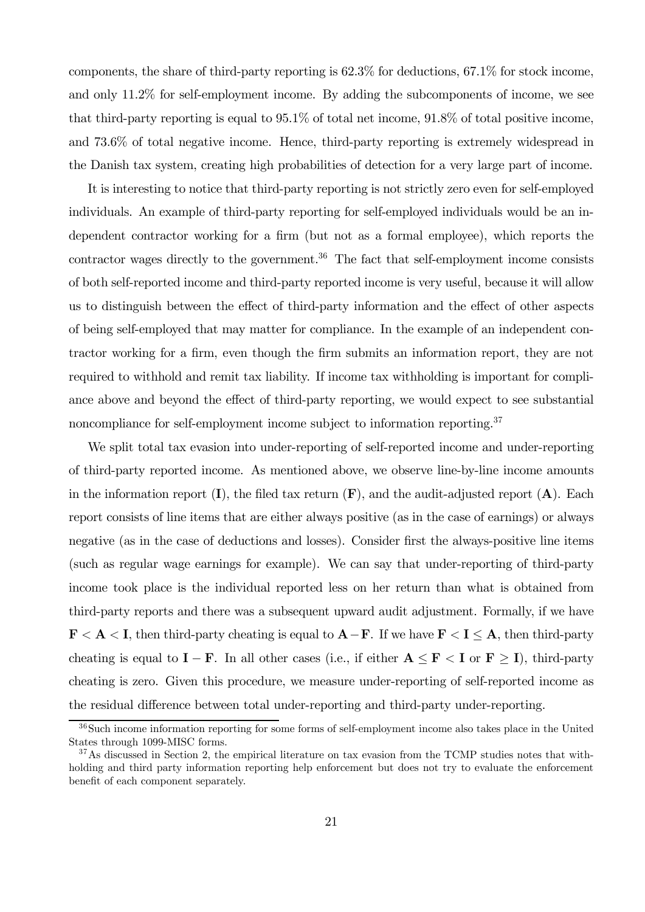components, the share of third-party reporting is 62.3% for deductions, 67.1% for stock income, and only 11.2% for self-employment income. By adding the subcomponents of income, we see that third-party reporting is equal to 95.1% of total net income, 91.8% of total positive income, and 73.6% of total negative income. Hence, third-party reporting is extremely widespread in the Danish tax system, creating high probabilities of detection for a very large part of income.

It is interesting to notice that third-party reporting is not strictly zero even for self-employed individuals. An example of third-party reporting for self-employed individuals would be an independent contractor working for a firm (but not as a formal employee), which reports the contractor wages directly to the government.[36] The fact that self-employment income consists of both self-reported income and third-party reported income is very useful, because it will allow us to distinguish between the effect of third-party information and the effect of other aspects of being self-employed that may matter for compliance. In the example of an independent contractor working for a firm, even though the firm submits an information report, they are not required to withhold and remit tax liability. If income tax withholding is important for compliance above and beyond the effect of third-party reporting, we would expect to see substantial noncompliance for self-employment income subject to information reporting.[37]

We split total tax evasion into under-reporting of self-reported income and under-reporting of third-party reported income. As mentioned above, we observe line-by-line income amounts in the information report ($\mathbf{I}$), the filed tax return ($\mathbf{F}$), and the audit-adjusted report ($\mathbf{A}$). Each report consists of line items that are either always positive (as in the case of earnings) or always negative (as in the case of deductions and losses). Consider first the always-positive line items (such as regular wage earnings for example). We can say that under-reporting of third-party income took place is the individual reported less on her return than what is obtained from third-party reports and there was a subsequent upward audit adjustment. Formally, if we have $\mathbf{F} < \mathbf{A} < \mathbf{I}$, then third-party cheating is equal to $\mathbf{A} - \mathbf{F}$. If we have $\mathbf{F} < \mathbf{I} \leq \mathbf{A}$, then third-party cheating is equal to $\mathbf{I} - \mathbf{F}$. In all other cases (i.e., if either $\mathbf{A} \leq \mathbf{F} < \mathbf{I}$ or $\mathbf{F} \geq \mathbf{I}$), third-party cheating is zero. Given this procedure, we measure under-reporting of self-reported income as the residual difference between total under-reporting and third-party under-reporting.

[36] Such income information reporting for some forms of self-employment income also takes place in the United States through 1099-MISC forms.

[37] As discussed in Section 2, the empirical literature on tax evasion from the TCMP studies notes that withholding and third party information reporting help enforcement but does not try to evaluate the enforcement benefit of each component separately.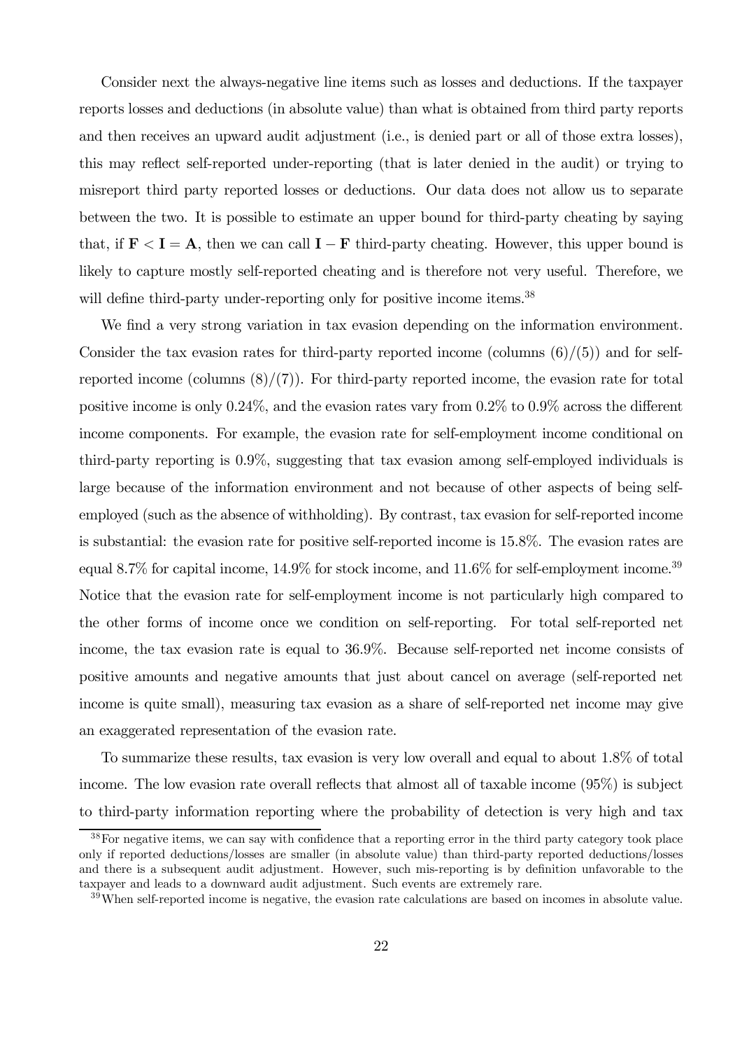Consider next the always-negative line items such as losses and deductions. If the taxpayer reports losses and deductions (in absolute value) than what is obtained from third party reports and then receives an upward audit adjustment (i.e., is denied part or all of those extra losses), this may reflect self-reported under-reporting (that is later denied in the audit) or trying to misreport third party reported losses or deductions. Our data does not allow us to separate between the two. It is possible to estimate an upper bound for third-party cheating by saying that, if $\mathbf{F} < \mathbf{I} = \mathbf{A}$, then we can call $\mathbf{I} - \mathbf{F}$ third-party cheating. However, this upper bound is likely to capture mostly self-reported cheating and is therefore not very useful. Therefore, we will define third-party under-reporting only for positive income items.[38]

We find a very strong variation in tax evasion depending on the information environment. Consider the tax evasion rates for third-party reported income (columns (6)/(5)) and for self-reported income (columns (8)/(7)). For third-party reported income, the evasion rate for total positive income is only 0.24%, and the evasion rates vary from 0.2% to 0.9% across the different income components. For example, the evasion rate for self-employment income conditional on third-party reporting is 0.9%, suggesting that tax evasion among self-employed individuals is large because of the information environment and not because of other aspects of being self-employed (such as the absence of withholding). By contrast, tax evasion for self-reported income is substantial: the evasion rate for positive self-reported income is 15.8%. The evasion rates are equal 8.7% for capital income, 14.9% for stock income, and 11.6% for self-employment income.[39] Notice that the evasion rate for self-employment income is not particularly high compared to the other forms of income once we condition on self-reporting. For total self-reported net income, the tax evasion rate is equal to 36.9%. Because self-reported net income consists of positive amounts and negative amounts that just about cancel on average (self-reported net income is quite small), measuring tax evasion as a share of self-reported net income may give an exaggerated representation of the evasion rate.

To summarize these results, tax evasion is very low overall and equal to about 1.8% of total income. The low evasion rate overall reflects that almost all of taxable income (95%) is subject to third-party information reporting where the probability of detection is very high and tax

[38] For negative items, we can say with confidence that a reporting error in the third party category took place only if reported deductions/losses are smaller (in absolute value) than third-party reported deductions/losses and there is a subsequent audit adjustment. However, such mis-reporting is by definition unfavorable to the taxpayer and leads to a downward audit adjustment. Such events are extremely rare.

[39] When self-reported income is negative, the evasion rate calculations are based on incomes in absolute value.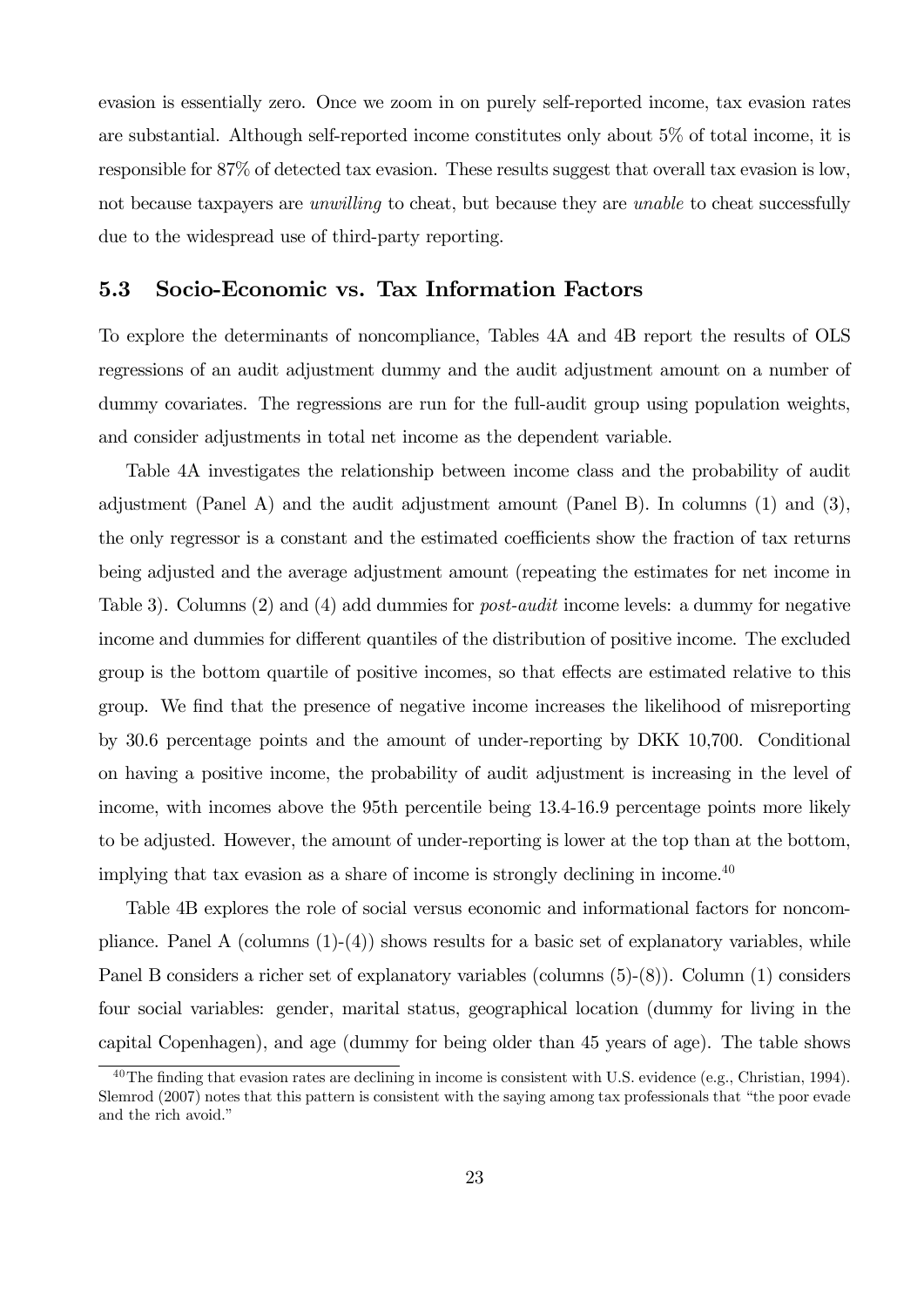evasion is essentially zero. Once we zoom in on purely self-reported income, tax evasion rates are substantial. Although self-reported income constitutes only about 5% of total income, it is responsible for 87% of detected tax evasion. These results suggest that overall tax evasion is low, not because taxpayers are *unwilling* to cheat, but because they are *unable* to cheat successfully due to the widespread use of third-party reporting.

## 5.3 Socio-Economic vs. Tax Information Factors

To explore the determinants of noncompliance, Tables 4A and 4B report the results of OLS regressions of an audit adjustment dummy and the audit adjustment amount on a number of dummy covariates. The regressions are run for the full-audit group using population weights, and consider adjustments in total net income as the dependent variable.

Table 4A investigates the relationship between income class and the probability of audit adjustment (Panel A) and the audit adjustment amount (Panel B). In columns (1) and (3), the only regressor is a constant and the estimated coefficients show the fraction of tax returns being adjusted and the average adjustment amount (repeating the estimates for net income in Table 3). Columns (2) and (4) add dummies for *post-audit* income levels: a dummy for negative income and dummies for different quantiles of the distribution of positive income. The excluded group is the bottom quartile of positive incomes, so that effects are estimated relative to this group. We find that the presence of negative income increases the likelihood of misreporting by 30.6 percentage points and the amount of under-reporting by DKK 10,700. Conditional on having a positive income, the probability of audit adjustment is increasing in the level of income, with incomes above the 95th percentile being 13.4-16.9 percentage points more likely to be adjusted. However, the amount of under-reporting is lower at the top than at the bottom, implying that tax evasion as a share of income is strongly declining in income.[40]

Table 4B explores the role of social versus economic and informational factors for noncompliance. Panel A (columns (1)-(4)) shows results for a basic set of explanatory variables, while Panel B considers a richer set of explanatory variables (columns (5)-(8)). Column (1) considers four social variables: gender, marital status, geographical location (dummy for living in the capital Copenhagen), and age (dummy for being older than 45 years of age). The table shows

[40] The finding that evasion rates are declining in income is consistent with U.S. evidence (e.g., Christian, 1994). Slemrod (2007) notes that this pattern is consistent with the saying among tax professionals that "the poor evade and the rich avoid."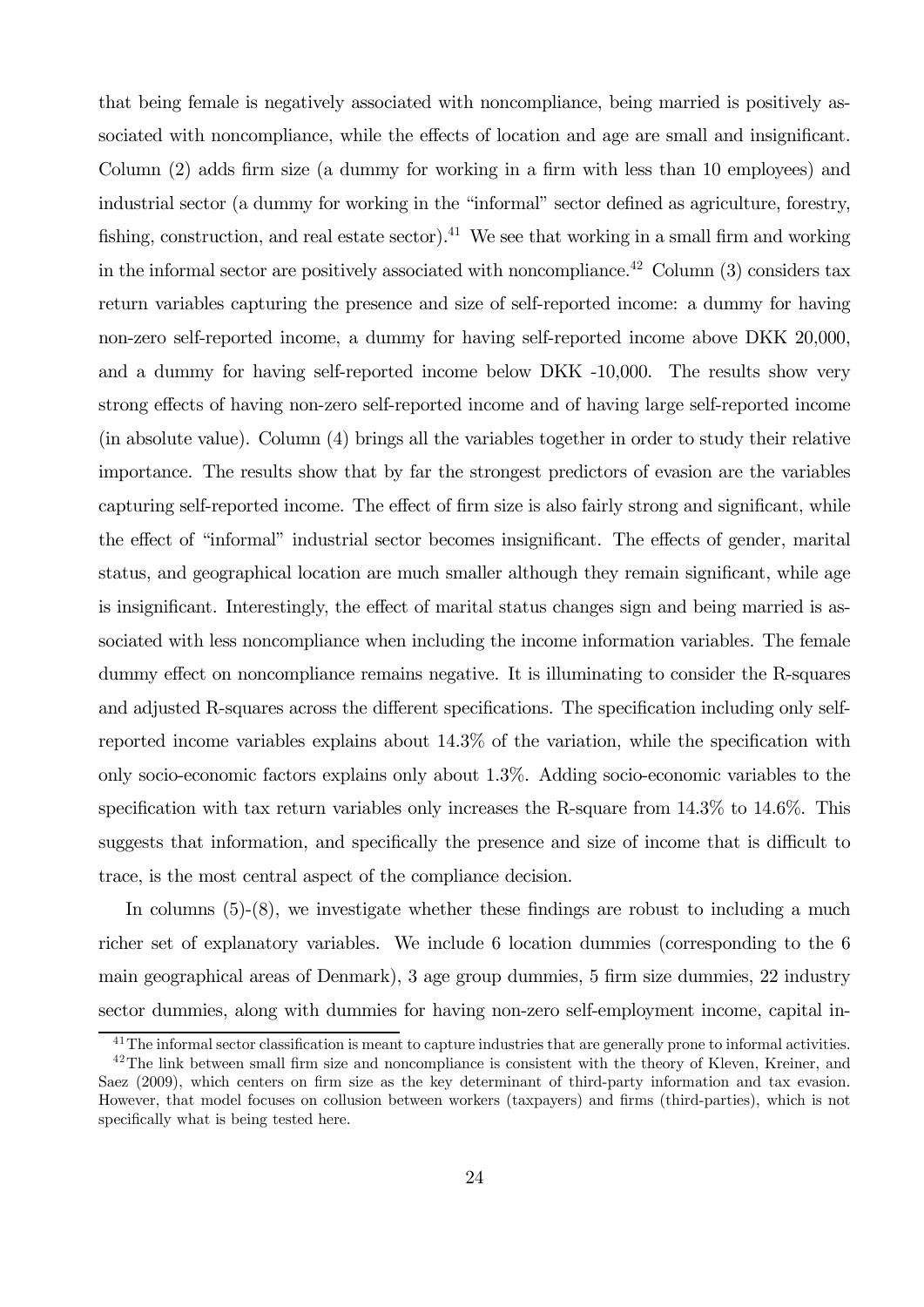that being female is negatively associated with noncompliance, being married is positively associated with noncompliance, while the effects of location and age are small and insignificant. Column (2) adds firm size (a dummy for working in a firm with less than 10 employees) and industrial sector (a dummy for working in the "informal" sector defined as agriculture, forestry, fishing, construction, and real estate sector).[41] We see that working in a small firm and working in the informal sector are positively associated with noncompliance.[42] Column (3) considers tax return variables capturing the presence and size of self-reported income: a dummy for having non-zero self-reported income, a dummy for having self-reported income above DKK 20,000, and a dummy for having self-reported income below DKK -10,000. The results show very strong effects of having non-zero self-reported income and of having large self-reported income (in absolute value). Column (4) brings all the variables together in order to study their relative importance. The results show that by far the strongest predictors of evasion are the variables capturing self-reported income. The effect of firm size is also fairly strong and significant, while the effect of "informal" industrial sector becomes insignificant. The effects of gender, marital status, and geographical location are much smaller although they remain significant, while age is insignificant. Interestingly, the effect of marital status changes sign and being married is associated with less noncompliance when including the income information variables. The female dummy effect on noncompliance remains negative. It is illuminating to consider the R-squares and adjusted R-squares across the different specifications. The specification including only self-reported income variables explains about 14.3% of the variation, while the specification with only socio-economic factors explains only about 1.3%. Adding socio-economic variables to the specification with tax return variables only increases the R-square from 14.3% to 14.6%. This suggests that information, and specifically the presence and size of income that is difficult to trace, is the most central aspect of the compliance decision.

In columns (5)-(8), we investigate whether these findings are robust to including a much richer set of explanatory variables. We include 6 location dummies (corresponding to the 6 main geographical areas of Denmark), 3 age group dummies, 5 firm size dummies, 22 industry sector dummies, along with dummies for having non-zero self-employment income, capital in-

[41] The informal sector classification is meant to capture industries that are generally prone to informal activities.

[42] The link between small firm size and noncompliance is consistent with the theory of Kleven, Kreiner, and Saez (2009), which centers on firm size as the key determinant of third-party information and tax evasion. However, that model focuses on collusion between workers (taxpayers) and firms (third-parties), which is not specifically what is being tested here.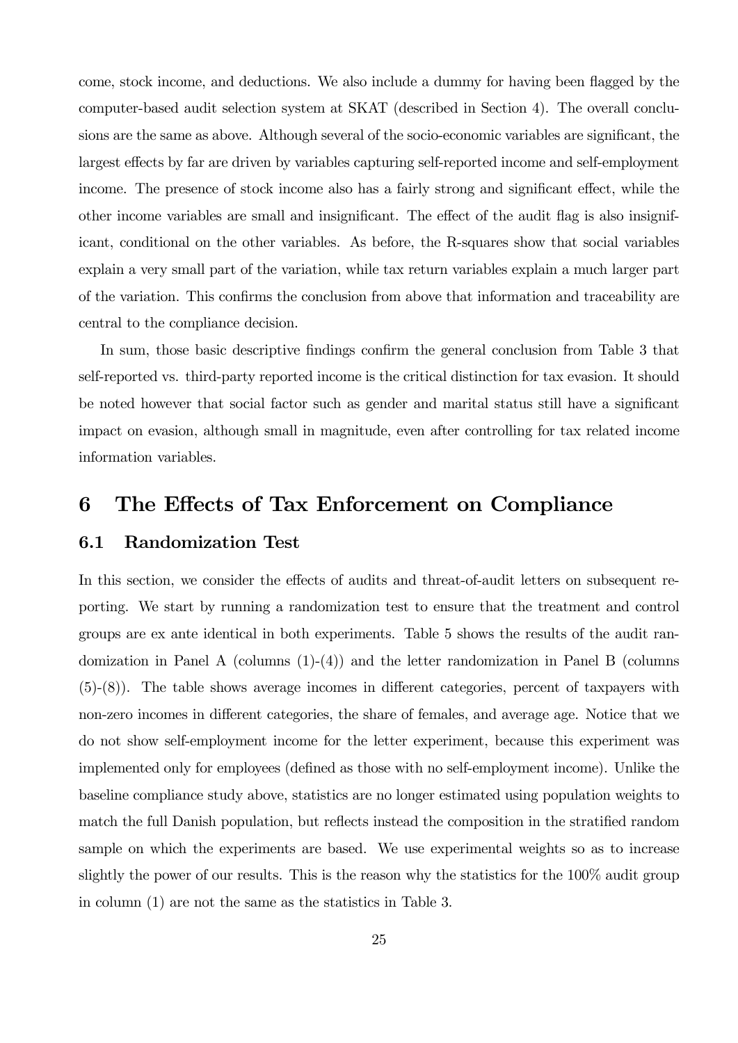come, stock income, and deductions. We also include a dummy for having been flagged by the computer-based audit selection system at SKAT (described in Section 4). The overall conclusions are the same as above. Although several of the socio-economic variables are significant, the largest effects by far are driven by variables capturing self-reported income and self-employment income. The presence of stock income also has a fairly strong and significant effect, while the other income variables are small and insignificant. The effect of the audit flag is also insignificant, conditional on the other variables. As before, the R-squares show that social variables explain a very small part of the variation, while tax return variables explain a much larger part of the variation. This confirms the conclusion from above that information and traceability are central to the compliance decision.

In sum, those basic descriptive findings confirm the general conclusion from Table 3 that self-reported vs. third-party reported income is the critical distinction for tax evasion. It should be noted however that social factor such as gender and marital status still have a significant impact on evasion, although small in magnitude, even after controlling for tax related income information variables.

# 6 The Effects of Tax Enforcement on Compliance

## 6.1 Randomization Test

In this section, we consider the effects of audits and threat-of-audit letters on subsequent reporting. We start by running a randomization test to ensure that the treatment and control groups are ex ante identical in both experiments. Table 5 shows the results of the audit randomization in Panel A (columns (1)-(4)) and the letter randomization in Panel B (columns (5)-(8)). The table shows average incomes in different categories, percent of taxpayers with non-zero incomes in different categories, the share of females, and average age. Notice that we do not show self-employment income for the letter experiment, because this experiment was implemented only for employees (defined as those with no self-employment income). Unlike the baseline compliance study above, statistics are no longer estimated using population weights to match the full Danish population, but reflects instead the composition in the stratified random sample on which the experiments are based. We use experimental weights so as to increase slightly the power of our results. This is the reason why the statistics for the 100% audit group in column (1) are not the same as the statistics in Table 3.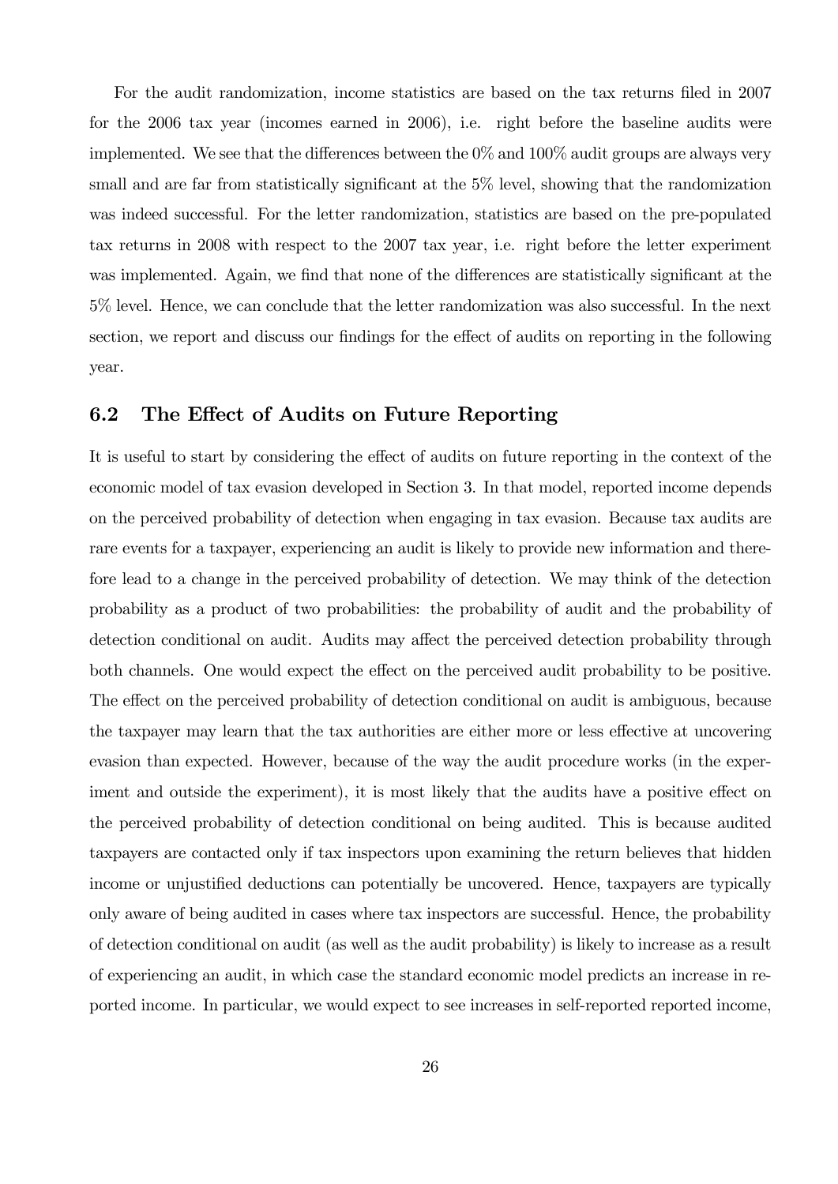For the audit randomization, income statistics are based on the tax returns filed in 2007 for the 2006 tax year (incomes earned in 2006), i.e. right before the baseline audits were implemented. We see that the differences between the 0% and 100% audit groups are always very small and are far from statistically significant at the 5% level, showing that the randomization was indeed successful. For the letter randomization, statistics are based on the pre-populated tax returns in 2008 with respect to the 2007 tax year, i.e. right before the letter experiment was implemented. Again, we find that none of the differences are statistically significant at the 5% level. Hence, we can conclude that the letter randomization was also successful. In the next section, we report and discuss our findings for the effect of audits on reporting in the following year.

## 6.2 The Effect of Audits on Future Reporting

It is useful to start by considering the effect of audits on future reporting in the context of the economic model of tax evasion developed in Section 3. In that model, reported income depends on the perceived probability of detection when engaging in tax evasion. Because tax audits are rare events for a taxpayer, experiencing an audit is likely to provide new information and therefore lead to a change in the perceived probability of detection. We may think of the detection probability as a product of two probabilities: the probability of audit and the probability of detection conditional on audit. Audits may affect the perceived detection probability through both channels. One would expect the effect on the perceived audit probability to be positive. The effect on the perceived probability of detection conditional on audit is ambiguous, because the taxpayer may learn that the tax authorities are either more or less effective at uncovering evasion than expected. However, because of the way the audit procedure works (in the experiment and outside the experiment), it is most likely that the audits have a positive effect on the perceived probability of detection conditional on being audited. This is because audited taxpayers are contacted only if tax inspectors upon examining the return believes that hidden income or unjustified deductions can potentially be uncovered. Hence, taxpayers are typically only aware of being audited in cases where tax inspectors are successful. Hence, the probability of detection conditional on audit (as well as the audit probability) is likely to increase as a result of experiencing an audit, in which case the standard economic model predicts an increase in reported income. In particular, we would expect to see increases in self-reported reported income,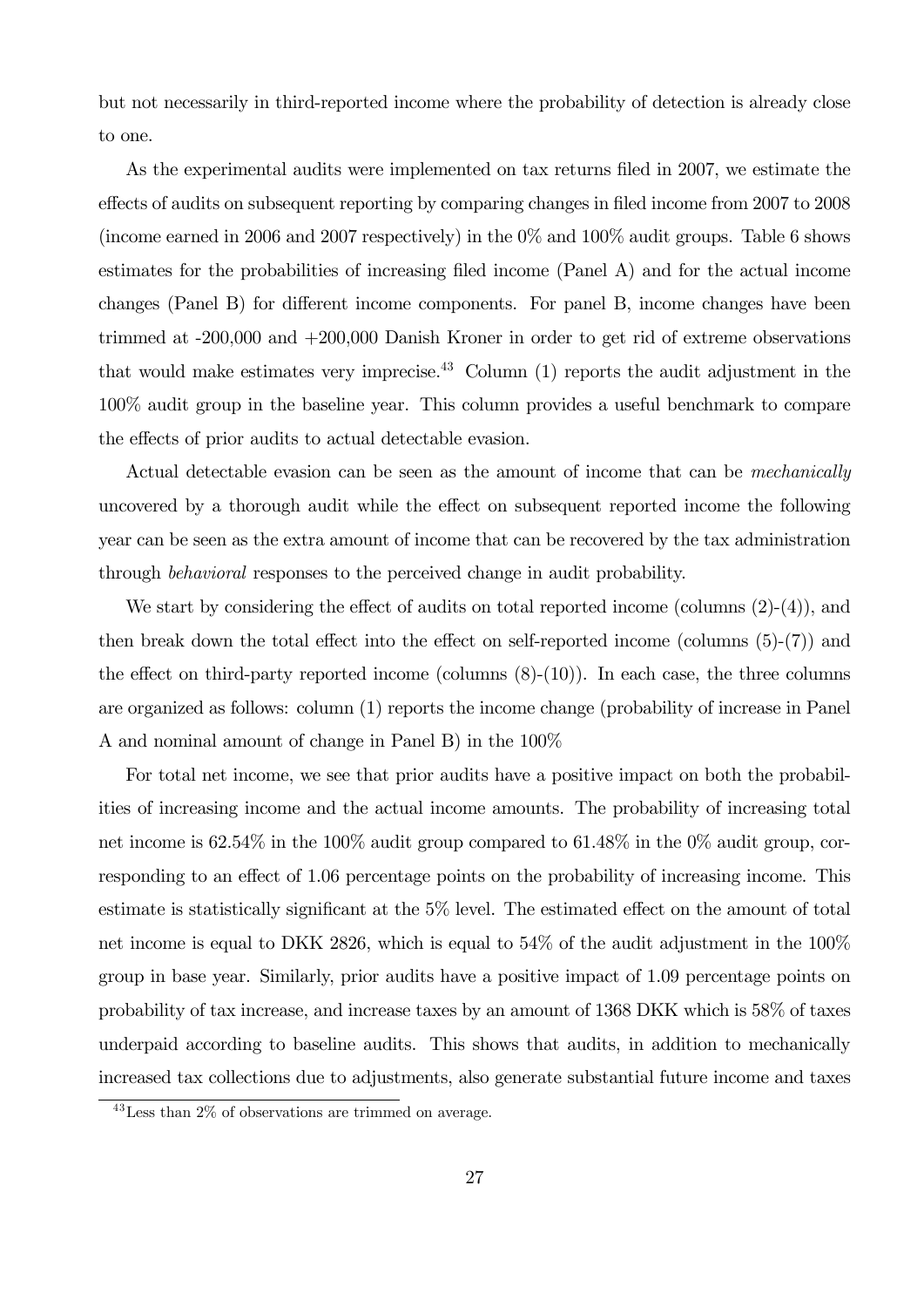but not necessarily in third-reported income where the probability of detection is already close to one.

As the experimental audits were implemented on tax returns filed in 2007, we estimate the effects of audits on subsequent reporting by comparing changes in filed income from 2007 to 2008 (income earned in 2006 and 2007 respectively) in the 0% and 100% audit groups. Table 6 shows estimates for the probabilities of increasing filed income (Panel A) and for the actual income changes (Panel B) for different income components. For panel B, income changes have been trimmed at -200,000 and +200,000 Danish Kroner in order to get rid of extreme observations that would make estimates very imprecise.[43] Column (1) reports the audit adjustment in the 100% audit group in the baseline year. This column provides a useful benchmark to compare the effects of prior audits to actual detectable evasion.

Actual detectable evasion can be seen as the amount of income that can be *mechanically* uncovered by a thorough audit while the effect on subsequent reported income the following year can be seen as the extra amount of income that can be recovered by the tax administration through *behavioral* responses to the perceived change in audit probability.

We start by considering the effect of audits on total reported income (columns (2)-(4)), and then break down the total effect into the effect on self-reported income (columns (5)-(7)) and the effect on third-party reported income (columns (8)-(10)). In each case, the three columns are organized as follows: column (1) reports the income change (probability of increase in Panel A and nominal amount of change in Panel B) in the 100%

For total net income, we see that prior audits have a positive impact on both the probabilities of increasing income and the actual income amounts. The probability of increasing total net income is 62.54% in the 100% audit group compared to 61.48% in the 0% audit group, corresponding to an effect of 1.06 percentage points on the probability of increasing income. This estimate is statistically significant at the 5% level. The estimated effect on the amount of total net income is equal to DKK 2826, which is equal to 54% of the audit adjustment in the 100% group in base year. Similarly, prior audits have a positive impact of 1.09 percentage points on probability of tax increase, and increase taxes by an amount of 1368 DKK which is 58% of taxes underpaid according to baseline audits. This shows that audits, in addition to mechanically increased tax collections due to adjustments, also generate substantial future income and taxes

[43] Less than 2% of observations are trimmed on average.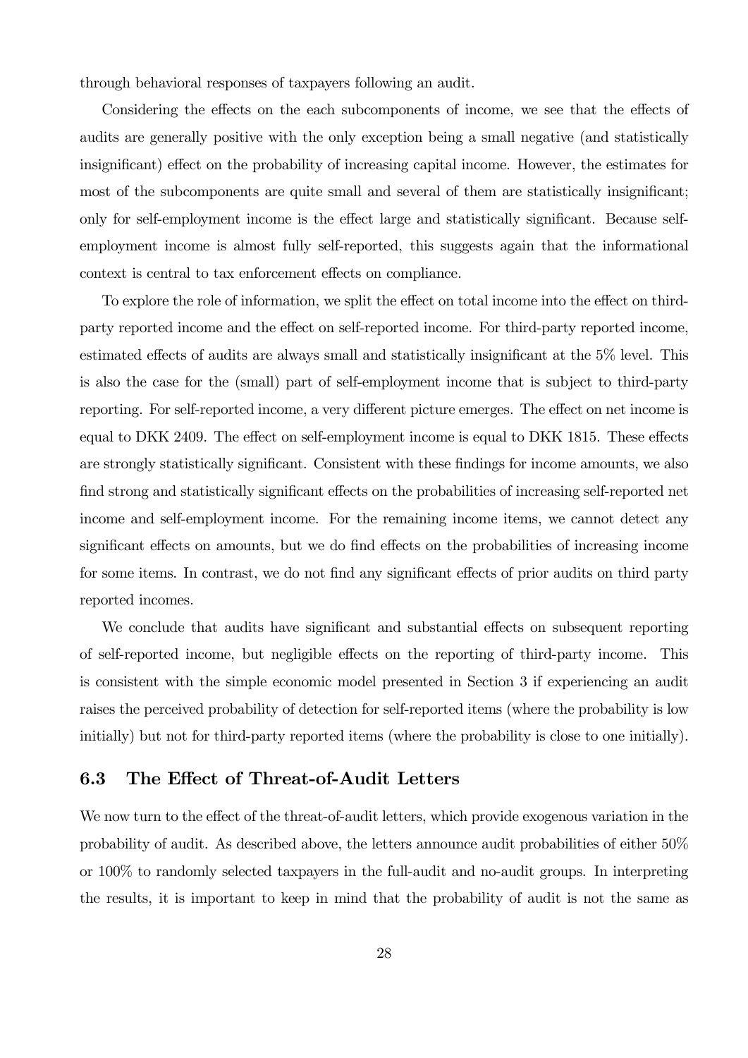through behavioral responses of taxpayers following an audit.

Considering the effects on the each subcomponents of income, we see that the effects of audits are generally positive with the only exception being a small negative (and statistically insignificant) effect on the probability of increasing capital income. However, the estimates for most of the subcomponents are quite small and several of them are statistically insignificant; only for self-employment income is the effect large and statistically significant. Because self-employment income is almost fully self-reported, this suggests again that the informational context is central to tax enforcement effects on compliance.

To explore the role of information, we split the effect on total income into the effect on third-party reported income and the effect on self-reported income. For third-party reported income, estimated effects of audits are always small and statistically insignificant at the 5% level. This is also the case for the (small) part of self-employment income that is subject to third-party reporting. For self-reported income, a very different picture emerges. The effect on net income is equal to DKK 2409. The effect on self-employment income is equal to DKK 1815. These effects are strongly statistically significant. Consistent with these findings for income amounts, we also find strong and statistically significant effects on the probabilities of increasing self-reported net income and self-employment income. For the remaining income items, we cannot detect any significant effects on amounts, but we do find effects on the probabilities of increasing income for some items. In contrast, we do not find any significant effects of prior audits on third party reported incomes.

We conclude that audits have significant and substantial effects on subsequent reporting of self-reported income, but negligible effects on the reporting of third-party income. This is consistent with the simple economic model presented in Section 3 if experiencing an audit raises the perceived probability of detection for self-reported items (where the probability is low initially) but not for third-party reported items (where the probability is close to one initially).

### 6.3 The Effect of Threat-of-Audit Letters

We now turn to the effect of the threat-of-audit letters, which provide exogenous variation in the probability of audit. As described above, the letters announce audit probabilities of either 50% or 100% to randomly selected taxpayers in the full-audit and no-audit groups. In interpreting the results, it is important to keep in mind that the probability of audit is not the same as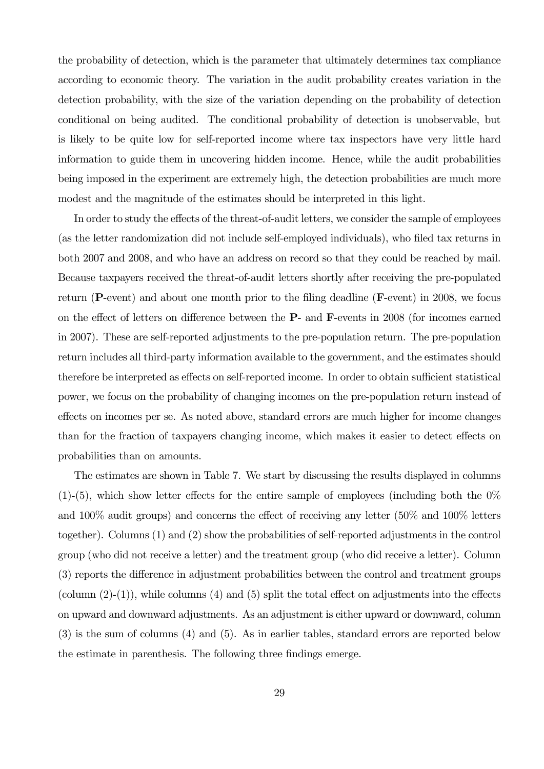the probability of detection, which is the parameter that ultimately determines tax compliance according to economic theory. The variation in the audit probability creates variation in the detection probability, with the size of the variation depending on the probability of detection conditional on being audited. The conditional probability of detection is unobservable, but is likely to be quite low for self-reported income where tax inspectors have very little hard information to guide them in uncovering hidden income. Hence, while the audit probabilities being imposed in the experiment are extremely high, the detection probabilities are much more modest and the magnitude of the estimates should be interpreted in this light.

In order to study the effects of the threat-of-audit letters, we consider the sample of employees (as the letter randomization did not include self-employed individuals), who filed tax returns in both 2007 and 2008, and who have an address on record so that they could be reached by mail. Because taxpayers received the threat-of-audit letters shortly after receiving the pre-populated return (**P**-event) and about one month prior to the filing deadline (**F**-event) in 2008, we focus on the effect of letters on difference between the **P**- and **F**-events in 2008 (for incomes earned in 2007). These are self-reported adjustments to the pre-population return. The pre-population return includes all third-party information available to the government, and the estimates should therefore be interpreted as effects on self-reported income. In order to obtain sufficient statistical power, we focus on the probability of changing incomes on the pre-population return instead of effects on incomes per se. As noted above, standard errors are much higher for income changes than for the fraction of taxpayers changing income, which makes it easier to detect effects on probabilities than on amounts.

The estimates are shown in Table 7. We start by discussing the results displayed in columns (1)-(5), which show letter effects for the entire sample of employees (including both the 0% and 100% audit groups) and concerns the effect of receiving any letter (50% and 100% letters together). Columns (1) and (2) show the probabilities of self-reported adjustments in the control group (who did not receive a letter) and the treatment group (who did receive a letter). Column (3) reports the difference in adjustment probabilities between the control and treatment groups (column (2)-(1)), while columns (4) and (5) split the total effect on adjustments into the effects on upward and downward adjustments. As an adjustment is either upward or downward, column (3) is the sum of columns (4) and (5). As in earlier tables, standard errors are reported below the estimate in parenthesis. The following three findings emerge.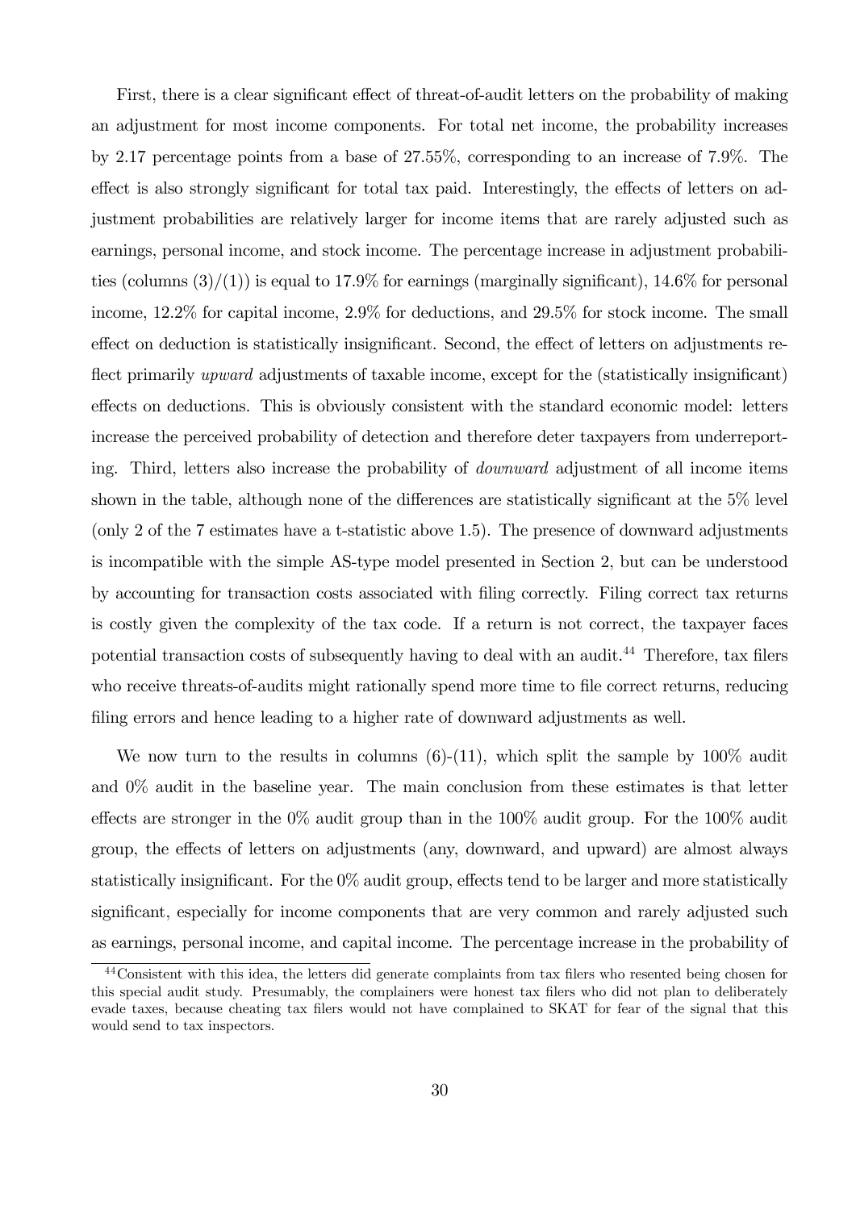First, there is a clear significant effect of threat-of-audit letters on the probability of making an adjustment for most income components. For total net income, the probability increases by 2.17 percentage points from a base of 27.55%, corresponding to an increase of 7.9%. The effect is also strongly significant for total tax paid. Interestingly, the effects of letters on adjustment probabilities are relatively larger for income items that are rarely adjusted such as earnings, personal income, and stock income. The percentage increase in adjustment probabilities (columns (3)/(1)) is equal to 17.9% for earnings (marginally significant), 14.6% for personal income, 12.2% for capital income, 2.9% for deductions, and 29.5% for stock income. The small effect on deduction is statistically insignificant. Second, the effect of letters on adjustments reflect primarily *upward* adjustments of taxable income, except for the (statistically insignificant) effects on deductions. This is obviously consistent with the standard economic model: letters increase the perceived probability of detection and therefore deter taxpayers from underreporting. Third, letters also increase the probability of *downward* adjustment of all income items shown in the table, although none of the differences are statistically significant at the 5% level (only 2 of the 7 estimates have a t-statistic above 1.5). The presence of downward adjustments is incompatible with the simple AS-type model presented in Section 2, but can be understood by accounting for transaction costs associated with filing correctly. Filing correct tax returns is costly given the complexity of the tax code. If a return is not correct, the taxpayer faces potential transaction costs of subsequently having to deal with an audit.[44] Therefore, tax filers who receive threats-of-audits might rationally spend more time to file correct returns, reducing filing errors and hence leading to a higher rate of downward adjustments as well.

We now turn to the results in columns (6)-(11), which split the sample by 100% audit and 0% audit in the baseline year. The main conclusion from these estimates is that letter effects are stronger in the 0% audit group than in the 100% audit group. For the 100% audit group, the effects of letters on adjustments (any, downward, and upward) are almost always statistically insignificant. For the 0% audit group, effects tend to be larger and more statistically significant, especially for income components that are very common and rarely adjusted such as earnings, personal income, and capital income. The percentage increase in the probability of

[44] Consistent with this idea, the letters did generate complaints from tax filers who resented being chosen for this special audit study. Presumably, the complainers were honest tax filers who did not plan to deliberately evade taxes, because cheating tax filers would not have complained to SKAT for fear of the signal that this would send to tax inspectors.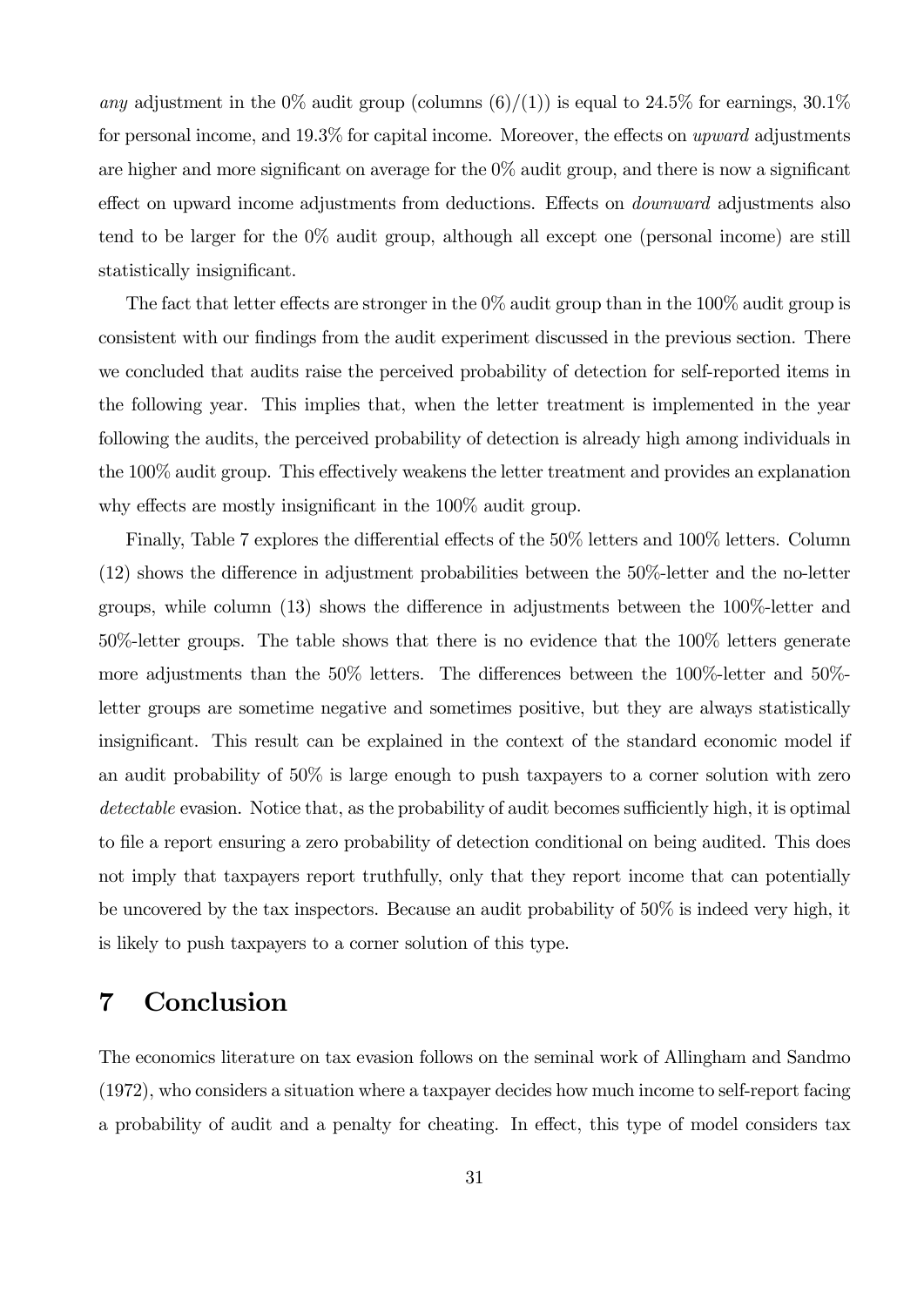*any* adjustment in the 0% audit group (columns (6)/(1)) is equal to 24.5% for earnings, 30.1% for personal income, and 19.3% for capital income. Moreover, the effects on *upward* adjustments are higher and more significant on average for the 0% audit group, and there is now a significant effect on upward income adjustments from deductions. Effects on *downward* adjustments also tend to be larger for the 0% audit group, although all except one (personal income) are still statistically insignificant.

The fact that letter effects are stronger in the 0% audit group than in the 100% audit group is consistent with our findings from the audit experiment discussed in the previous section. There we concluded that audits raise the perceived probability of detection for self-reported items in the following year. This implies that, when the letter treatment is implemented in the year following the audits, the perceived probability of detection is already high among individuals in the 100% audit group. This effectively weakens the letter treatment and provides an explanation why effects are mostly insignificant in the 100% audit group.

Finally, Table 7 explores the differential effects of the 50% letters and 100% letters. Column (12) shows the difference in adjustment probabilities between the 50%-letter and the no-letter groups, while column (13) shows the difference in adjustments between the 100%-letter and 50%-letter groups. The table shows that there is no evidence that the 100% letters generate more adjustments than the 50% letters. The differences between the 100%-letter and 50%-letter groups are sometime negative and sometimes positive, but they are always statistically insignificant. This result can be explained in the context of the standard economic model if an audit probability of 50% is large enough to push taxpayers to a corner solution with zero *detectable* evasion. Notice that, as the probability of audit becomes sufficiently high, it is optimal to file a report ensuring a zero probability of detection conditional on being audited. This does not imply that taxpayers report truthfully, only that they report income that can potentially be uncovered by the tax inspectors. Because an audit probability of 50% is indeed very high, it is likely to push taxpayers to a corner solution of this type.

# 7 Conclusion

The economics literature on tax evasion follows on the seminal work of Allingham and Sandmo (1972), who considers a situation where a taxpayer decides how much income to self-report facing a probability of audit and a penalty for cheating. In effect, this type of model considers tax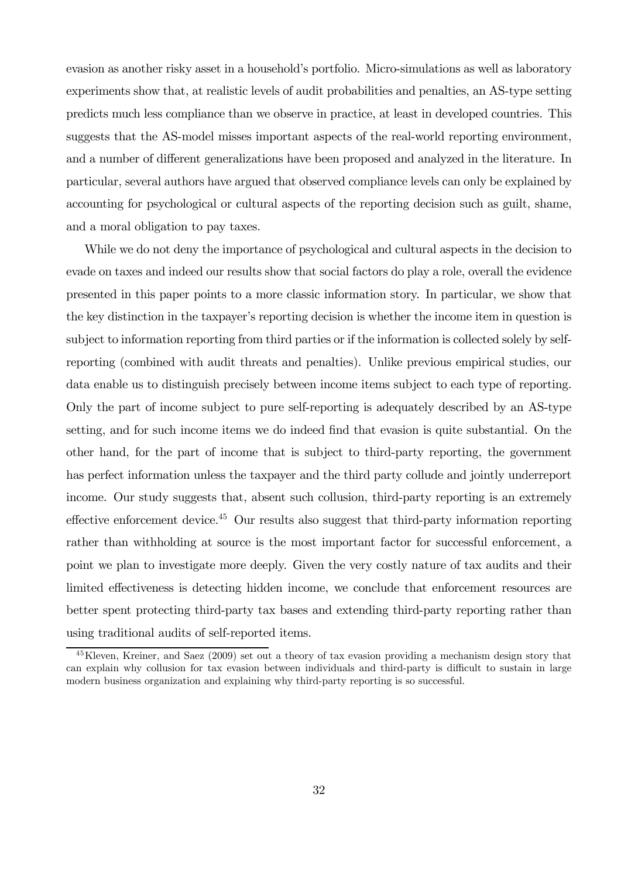evasion as another risky asset in a household's portfolio. Micro-simulations as well as laboratory experiments show that, at realistic levels of audit probabilities and penalties, an AS-type setting predicts much less compliance than we observe in practice, at least in developed countries. This suggests that the AS-model misses important aspects of the real-world reporting environment, and a number of different generalizations have been proposed and analyzed in the literature. In particular, several authors have argued that observed compliance levels can only be explained by accounting for psychological or cultural aspects of the reporting decision such as guilt, shame, and a moral obligation to pay taxes.

While we do not deny the importance of psychological and cultural aspects in the decision to evade on taxes and indeed our results show that social factors do play a role, overall the evidence presented in this paper points to a more classic information story. In particular, we show that the key distinction in the taxpayer's reporting decision is whether the income item in question is subject to information reporting from third parties or if the information is collected solely by self-reporting (combined with audit threats and penalties). Unlike previous empirical studies, our data enable us to distinguish precisely between income items subject to each type of reporting. Only the part of income subject to pure self-reporting is adequately described by an AS-type setting, and for such income items we do indeed find that evasion is quite substantial. On the other hand, for the part of income that is subject to third-party reporting, the government has perfect information unless the taxpayer and the third party collude and jointly underreport income. Our study suggests that, absent such collusion, third-party reporting is an extremely effective enforcement device.[45] Our results also suggest that third-party information reporting rather than withholding at source is the most important factor for successful enforcement, a point we plan to investigate more deeply. Given the very costly nature of tax audits and their limited effectiveness is detecting hidden income, we conclude that enforcement resources are better spent protecting third-party tax bases and extending third-party reporting rather than using traditional audits of self-reported items.

[45] Kleven, Kreiner, and Saez (2009) set out a theory of tax evasion providing a mechanism design story that can explain why collusion for tax evasion between individuals and third-party is difficult to sustain in large modern business organization and explaining why third-party reporting is so successful.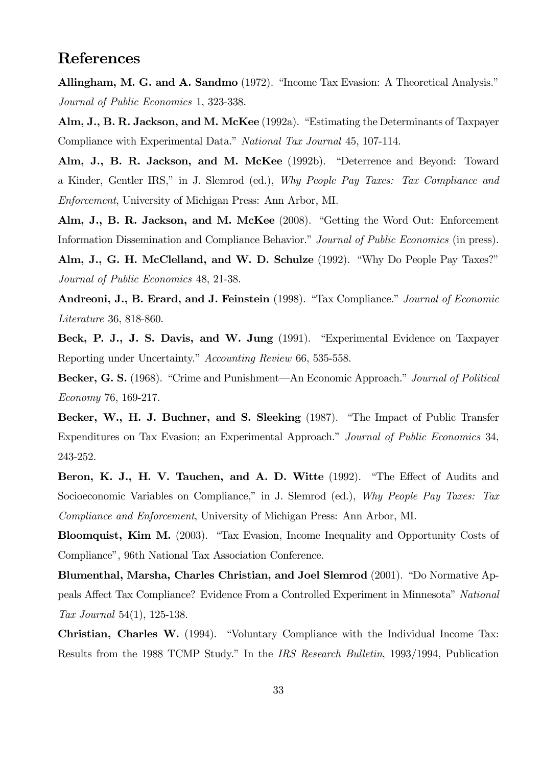## References

**Allingham, M. G. and A. Sandmo** (1972). "Income Tax Evasion: A Theoretical Analysis." *Journal of Public Economics* 1, 323-338.

**Alm, J., B. R. Jackson, and M. McKee** (1992a). "Estimating the Determinants of Taxpayer Compliance with Experimental Data." *National Tax Journal* 45, 107-114.

**Alm, J., B. R. Jackson, and M. McKee** (1992b). "Deterrence and Beyond: Toward a Kinder, Gentler IRS," in J. Slemrod (ed.), *Why People Pay Taxes: Tax Compliance and Enforcement*, University of Michigan Press: Ann Arbor, MI.

**Alm, J., B. R. Jackson, and M. McKee** (2008). "Getting the Word Out: Enforcement Information Dissemination and Compliance Behavior." *Journal of Public Economics* (in press).

**Alm, J., G. H. McClelland, and W. D. Schulze** (1992). "Why Do People Pay Taxes?" *Journal of Public Economics* 48, 21-38.

**Andreoni, J., B. Erard, and J. Feinstein** (1998). "Tax Compliance." *Journal of Economic Literature* 36, 818-860.

**Beck, P. J., J. S. Davis, and W. Jung** (1991). "Experimental Evidence on Taxpayer Reporting under Uncertainty." *Accounting Review* 66, 535-558.

**Becker, G. S.** (1968). "Crime and Punishment—An Economic Approach." *Journal of Political Economy* 76, 169-217.

**Becker, W., H. J. Buchner, and S. Sleeking** (1987). "The Impact of Public Transfer Expenditures on Tax Evasion; an Experimental Approach." *Journal of Public Economics* 34, 243-252.

**Beron, K. J., H. V. Tauchen, and A. D. Witte** (1992). "The Effect of Audits and Socioeconomic Variables on Compliance," in J. Slemrod (ed.), *Why People Pay Taxes: Tax Compliance and Enforcement*, University of Michigan Press: Ann Arbor, MI.

**Bloomquist, Kim M.** (2003). "Tax Evasion, Income Inequality and Opportunity Costs of Compliance", 96th National Tax Association Conference.

**Blumenthal, Marsha, Charles Christian, and Joel Slemrod** (2001). "Do Normative Appeals Affect Tax Compliance? Evidence From a Controlled Experiment in Minnesota" *National Tax Journal* 54(1), 125-138.

**Christian, Charles W.** (1994). "Voluntary Compliance with the Individual Income Tax: Results from the 1988 TCMP Study." In the *IRS Research Bulletin*, 1993/1994, Publication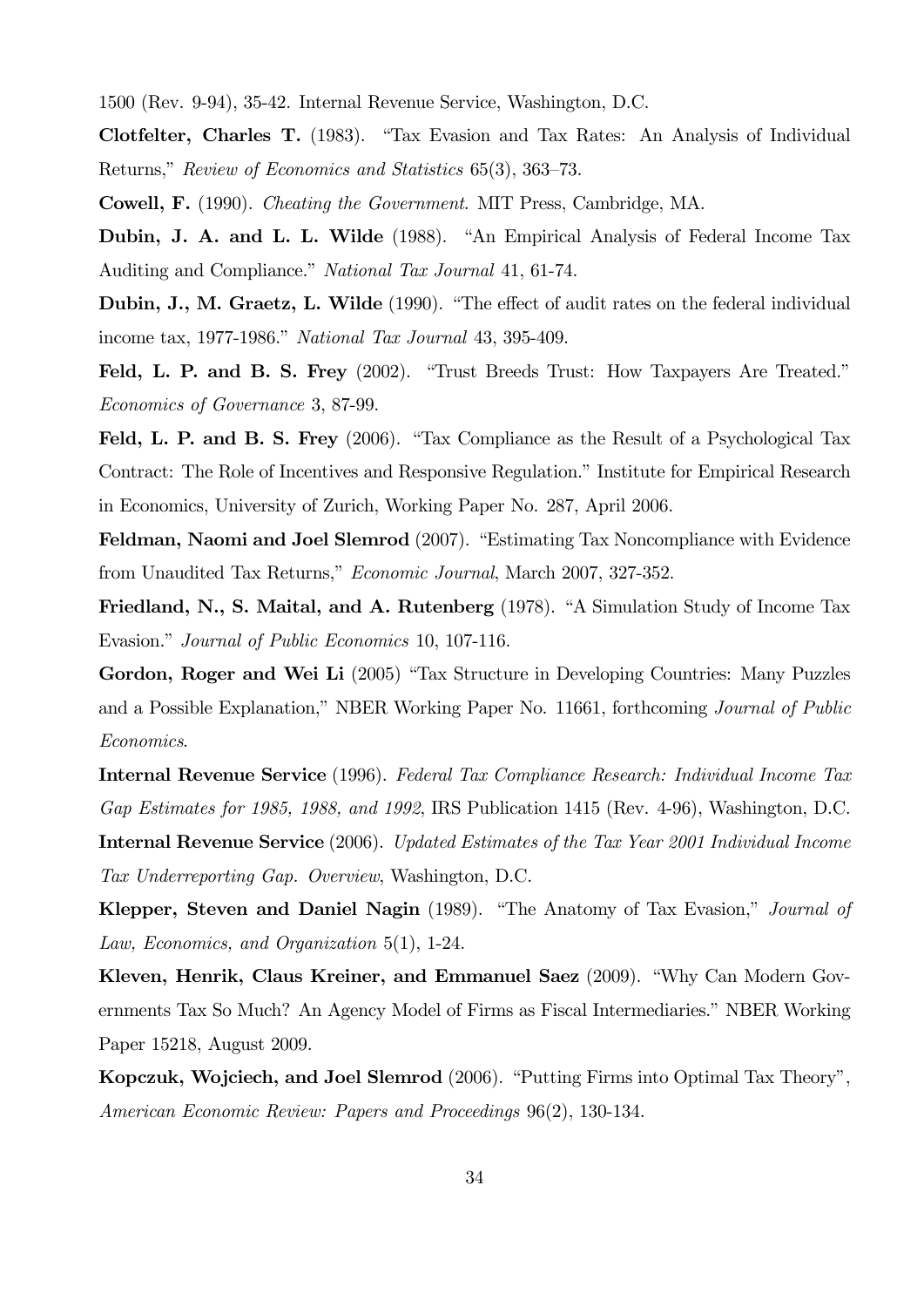1500 (Rev. 9-94), 35-42. Internal Revenue Service, Washington, D.C.

**Clotfelter, Charles T.** (1983). "Tax Evasion and Tax Rates: An Analysis of Individual Returns," *Review of Economics and Statistics* 65(3), 363–73.

**Cowell, F.** (1990). *Cheating the Government*. MIT Press, Cambridge, MA.

**Dubin, J. A. and L. L. Wilde** (1988). "An Empirical Analysis of Federal Income Tax Auditing and Compliance." *National Tax Journal* 41, 61-74.

**Dubin, J., M. Graetz, L. Wilde** (1990). "The effect of audit rates on the federal individual income tax, 1977-1986." *National Tax Journal* 43, 395-409.

**Feld, L. P. and B. S. Frey** (2002). "Trust Breeds Trust: How Taxpayers Are Treated." *Economics of Governance* 3, 87-99.

**Feld, L. P. and B. S. Frey** (2006). "Tax Compliance as the Result of a Psychological Tax Contract: The Role of Incentives and Responsive Regulation." Institute for Empirical Research in Economics, University of Zurich, Working Paper No. 287, April 2006.

**Feldman, Naomi and Joel Slemrod** (2007). "Estimating Tax Noncompliance with Evidence from Unaudited Tax Returns," *Economic Journal*, March 2007, 327-352.

**Friedland, N., S. Maital, and A. Rutenberg** (1978). "A Simulation Study of Income Tax Evasion." *Journal of Public Economics* 10, 107-116.

**Gordon, Roger and Wei Li** (2005) "Tax Structure in Developing Countries: Many Puzzles and a Possible Explanation," NBER Working Paper No. 11661, forthcoming *Journal of Public Economics*.

**Internal Revenue Service** (1996). *Federal Tax Compliance Research: Individual Income Tax Gap Estimates for 1985, 1988, and 1992*, IRS Publication 1415 (Rev. 4-96), Washington, D.C.

**Internal Revenue Service** (2006). *Updated Estimates of the Tax Year 2001 Individual Income Tax Underreporting Gap. Overview*, Washington, D.C.

**Klepper, Steven and Daniel Nagin** (1989). "The Anatomy of Tax Evasion," *Journal of Law, Economics, and Organization* 5(1), 1-24.

**Kleven, Henrik, Claus Kreiner, and Emmanuel Saez** (2009). "Why Can Modern Governments Tax So Much? An Agency Model of Firms as Fiscal Intermediaries." NBER Working Paper 15218, August 2009.

**Kopczuk, Wojciech, and Joel Slemrod** (2006). "Putting Firms into Optimal Tax Theory", *American Economic Review: Papers and Proceedings* 96(2), 130-134.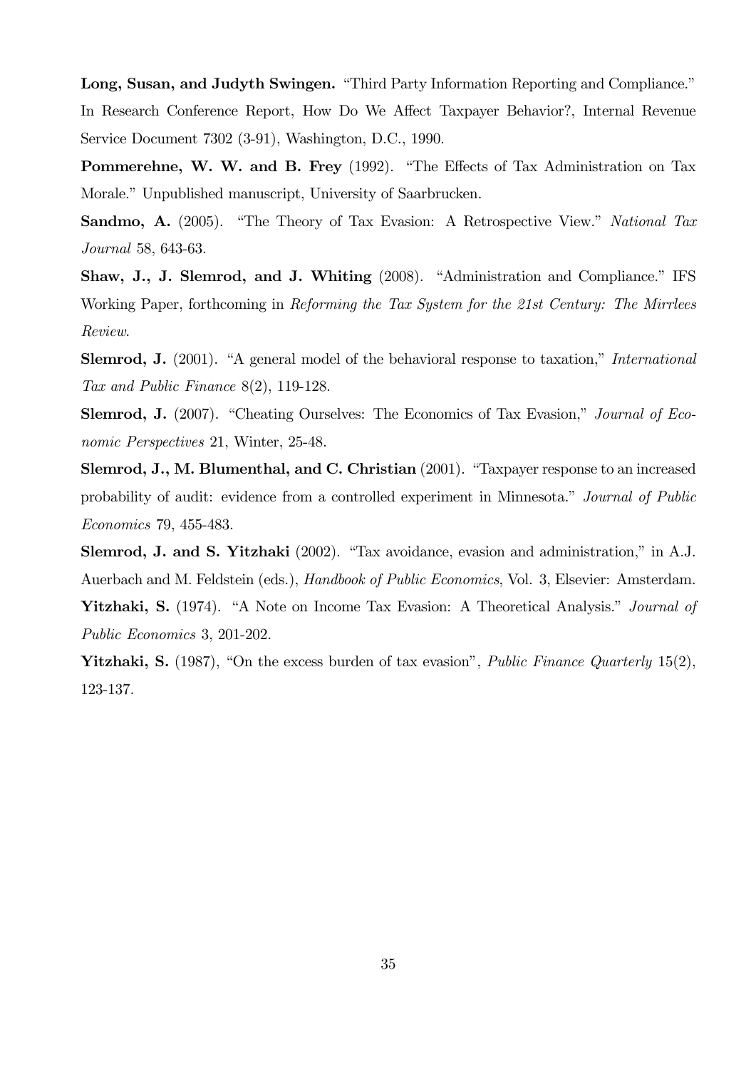**Long, Susan, and Judyth Swingen.** "Third Party Information Reporting and Compliance." In Research Conference Report, How Do We Affect Taxpayer Behavior?, Internal Revenue Service Document 7302 (3-91), Washington, D.C., 1990.

**Pommerehne, W. W. and B. Frey** (1992). "The Effects of Tax Administration on Tax Morale." Unpublished manuscript, University of Saarbrucken.

**Sandmo, A.** (2005). "The Theory of Tax Evasion: A Retrospective View." *National Tax Journal* 58, 643-63.

**Shaw, J., J. Slemrod, and J. Whiting** (2008). "Administration and Compliance." IFS Working Paper, forthcoming in *Reforming the Tax System for the 21st Century: The Mirrlees Review.*

**Slemrod, J.** (2001). "A general model of the behavioral response to taxation," *International Tax and Public Finance* 8(2), 119-128.

**Slemrod, J.** (2007). "Cheating Ourselves: The Economics of Tax Evasion," *Journal of Economic Perspectives* 21, Winter, 25-48.

**Slemrod, J., M. Blumenthal, and C. Christian** (2001). "Taxpayer response to an increased probability of audit: evidence from a controlled experiment in Minnesota." *Journal of Public Economics* 79, 455-483.

**Slemrod, J. and S. Yitzhaki** (2002). "Tax avoidance, evasion and administration," in A.J. Auerbach and M. Feldstein (eds.), *Handbook of Public Economics*, Vol. 3, Elsevier: Amsterdam.

**Yitzhaki, S.** (1974). "A Note on Income Tax Evasion: A Theoretical Analysis." *Journal of Public Economics* 3, 201-202.

**Yitzhaki, S.** (1987), "On the excess burden of tax evasion", *Public Finance Quarterly* 15(2), 123-137.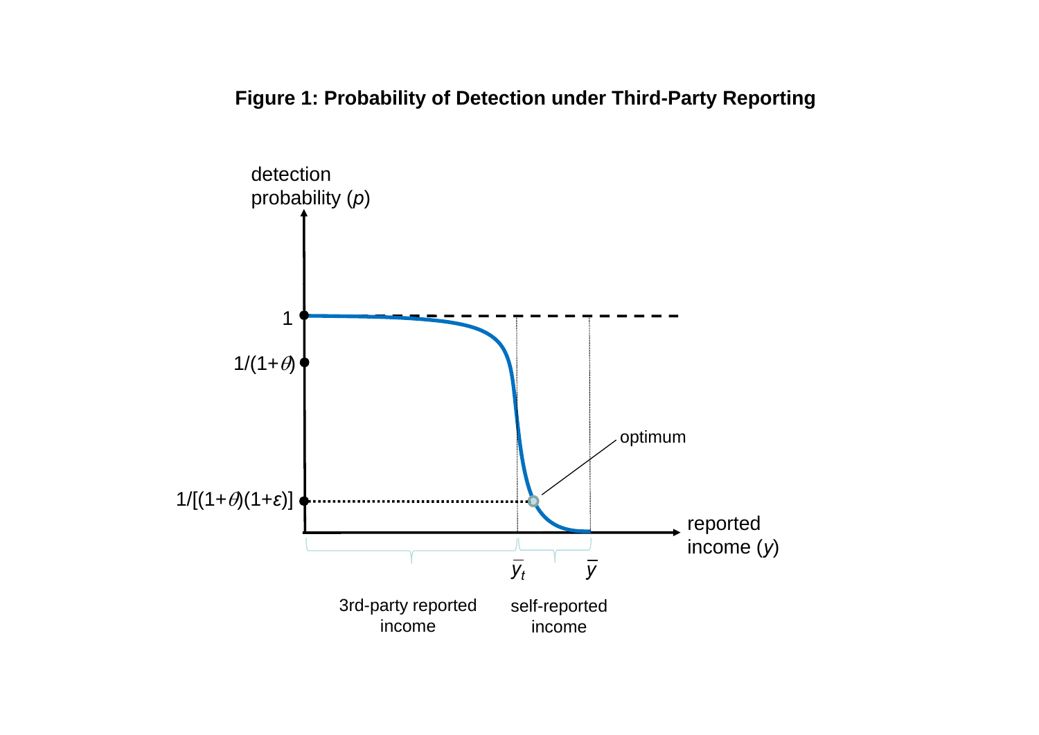**Figure 1: Probability of Detection under Third-Party Reporting**

detection probability ($p$)

1

$1/(1+\theta)$

$1/[(1+\theta)(1+\varepsilon)]$

optimum

reported income ($y$)

$\bar{y}_t$

$\bar{y}$

3rd-party reported income

self-reported income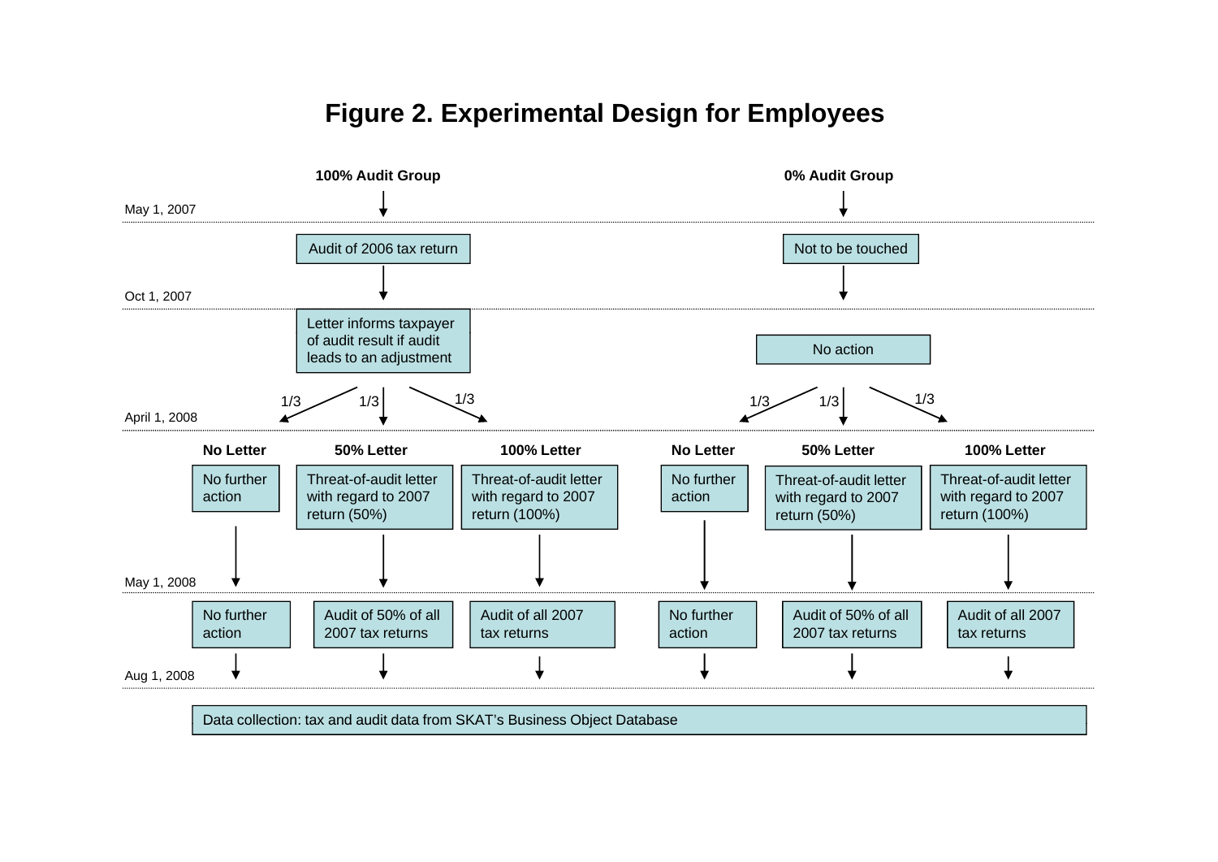# Figure 2. Experimental Design for Employees

**100% Audit Group** | **0% Audit Group**

May 1, 2007

- 100% Audit Group: Audit of 2006 tax return
- 0% Audit Group: Not to be touched

Oct 1, 2007

- 100% Audit Group: Letter informs taxpayer of audit result if audit leads to an adjustment
- 0% Audit Group: No action

Each group is split 1/3, 1/3, 1/3.

April 1, 2008

| | 100% Audit Group | | | 0% Audit Group | | |
|---|---|---|---|---|---|---|
| | **No Letter** | **50% Letter** | **100% Letter** | **No Letter** | **50% Letter** | **100% Letter** |
| April 1, 2008 | No further action | Threat-of-audit letter with regard to 2007 return (50%) | Threat-of-audit letter with regard to 2007 return (100%) | No further action | Threat-of-audit letter with regard to 2007 return (50%) | Threat-of-audit letter with regard to 2007 return (100%) |
| May 1, 2008 | No further action | Audit of 50% of all 2007 tax returns | Audit of all 2007 tax returns | No further action | Audit of 50% of all 2007 tax returns | Audit of all 2007 tax returns |

Aug 1, 2008

Data collection: tax and audit data from SKAT's Business Object Database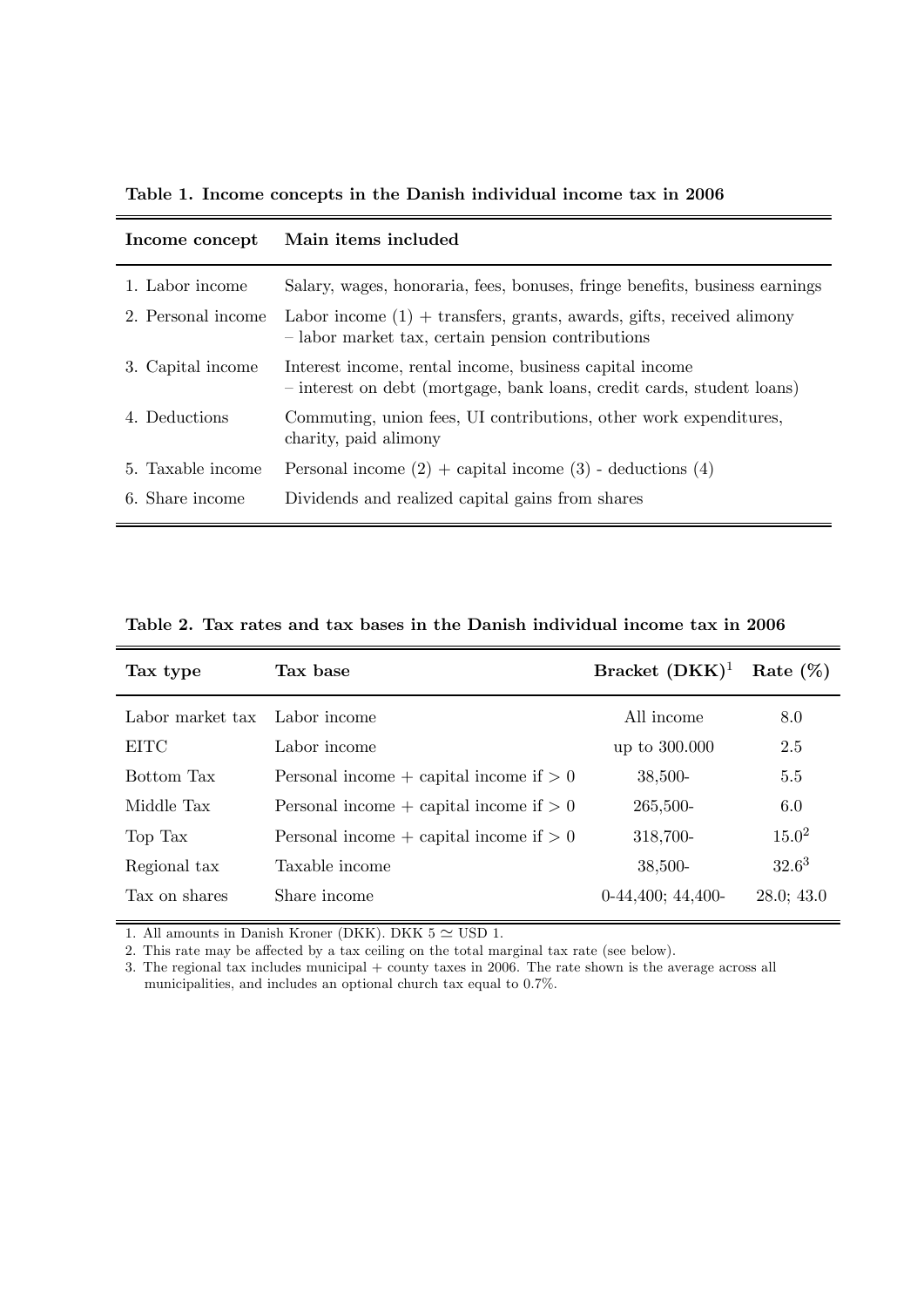**Table 1. Income concepts in the Danish individual income tax in 2006**

| Income concept | Main items included |
|---|---|
| 1. Labor income | Salary, wages, honoraria, fees, bonuses, fringe benefits, business earnings |
| 2. Personal income | Labor income (1) + transfers, grants, awards, gifts, received alimony – labor market tax, certain pension contributions |
| 3. Capital income | Interest income, rental income, business capital income – interest on debt (mortgage, bank loans, credit cards, student loans) |
| 4. Deductions | Commuting, union fees, UI contributions, other work expenditures, charity, paid alimony |
| 5. Taxable income | Personal income (2) + capital income (3) - deductions (4) |
| 6. Share income | Dividends and realized capital gains from shares |

**Table 2. Tax rates and tax bases in the Danish individual income tax in 2006**

| Tax type | Tax base | Bracket (DKK)[1] | Rate (%) |
|---|---|---|---|
| Labor market tax | Labor income | All income | 8.0 |
| EITC | Labor income | up to 300.000 | 2.5 |
| Bottom Tax | Personal income + capital income if $> 0$ | 38,500- | 5.5 |
| Middle Tax | Personal income + capital income if $> 0$ | 265,500- | 6.0 |
| Top Tax | Personal income + capital income if $> 0$ | 318,700- | 15.0[2] |
| Regional tax | Taxable income | 38,500- | 32.6[3] |
| Tax on shares | Share income | 0-44,400; 44,400- | 28.0; 43.0 |

1. All amounts in Danish Kroner (DKK). DKK 5 $\simeq$ USD 1.
2. This rate may be affected by a tax ceiling on the total marginal tax rate (see below).
3. The regional tax includes municipal + county taxes in 2006. The rate shown is the average across all municipalities, and includes an optional church tax equal to 0.7%.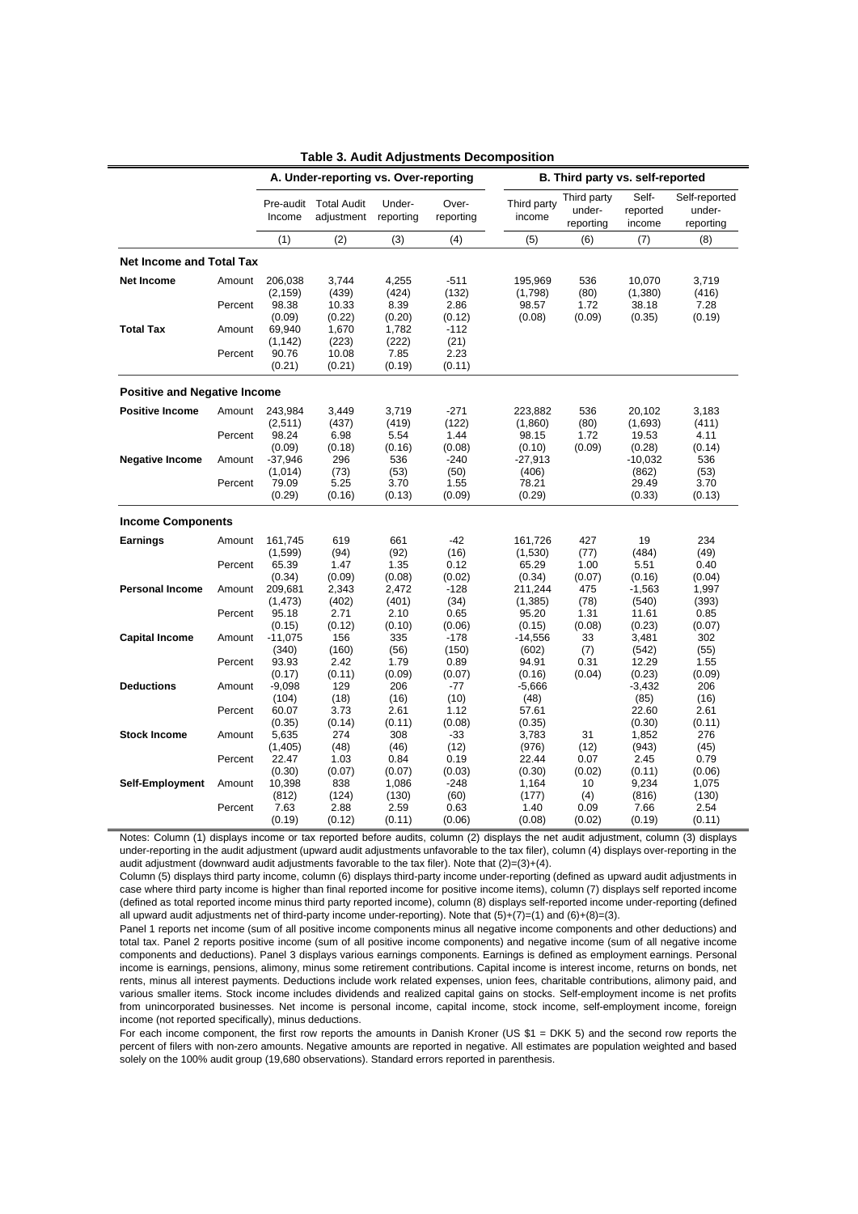**Table 3. Audit Adjustments Decomposition**

| | | A. Under-reporting vs. Over-reporting | | | | B. Third party vs. self-reported | | | |
|---|---|---|---|---|---|---|---|---|---|
| | | Pre-audit Income | Total Audit adjustment | Under-reporting | Over-reporting | Third party income | Third party under-reporting | Self-reported income | Self-reported under-reporting |
| | | (1) | (2) | (3) | (4) | (5) | (6) | (7) | (8) |
| **Net Income and Total Tax** | | | | | | | | | |
| **Net Income** | Amount | 206,038 | 3,744 | 4,255 | -511 | 195,969 | 536 | 10,070 | 3,719 |
| | | (2,159) | (439) | (424) | (132) | (1,798) | (80) | (1,380) | (416) |
| | Percent | 98.38 | 10.33 | 8.39 | 2.86 | 98.57 | 1.72 | 38.18 | 7.28 |
| | | (0.09) | (0.22) | (0.20) | (0.12) | (0.08) | (0.09) | (0.35) | (0.19) |
| **Total Tax** | Amount | 69,940 | 1,670 | 1,782 | -112 | | | | |
| | | (1,142) | (223) | (222) | (21) | | | | |
| | Percent | 90.76 | 10.08 | 7.85 | 2.23 | | | | |
| | | (0.21) | (0.21) | (0.19) | (0.11) | | | | |
| **Positive and Negative Income** | | | | | | | | | |
| **Positive Income** | Amount | 243,984 | 3,449 | 3,719 | -271 | 223,882 | 536 | 20,102 | 3,183 |
| | | (2,511) | (437) | (419) | (122) | (1,860) | (80) | (1,693) | (411) |
| | Percent | 98.24 | 6.98 | 5.54 | 1.44 | 98.15 | 1.72 | 19.53 | 4.11 |
| | | (0.09) | (0.18) | (0.16) | (0.08) | (0.10) | (0.09) | (0.28) | (0.14) |
| **Negative Income** | Amount | -37,946 | 296 | 536 | -240 | -27,913 | | -10,032 | 536 |
| | | (1,014) | (73) | (53) | (50) | (406) | | (862) | (53) |
| | Percent | 79.09 | 5.25 | 3.70 | 1.55 | 78.21 | | 29.49 | 3.70 |
| | | (0.29) | (0.16) | (0.13) | (0.09) | (0.29) | | (0.33) | (0.13) |
| **Income Components** | | | | | | | | | |
| **Earnings** | Amount | 161,745 | 619 | 661 | -42 | 161,726 | 427 | 19 | 234 |
| | | (1,599) | (94) | (92) | (16) | (1,530) | (77) | (484) | (49) |
| | Percent | 65.39 | 1.47 | 1.35 | 0.12 | 65.29 | 1.00 | 5.51 | 0.40 |
| | | (0.34) | (0.09) | (0.08) | (0.02) | (0.34) | (0.07) | (0.16) | (0.04) |
| **Personal Income** | Amount | 209,681 | 2,343 | 2,472 | -128 | 211,244 | 475 | -1,563 | 1,997 |
| | | (1,473) | (402) | (401) | (34) | (1,385) | (78) | (540) | (393) |
| | Percent | 95.18 | 2.71 | 2.10 | 0.65 | 95.20 | 1.31 | 11.61 | 0.85 |
| | | (0.15) | (0.12) | (0.10) | (0.06) | (0.15) | (0.08) | (0.23) | (0.07) |
| **Capital Income** | Amount | -11,075 | 156 | 335 | -178 | -14,556 | 33 | 3,481 | 302 |
| | | (340) | (160) | (56) | (150) | (602) | (7) | (542) | (55) |
| | Percent | 93.93 | 2.42 | 1.79 | 0.89 | 94.91 | 0.31 | 12.29 | 1.55 |
| | | (0.17) | (0.11) | (0.09) | (0.07) | (0.16) | (0.04) | (0.23) | (0.09) |
| **Deductions** | Amount | -9,098 | 129 | 206 | -77 | -5,666 | | -3,432 | 206 |
| | | (104) | (18) | (16) | (10) | (48) | | (85) | (16) |
| | Percent | 60.07 | 3.73 | 2.61 | 1.12 | 57.61 | | 22.60 | 2.61 |
| | | (0.35) | (0.14) | (0.11) | (0.08) | (0.35) | | (0.30) | (0.11) |
| **Stock Income** | Amount | 5,635 | 274 | 308 | -33 | 3,783 | 31 | 1,852 | 276 |
| | | (1,405) | (48) | (46) | (12) | (976) | (12) | (943) | (45) |
| | Percent | 22.47 | 1.03 | 0.84 | 0.19 | 22.44 | 0.07 | 2.45 | 0.79 |
| | | (0.30) | (0.07) | (0.07) | (0.03) | (0.30) | (0.02) | (0.11) | (0.06) |
| **Self-Employment** | Amount | 10,398 | 838 | 1,086 | -248 | 1,164 | 10 | 9,234 | 1,075 |
| | | (812) | (124) | (130) | (60) | (177) | (4) | (816) | (130) |
| | Percent | 7.63 | 2.88 | 2.59 | 0.63 | 1.40 | 0.09 | 7.66 | 2.54 |
| | | (0.19) | (0.12) | (0.11) | (0.06) | (0.08) | (0.02) | (0.19) | (0.11) |

Notes: Column (1) displays income or tax reported before audits, column (2) displays the net audit adjustment, column (3) displays under-reporting in the audit adjustment (upward audit adjustments unfavorable to the tax filer), column (4) displays over-reporting in the audit adjustment (downward audit adjustments favorable to the tax filer). Note that (2)=(3)+(4).

Column (5) displays third party income, column (6) displays third-party income under-reporting (defined as upward audit adjustments in case where third party income is higher than final reported income for positive income items), column (7) displays self reported income (defined as total reported income minus third party reported income), column (8) displays self-reported income under-reporting (defined all upward audit adjustments net of third-party income under-reporting). Note that (5)+(7)=(1) and (6)+(8)=(3).

Panel 1 reports net income (sum of all positive income components minus all negative income components and other deductions) and total tax. Panel 2 reports positive income (sum of all positive income components) and negative income (sum of all negative income components and deductions). Panel 3 displays various earnings components. Earnings is defined as employment earnings. Personal income is earnings, pensions, alimony, minus some retirement contributions. Capital income is interest income, returns on bonds, net rents, minus all interest payments. Deductions include work related expenses, union fees, charitable contributions, alimony paid, and various smaller items. Stock income includes dividends and realized capital gains on stocks. Self-employment income is net profits from unincorporated businesses. Net income is personal income, capital income, stock income, self-employment income, foreign income (not reported specifically), minus deductions.

For each income component, the first row reports the amounts in Danish Kroner (US $1 = DKK 5) and the second row reports the percent of filers with non-zero amounts. Negative amounts are reported in negative. All estimates are population weighted and based solely on the 100% audit group (19,680 observations). Standard errors reported in parenthesis.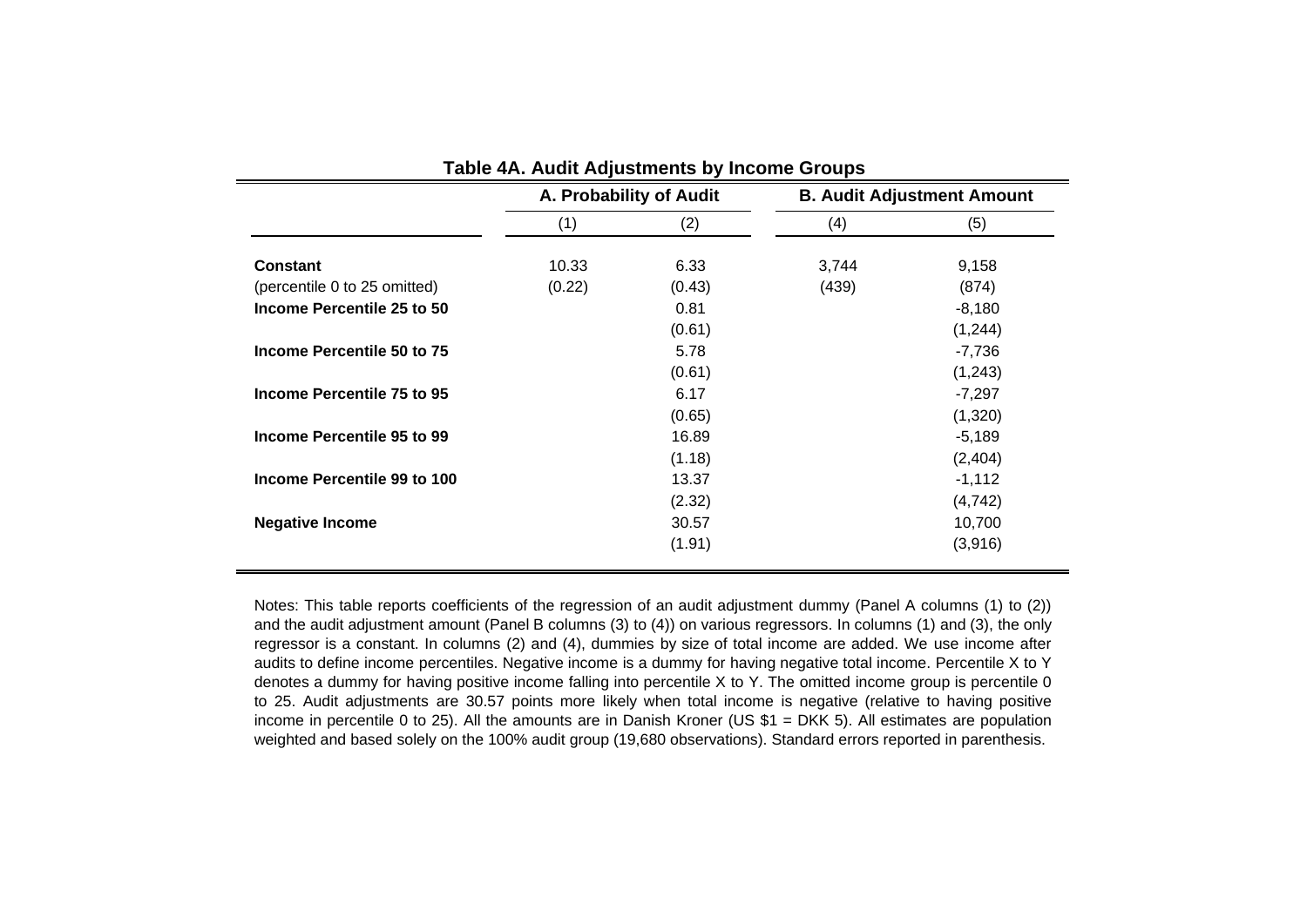# Table 4A. Audit Adjustments by Income Groups

| | A. Probability of Audit | | B. Audit Adjustment Amount | |
|---|---|---|---|---|
| | (1) | (2) | (4) | (5) |
| **Constant** | 10.33 | 6.33 | 3,744 | 9,158 |
| (percentile 0 to 25 omitted) | (0.22) | (0.43) | (439) | (874) |
| **Income Percentile 25 to 50** | | 0.81 | | -8,180 |
| | | (0.61) | | (1,244) |
| **Income Percentile 50 to 75** | | 5.78 | | -7,736 |
| | | (0.61) | | (1,243) |
| **Income Percentile 75 to 95** | | 6.17 | | -7,297 |
| | | (0.65) | | (1,320) |
| **Income Percentile 95 to 99** | | 16.89 | | -5,189 |
| | | (1.18) | | (2,404) |
| **Income Percentile 99 to 100** | | 13.37 | | -1,112 |
| | | (2.32) | | (4,742) |
| **Negative Income** | | 30.57 | | 10,700 |
| | | (1.91) | | (3,916) |

Notes: This table reports coefficients of the regression of an audit adjustment dummy (Panel A columns (1) to (2)) and the audit adjustment amount (Panel B columns (3) to (4)) on various regressors. In columns (1) and (3), the only regressor is a constant. In columns (2) and (4), dummies by size of total income are added. We use income after audits to define income percentiles. Negative income is a dummy for having negative total income. Percentile X to Y denotes a dummy for having positive income falling into percentile X to Y. The omitted income group is percentile 0 to 25. Audit adjustments are 30.57 points more likely when total income is negative (relative to having positive income in percentile 0 to 25). All the amounts are in Danish Kroner (US $1 = DKK 5). All estimates are population weighted and based solely on the 100% audit group (19,680 observations). Standard errors reported in parenthesis.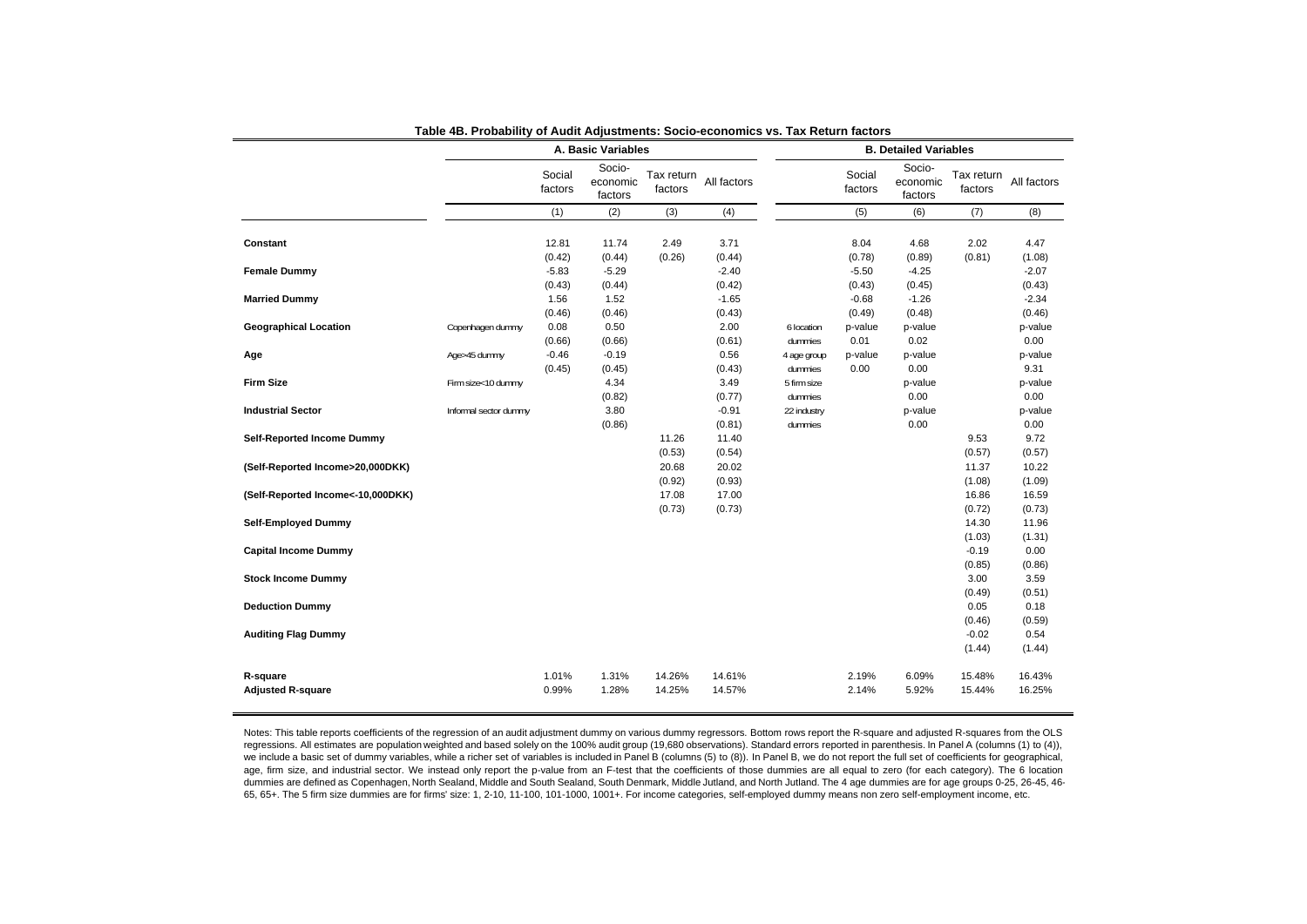**Table 4B. Probability of Audit Adjustments: Socio-economics vs. Tax Return factors**

| | | A. Basic Variables | | | | | B. Detailed Variables | | | |
|---|---|---|---|---|---|---|---|---|---|---|
| | | Social factors | Socio-economic factors | Tax return factors | All factors | | Social factors | Socio-economic factors | Tax return factors | All factors |
| | | (1) | (2) | (3) | (4) | | (5) | (6) | (7) | (8) |
| **Constant** | | 12.81 | 11.74 | 2.49 | 3.71 | | 8.04 | 4.68 | 2.02 | 4.47 |
| | | (0.42) | (0.44) | (0.26) | (0.44) | | (0.78) | (0.89) | (0.81) | (1.08) |
| **Female Dummy** | | -5.83 | -5.29 | | -2.40 | | -5.50 | -4.25 | | -2.07 |
| | | (0.43) | (0.44) | | (0.42) | | (0.43) | (0.45) | | (0.43) |
| **Married Dummy** | | 1.56 | 1.52 | | -1.65 | | -0.68 | -1.26 | | -2.34 |
| | | (0.46) | (0.46) | | (0.43) | | (0.49) | (0.48) | | (0.46) |
| **Geographical Location** | Copenhagen dummy | 0.08 | 0.50 | | 2.00 | 6 location | p-value | p-value | | p-value |
| | | (0.66) | (0.66) | | (0.61) | dummies | 0.01 | 0.02 | | 0.00 |
| **Age** | Age>45 dummy | -0.46 | -0.19 | | 0.56 | 4 age group | p-value | p-value | | p-value |
| | | (0.45) | (0.45) | | (0.43) | dummies | 0.00 | 0.00 | | 9.31 |
| **Firm Size** | Firm size<10 dummy | | 4.34 | | 3.49 | 5 firm size | | p-value | | p-value |
| | | | (0.82) | | (0.77) | dummies | | 0.00 | | 0.00 |
| **Industrial Sector** | Informal sector dummy | | 3.80 | | -0.91 | 22 industry | | p-value | | p-value |
| | | | (0.86) | | (0.81) | dummies | | 0.00 | | 0.00 |
| **Self-Reported Income Dummy** | | | | 11.26 | 11.40 | | | | 9.53 | 9.72 |
| | | | | (0.53) | (0.54) | | | | (0.57) | (0.57) |
| **(Self-Reported Income>20,000DKK)** | | | | 20.68 | 20.02 | | | | 11.37 | 10.22 |
| | | | | (0.92) | (0.93) | | | | (1.08) | (1.09) |
| **(Self-Reported Income<-10,000DKK)** | | | | 17.08 | 17.00 | | | | 16.86 | 16.59 |
| | | | | (0.73) | (0.73) | | | | (0.72) | (0.73) |
| **Self-Employed Dummy** | | | | | | | | | 14.30 | 11.96 |
| | | | | | | | | | (1.03) | (1.31) |
| **Capital Income Dummy** | | | | | | | | | -0.19 | 0.00 |
| | | | | | | | | | (0.85) | (0.86) |
| **Stock Income Dummy** | | | | | | | | | 3.00 | 3.59 |
| | | | | | | | | | (0.49) | (0.51) |
| **Deduction Dummy** | | | | | | | | | 0.05 | 0.18 |
| | | | | | | | | | (0.46) | (0.59) |
| **Auditing Flag Dummy** | | | | | | | | | -0.02 | 0.54 |
| | | | | | | | | | (1.44) | (1.44) |
| **R-square** | | 1.01% | 1.31% | 14.26% | 14.61% | | 2.19% | 6.09% | 15.48% | 16.43% |
| **Adjusted R-square** | | 0.99% | 1.28% | 14.25% | 14.57% | | 2.14% | 5.92% | 15.44% | 16.25% |

Notes: This table reports coefficients of the regression of an audit adjustment dummy on various dummy regressors. Bottom rows report the R-square and adjusted R-squares from the OLS regressions. All estimates are population weighted and based solely on the 100% audit group (19,680 observations). Standard errors reported in parenthesis. In Panel A (columns (1) to (4)), we include a basic set of dummy variables, while a richer set of variables is included in Panel B (columns (5) to (8)). In Panel B, we do not report the full set of coefficients for geographical, age, firm size, and industrial sector. We instead only report the p-value from an F-test that the coefficients of those dummies are all equal to zero (for each category). The 6 location dummies are defined as Copenhagen, North Sealand, Middle and South Sealand, South Denmark, Middle Jutland, and North Jutland. The 4 age dummies are for age groups 0-25, 26-45, 46-65, 65+. The 5 firm size dummies are for firms' size: 1, 2-10, 11-100, 101-1000, 1001+. For income categories, self-employed dummy means non zero self-employment income, etc.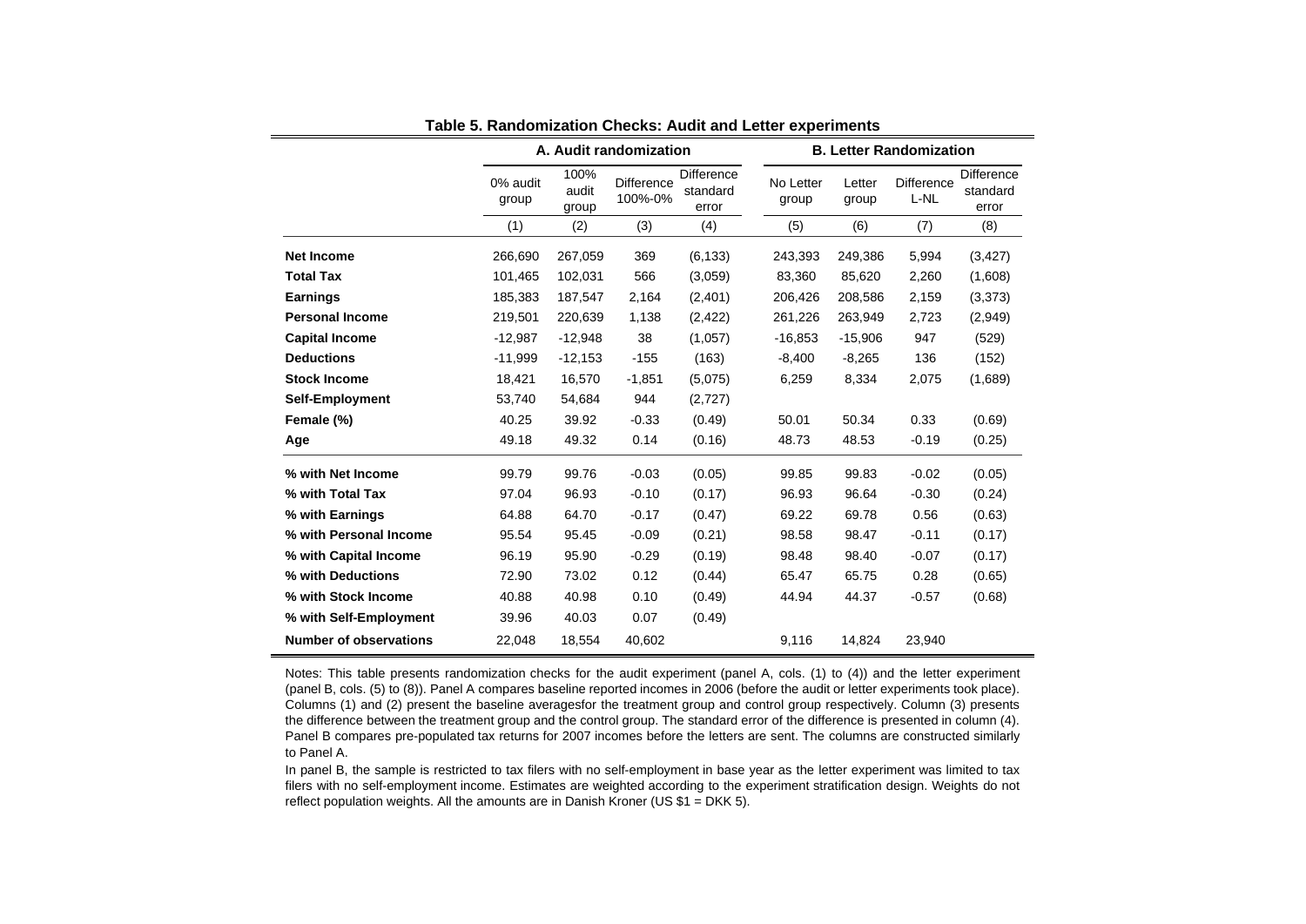**Table 5. Randomization Checks: Audit and Letter experiments**

| | A. Audit randomization | | | | B. Letter Randomization | | | |
|---|---|---|---|---|---|---|---|---|
| | 0% audit group | 100% audit group | Difference 100%-0% | Difference standard error | No Letter group | Letter group | Difference L-NL | Difference standard error |
| | (1) | (2) | (3) | (4) | (5) | (6) | (7) | (8) |
| **Net Income** | 266,690 | 267,059 | 369 | (6,133) | 243,393 | 249,386 | 5,994 | (3,427) |
| **Total Tax** | 101,465 | 102,031 | 566 | (3,059) | 83,360 | 85,620 | 2,260 | (1,608) |
| **Earnings** | 185,383 | 187,547 | 2,164 | (2,401) | 206,426 | 208,586 | 2,159 | (3,373) |
| **Personal Income** | 219,501 | 220,639 | 1,138 | (2,422) | 261,226 | 263,949 | 2,723 | (2,949) |
| **Capital Income** | -12,987 | -12,948 | 38 | (1,057) | -16,853 | -15,906 | 947 | (529) |
| **Deductions** | -11,999 | -12,153 | -155 | (163) | -8,400 | -8,265 | 136 | (152) |
| **Stock Income** | 18,421 | 16,570 | -1,851 | (5,075) | 6,259 | 8,334 | 2,075 | (1,689) |
| **Self-Employment** | 53,740 | 54,684 | 944 | (2,727) | | | | |
| **Female (%)** | 40.25 | 39.92 | -0.33 | (0.49) | 50.01 | 50.34 | 0.33 | (0.69) |
| **Age** | 49.18 | 49.32 | 0.14 | (0.16) | 48.73 | 48.53 | -0.19 | (0.25) |
| **% with Net Income** | 99.79 | 99.76 | -0.03 | (0.05) | 99.85 | 99.83 | -0.02 | (0.05) |
| **% with Total Tax** | 97.04 | 96.93 | -0.10 | (0.17) | 96.93 | 96.64 | -0.30 | (0.24) |
| **% with Earnings** | 64.88 | 64.70 | -0.17 | (0.47) | 69.22 | 69.78 | 0.56 | (0.63) |
| **% with Personal Income** | 95.54 | 95.45 | -0.09 | (0.21) | 98.58 | 98.47 | -0.11 | (0.17) |
| **% with Capital Income** | 96.19 | 95.90 | -0.29 | (0.19) | 98.48 | 98.40 | -0.07 | (0.17) |
| **% with Deductions** | 72.90 | 73.02 | 0.12 | (0.44) | 65.47 | 65.75 | 0.28 | (0.65) |
| **% with Stock Income** | 40.88 | 40.98 | 0.10 | (0.49) | 44.94 | 44.37 | -0.57 | (0.68) |
| **% with Self-Employment** | 39.96 | 40.03 | 0.07 | (0.49) | | | | |
| **Number of observations** | 22,048 | 18,554 | 40,602 | | 9,116 | 14,824 | 23,940 | |

Notes: This table presents randomization checks for the audit experiment (panel A, cols. (1) to (4)) and the letter experiment (panel B, cols. (5) to (8)). Panel A compares baseline reported incomes in 2006 (before the audit or letter experiments took place). Columns (1) and (2) present the baseline averagesfor the treatment group and control group respectively. Column (3) presents the difference between the treatment group and the control group. The standard error of the difference is presented in column (4). Panel B compares pre-populated tax returns for 2007 incomes before the letters are sent. The columns are constructed similarly to Panel A.

In panel B, the sample is restricted to tax filers with no self-employment in base year as the letter experiment was limited to tax filers with no self-employment income. Estimates are weighted according to the experiment stratification design. Weights do not reflect population weights. All the amounts are in Danish Kroner (US $1 = DKK 5).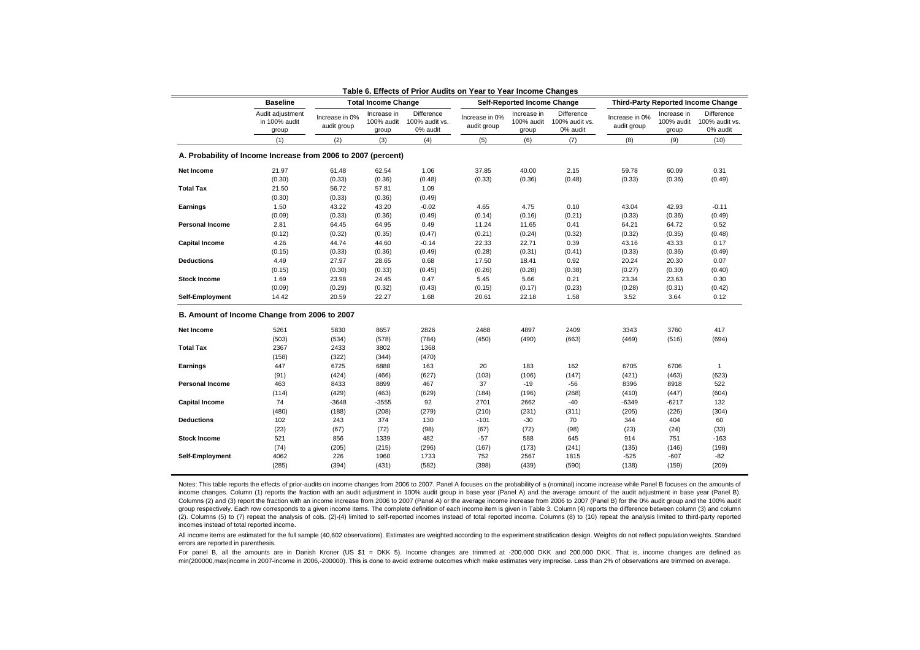**Table 6. Effects of Prior Audits on Year to Year Income Changes**

| | Baseline | Total Income Change | | | Self-Reported Income Change | | | Third-Party Reported Income Change | | |
|---|---|---|---|---|---|---|---|---|---|---|
| | Audit adjustment in 100% audit group | Increase in 0% audit group | Increase in 100% audit group | Difference 100% audit vs. 0% audit | Increase in 0% audit group | Increase in 100% audit group | Difference 100% audit vs. 0% audit | Increase in 0% audit group | Increase in 100% audit group | Difference 100% audit vs. 0% audit |
| | (1) | (2) | (3) | (4) | (5) | (6) | (7) | (8) | (9) | (10) |
| **A. Probability of Income Increase from 2006 to 2007 (percent)** | | | | | | | | | | |
| **Net Income** | 21.97 | 61.48 | 62.54 | 1.06 | 37.85 | 40.00 | 2.15 | 59.78 | 60.09 | 0.31 |
| | (0.30) | (0.33) | (0.36) | (0.48) | (0.33) | (0.36) | (0.48) | (0.33) | (0.36) | (0.49) |
| **Total Tax** | 21.50 | 56.72 | 57.81 | 1.09 | | | | | | |
| | (0.30) | (0.33) | (0.36) | (0.49) | | | | | | |
| **Earnings** | 1.50 | 43.22 | 43.20 | -0.02 | 4.65 | 4.75 | 0.10 | 43.04 | 42.93 | -0.11 |
| | (0.09) | (0.33) | (0.36) | (0.49) | (0.14) | (0.16) | (0.21) | (0.33) | (0.36) | (0.49) |
| **Personal Income** | 2.81 | 64.45 | 64.95 | 0.49 | 11.24 | 11.65 | 0.41 | 64.21 | 64.72 | 0.52 |
| | (0.12) | (0.32) | (0.35) | (0.47) | (0.21) | (0.24) | (0.32) | (0.32) | (0.35) | (0.48) |
| **Capital Income** | 4.26 | 44.74 | 44.60 | -0.14 | 22.33 | 22.71 | 0.39 | 43.16 | 43.33 | 0.17 |
| | (0.15) | (0.33) | (0.36) | (0.49) | (0.28) | (0.31) | (0.41) | (0.33) | (0.36) | (0.49) |
| **Deductions** | 4.49 | 27.97 | 28.65 | 0.68 | 17.50 | 18.41 | 0.92 | 20.24 | 20.30 | 0.07 |
| | (0.15) | (0.30) | (0.33) | (0.45) | (0.26) | (0.28) | (0.38) | (0.27) | (0.30) | (0.40) |
| **Stock Income** | 1.69 | 23.98 | 24.45 | 0.47 | 5.45 | 5.66 | 0.21 | 23.34 | 23.63 | 0.30 |
| | (0.09) | (0.29) | (0.32) | (0.43) | (0.15) | (0.17) | (0.23) | (0.28) | (0.31) | (0.42) |
| **Self-Employment** | 14.42 | 20.59 | 22.27 | 1.68 | 20.61 | 22.18 | 1.58 | 3.52 | 3.64 | 0.12 |
| **B. Amount of Income Change from 2006 to 2007** | | | | | | | | | | |
| **Net Income** | 5261 | 5830 | 8657 | 2826 | 2488 | 4897 | 2409 | 3343 | 3760 | 417 |
| | (503) | (534) | (578) | (784) | (450) | (490) | (663) | (469) | (516) | (694) |
| **Total Tax** | 2367 | 2433 | 3802 | 1368 | | | | | | |
| | (158) | (322) | (344) | (470) | | | | | | |
| **Earnings** | 447 | 6725 | 6888 | 163 | 20 | 183 | 162 | 6705 | 6706 | 1 |
| | (91) | (424) | (466) | (627) | (103) | (106) | (147) | (421) | (463) | (623) |
| **Personal Income** | 463 | 8433 | 8899 | 467 | 37 | -19 | -56 | 8396 | 8918 | 522 |
| | (114) | (429) | (463) | (629) | (184) | (196) | (268) | (410) | (447) | (604) |
| **Capital Income** | 74 | -3648 | -3555 | 92 | 2701 | 2662 | -40 | -6349 | -6217 | 132 |
| | (480) | (188) | (208) | (279) | (210) | (231) | (311) | (205) | (226) | (304) |
| **Deductions** | 102 | 243 | 374 | 130 | -101 | -30 | 70 | 344 | 404 | 60 |
| | (23) | (67) | (72) | (98) | (67) | (72) | (98) | (23) | (24) | (33) |
| **Stock Income** | 521 | 856 | 1339 | 482 | -57 | 588 | 645 | 914 | 751 | -163 |
| | (74) | (205) | (215) | (296) | (167) | (173) | (241) | (135) | (146) | (198) |
| **Self-Employment** | 4062 | 226 | 1960 | 1733 | 752 | 2567 | 1815 | -525 | -607 | -82 |
| | (285) | (394) | (431) | (582) | (398) | (439) | (590) | (138) | (159) | (209) |

Notes: This table reports the effects of prior-audits on income changes from 2006 to 2007. Panel A focuses on the probability of a (nominal) income increase while Panel B focuses on the amounts of income changes. Column (1) reports the fraction with an audit adjustment in 100% audit group in base year (Panel A) and the average amount of the audit adjustment in base year (Panel B). Columns (2) and (3) report the fraction with an income increase from 2006 to 2007 (Panel A) or the average income increase from 2006 to 2007 (Panel B) for the 0% audit group and the 100% audit group respectively. Each row corresponds to a given income items. The complete definition of each income item is given in Table 3. Column (4) reports the difference between column (3) and column (2). Columns (5) to (7) repeat the analysis of cols. (2)-(4) limited to self-reported incomes instead of total reported income. Columns (8) to (10) repeat the analysis limited to third-party reported incomes instead of total reported income.

All income items are estimated for the full sample (40,602 observations). Estimates are weighted according to the experiment stratification design. Weights do not reflect population weights. Standard errors are reported in parenthesis.

For panel B, all the amounts are in Danish Kroner (US $1 = DKK 5). Income changes are trimmed at -200,000 DKK and 200,000 DKK. That is, income changes are defined as min(200000,max(income in 2007-income in 2006,-200000). This is done to avoid extreme outcomes which make estimates very imprecise. Less than 2% of observations are trimmed on average.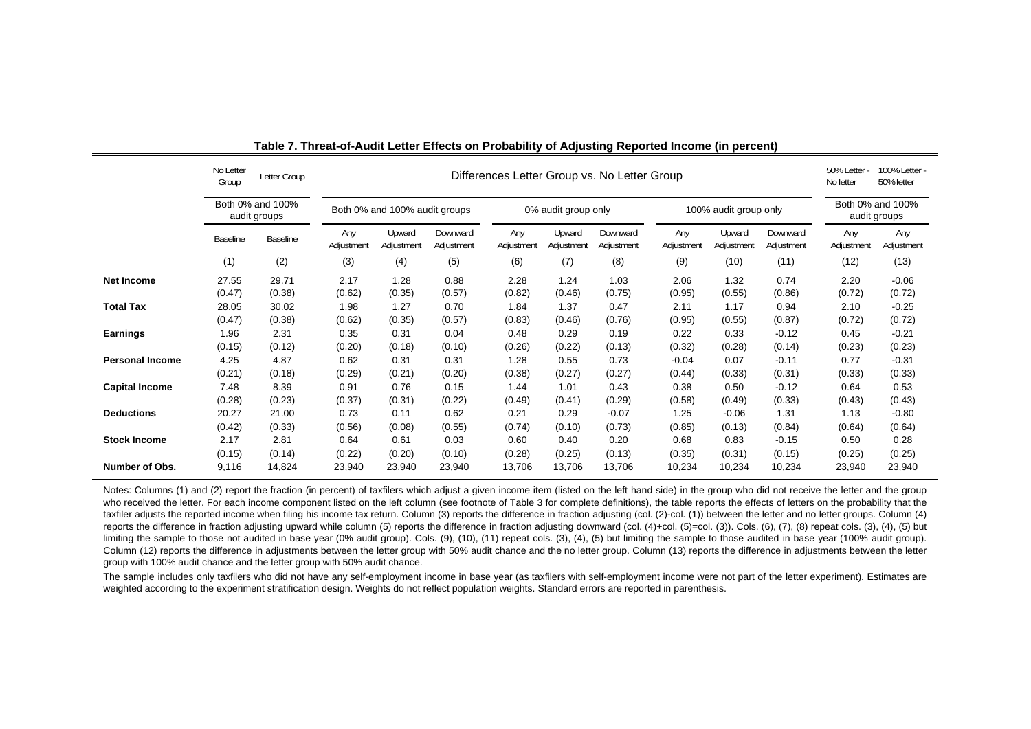**Table 7. Threat-of-Audit Letter Effects on Probability of Adjusting Reported Income (in percent)**

| | No Letter Group | Letter Group | Differences Letter Group vs. No Letter Group | | | | | | | | | 50% Letter - No letter | 100% Letter - 50% letter |
|---|---|---|---|---|---|---|---|---|---|---|---|---|---|
| | Both 0% and 100% audit groups | | Both 0% and 100% audit groups | | | 0% audit group only | | | 100% audit group only | | | Both 0% and 100% audit groups | |
| | Baseline | Baseline | Any Adjustment | Upward Adjustment | Downward Adjustment | Any Adjustment | Upward Adjustment | Downward Adjustment | Any Adjustment | Upward Adjustment | Downward Adjustment | Any Adjustment | Any Adjustment |
| | (1) | (2) | (3) | (4) | (5) | (6) | (7) | (8) | (9) | (10) | (11) | (12) | (13) |
| **Net Income** | 27.55 | 29.71 | 2.17 | 1.28 | 0.88 | 2.28 | 1.24 | 1.03 | 2.06 | 1.32 | 0.74 | 2.20 | -0.06 |
| | (0.47) | (0.38) | (0.62) | (0.35) | (0.57) | (0.82) | (0.46) | (0.75) | (0.95) | (0.55) | (0.86) | (0.72) | (0.72) |
| **Total Tax** | 28.05 | 30.02 | 1.98 | 1.27 | 0.70 | 1.84 | 1.37 | 0.47 | 2.11 | 1.17 | 0.94 | 2.10 | -0.25 |
| | (0.47) | (0.38) | (0.62) | (0.35) | (0.57) | (0.83) | (0.46) | (0.76) | (0.95) | (0.55) | (0.87) | (0.72) | (0.72) |
| **Earnings** | 1.96 | 2.31 | 0.35 | 0.31 | 0.04 | 0.48 | 0.29 | 0.19 | 0.22 | 0.33 | -0.12 | 0.45 | -0.21 |
| | (0.15) | (0.12) | (0.20) | (0.18) | (0.10) | (0.26) | (0.22) | (0.13) | (0.32) | (0.28) | (0.14) | (0.23) | (0.23) |
| **Personal Income** | 4.25 | 4.87 | 0.62 | 0.31 | 0.31 | 1.28 | 0.55 | 0.73 | -0.04 | 0.07 | -0.11 | 0.77 | -0.31 |
| | (0.21) | (0.18) | (0.29) | (0.21) | (0.20) | (0.38) | (0.27) | (0.27) | (0.44) | (0.33) | (0.31) | (0.33) | (0.33) |
| **Capital Income** | 7.48 | 8.39 | 0.91 | 0.76 | 0.15 | 1.44 | 1.01 | 0.43 | 0.38 | 0.50 | -0.12 | 0.64 | 0.53 |
| | (0.28) | (0.23) | (0.37) | (0.31) | (0.22) | (0.49) | (0.41) | (0.29) | (0.58) | (0.49) | (0.33) | (0.43) | (0.43) |
| **Deductions** | 20.27 | 21.00 | 0.73 | 0.11 | 0.62 | 0.21 | 0.29 | -0.07 | 1.25 | -0.06 | 1.31 | 1.13 | -0.80 |
| | (0.42) | (0.33) | (0.56) | (0.08) | (0.55) | (0.74) | (0.10) | (0.73) | (0.85) | (0.13) | (0.84) | (0.64) | (0.64) |
| **Stock Income** | 2.17 | 2.81 | 0.64 | 0.61 | 0.03 | 0.60 | 0.40 | 0.20 | 0.68 | 0.83 | -0.15 | 0.50 | 0.28 |
| | (0.15) | (0.14) | (0.22) | (0.20) | (0.10) | (0.28) | (0.25) | (0.13) | (0.35) | (0.31) | (0.15) | (0.25) | (0.25) |
| **Number of Obs.** | 9,116 | 14,824 | 23,940 | 23,940 | 23,940 | 13,706 | 13,706 | 13,706 | 10,234 | 10,234 | 10,234 | 23,940 | 23,940 |

Notes: Columns (1) and (2) report the fraction (in percent) of taxfilers which adjust a given income item (listed on the left hand side) in the group who did not receive the letter and the group who received the letter. For each income component listed on the left column (see footnote of Table 3 for complete definitions), the table reports the effects of letters on the probability that the taxfiler adjusts the reported income when filing his income tax return. Column (3) reports the difference in fraction adjusting (col. (2)-col. (1)) between the letter and no letter groups. Column (4) reports the difference in fraction adjusting upward while column (5) reports the difference in fraction adjusting downward (col. (4)+col. (5)=col. (3)). Cols. (6), (7), (8) repeat cols. (3), (4), (5) but limiting the sample to those not audited in base year (0% audit group). Cols. (9), (10), (11) repeat cols. (3), (4), (5) but limiting the sample to those audited in base year (100% audit group). Column (12) reports the difference in adjustments between the letter group with 50% audit chance and the no letter group. Column (13) reports the difference in adjustments between the letter group with 100% audit chance and the letter group with 50% audit chance.

The sample includes only taxfilers who did not have any self-employment income in base year (as taxfilers with self-employment income were not part of the letter experiment). Estimates are weighted according to the experiment stratification design. Weights do not reflect population weights. Standard errors are reported in parenthesis.